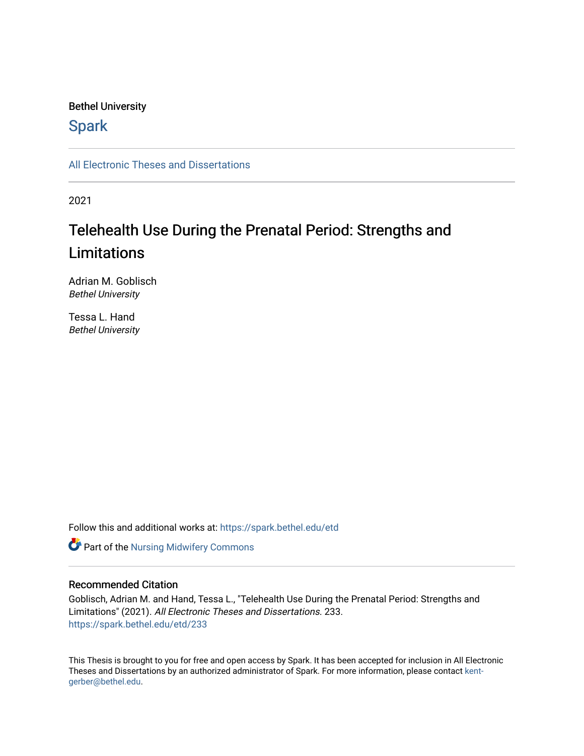Bethel University

Spark

All Electronic Theses and Dissertations

2021

# Telehealth Use During the Prenatal Period: Strengths and Limitations

Adrian M. Goblisch
*Bethel University*

Tessa L. Hand
*Bethel University*

Follow this and additional works at: https://spark.bethel.edu/etd

Part of the Nursing Midwifery Commons

## Recommended Citation

Goblisch, Adrian M. and Hand, Tessa L., "Telehealth Use During the Prenatal Period: Strengths and Limitations" (2021). *All Electronic Theses and Dissertations*. 233.
https://spark.bethel.edu/etd/233

This Thesis is brought to you for free and open access by Spark. It has been accepted for inclusion in All Electronic Theses and Dissertations by an authorized administrator of Spark. For more information, please contact kent-gerber@bethel.edu.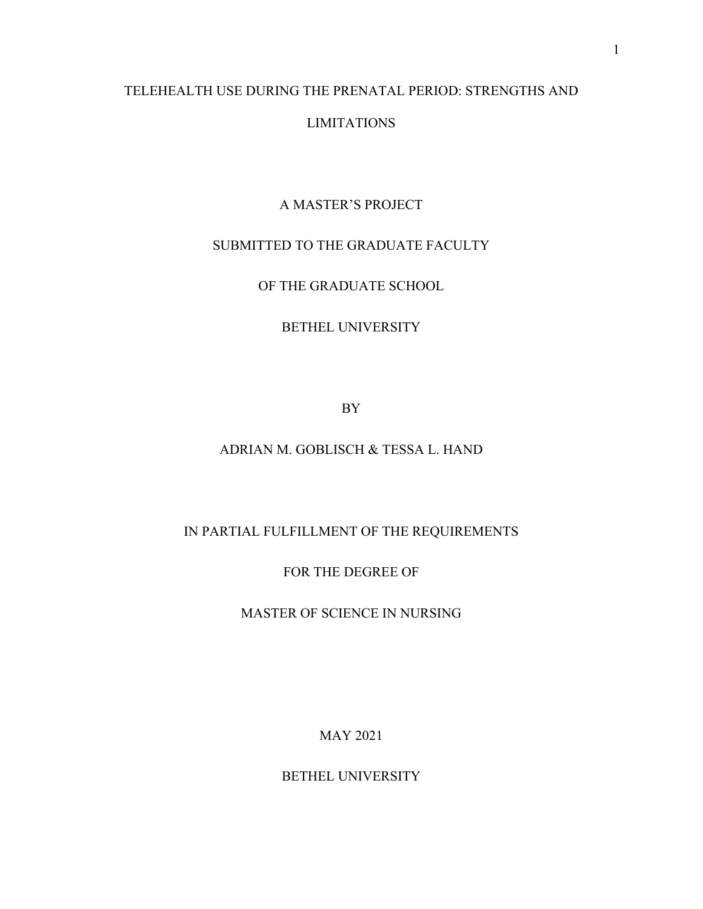# TELEHEALTH USE DURING THE PRENATAL PERIOD: STRENGTHS AND LIMITATIONS

A MASTER'S PROJECT

SUBMITTED TO THE GRADUATE FACULTY

OF THE GRADUATE SCHOOL

BETHEL UNIVERSITY

BY

ADRIAN M. GOBLISCH & TESSA L. HAND

IN PARTIAL FULFILLMENT OF THE REQUIREMENTS

FOR THE DEGREE OF

MASTER OF SCIENCE IN NURSING

MAY 2021

BETHEL UNIVERSITY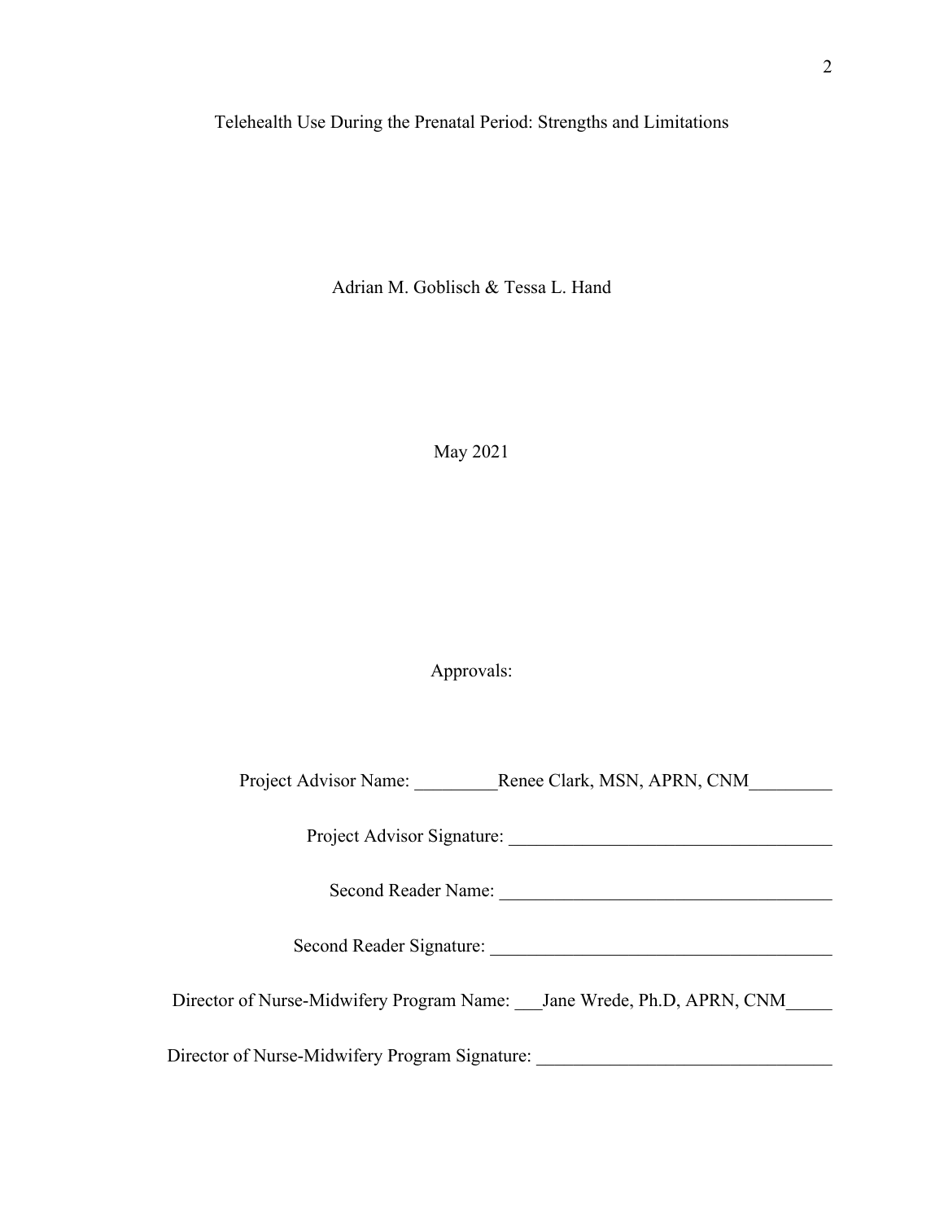Telehealth Use During the Prenatal Period: Strengths and Limitations

Adrian M. Goblisch & Tessa L. Hand

May 2021

Approvals:

Project Advisor Name: _________Renee Clark, MSN, APRN, CNM_________

Project Advisor Signature: ___________________________________

Second Reader Name: ____________________________________

Second Reader Signature: _____________________________________

Director of Nurse-Midwifery Program Name: ___Jane Wrede, Ph.D, APRN, CNM_____

Director of Nurse-Midwifery Program Signature: ________________________________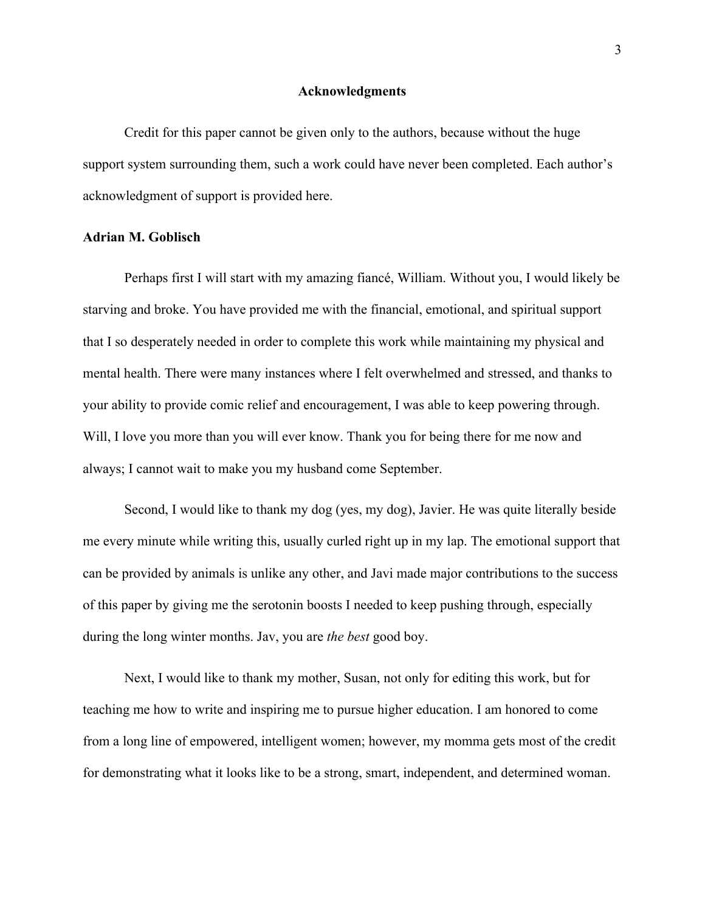## Acknowledgments

Credit for this paper cannot be given only to the authors, because without the huge support system surrounding them, such a work could have never been completed. Each author's acknowledgment of support is provided here.

### Adrian M. Goblisch

Perhaps first I will start with my amazing fiancé, William. Without you, I would likely be starving and broke. You have provided me with the financial, emotional, and spiritual support that I so desperately needed in order to complete this work while maintaining my physical and mental health. There were many instances where I felt overwhelmed and stressed, and thanks to your ability to provide comic relief and encouragement, I was able to keep powering through. Will, I love you more than you will ever know. Thank you for being there for me now and always; I cannot wait to make you my husband come September.

Second, I would like to thank my dog (yes, my dog), Javier. He was quite literally beside me every minute while writing this, usually curled right up in my lap. The emotional support that can be provided by animals is unlike any other, and Javi made major contributions to the success of this paper by giving me the serotonin boosts I needed to keep pushing through, especially during the long winter months. Jav, you are *the best* good boy.

Next, I would like to thank my mother, Susan, not only for editing this work, but for teaching me how to write and inspiring me to pursue higher education. I am honored to come from a long line of empowered, intelligent women; however, my momma gets most of the credit for demonstrating what it looks like to be a strong, smart, independent, and determined woman.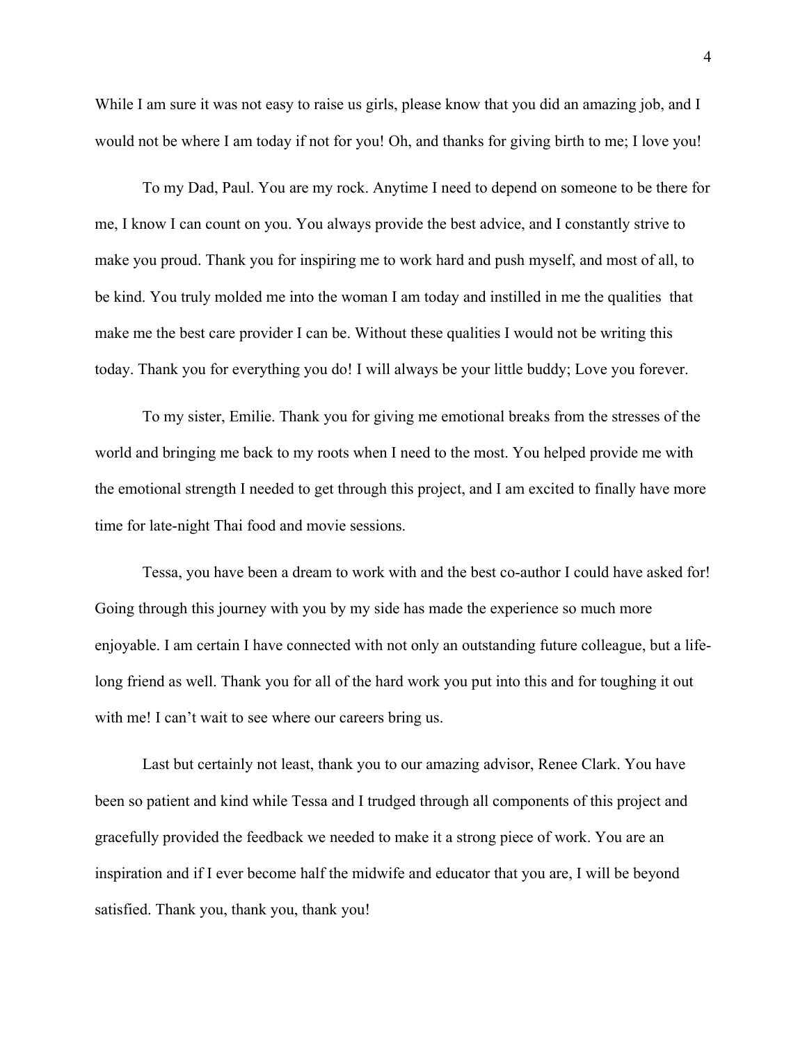While I am sure it was not easy to raise us girls, please know that you did an amazing job, and I would not be where I am today if not for you! Oh, and thanks for giving birth to me; I love you!

To my Dad, Paul. You are my rock. Anytime I need to depend on someone to be there for me, I know I can count on you. You always provide the best advice, and I constantly strive to make you proud. Thank you for inspiring me to work hard and push myself, and most of all, to be kind. You truly molded me into the woman I am today and instilled in me the qualities that make me the best care provider I can be. Without these qualities I would not be writing this today. Thank you for everything you do! I will always be your little buddy; Love you forever.

To my sister, Emilie. Thank you for giving me emotional breaks from the stresses of the world and bringing me back to my roots when I need to the most. You helped provide me with the emotional strength I needed to get through this project, and I am excited to finally have more time for late-night Thai food and movie sessions.

Tessa, you have been a dream to work with and the best co-author I could have asked for! Going through this journey with you by my side has made the experience so much more enjoyable. I am certain I have connected with not only an outstanding future colleague, but a life-long friend as well. Thank you for all of the hard work you put into this and for toughing it out with me! I can't wait to see where our careers bring us.

Last but certainly not least, thank you to our amazing advisor, Renee Clark. You have been so patient and kind while Tessa and I trudged through all components of this project and gracefully provided the feedback we needed to make it a strong piece of work. You are an inspiration and if I ever become half the midwife and educator that you are, I will be beyond satisfied. Thank you, thank you, thank you!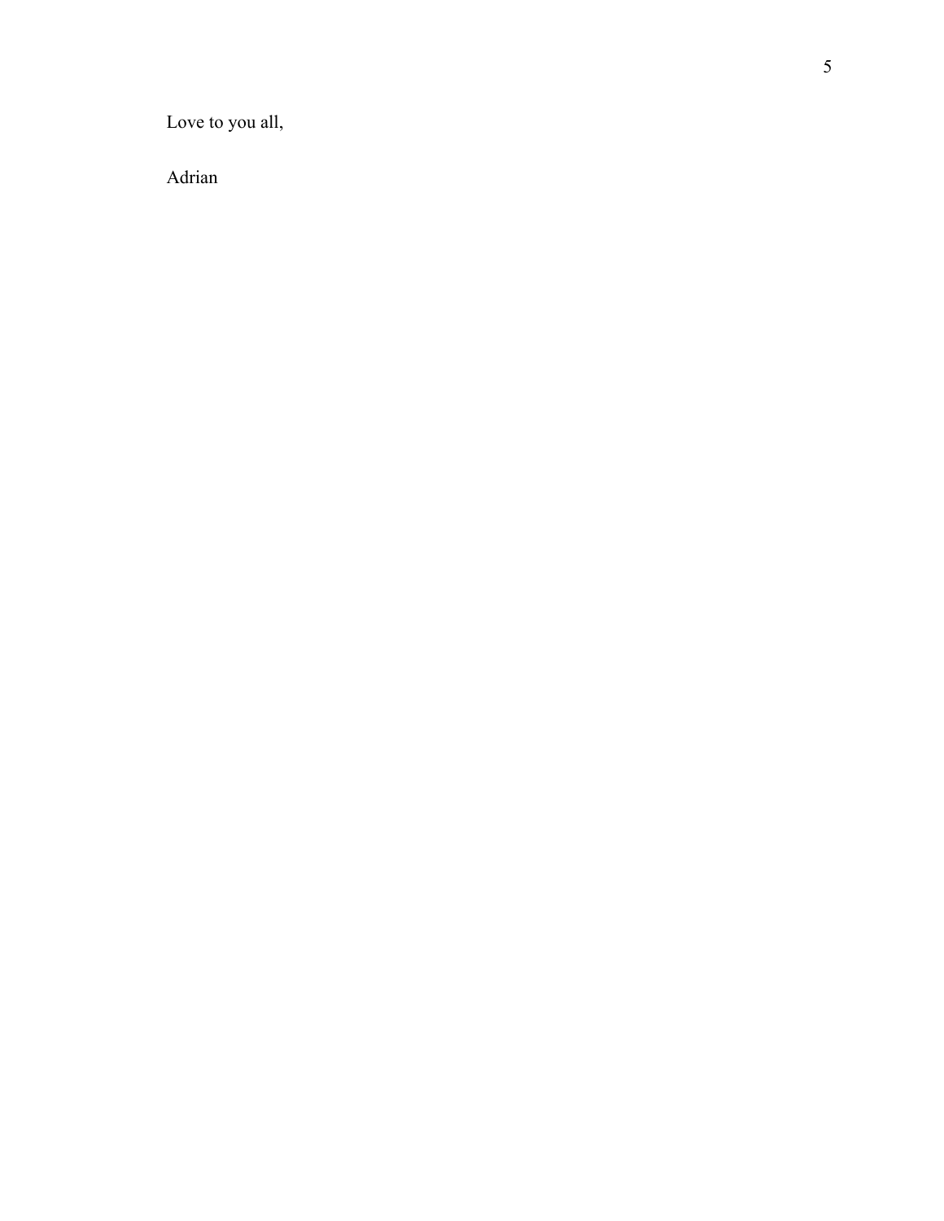Love to you all,

Adrian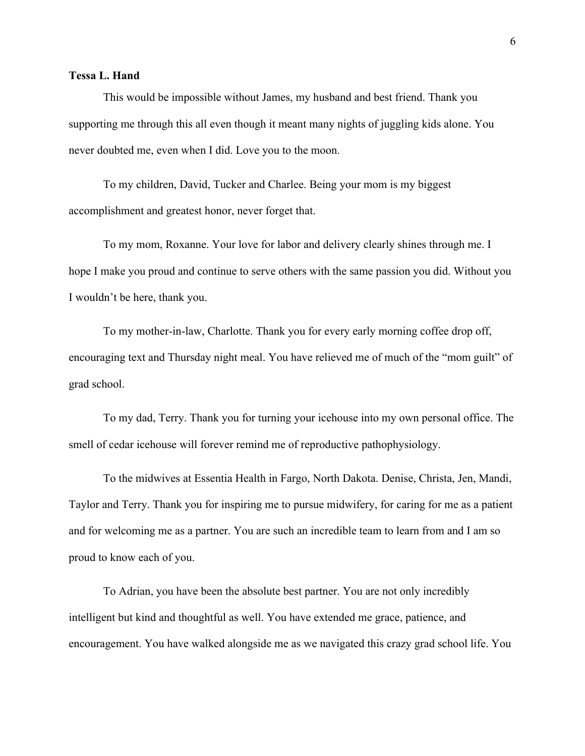**Tessa L. Hand**

This would be impossible without James, my husband and best friend. Thank you supporting me through this all even though it meant many nights of juggling kids alone. You never doubted me, even when I did. Love you to the moon.

To my children, David, Tucker and Charlee. Being your mom is my biggest accomplishment and greatest honor, never forget that.

To my mom, Roxanne. Your love for labor and delivery clearly shines through me. I hope I make you proud and continue to serve others with the same passion you did. Without you I wouldn't be here, thank you.

To my mother-in-law, Charlotte. Thank you for every early morning coffee drop off, encouraging text and Thursday night meal. You have relieved me of much of the "mom guilt" of grad school.

To my dad, Terry. Thank you for turning your icehouse into my own personal office. The smell of cedar icehouse will forever remind me of reproductive pathophysiology.

To the midwives at Essentia Health in Fargo, North Dakota. Denise, Christa, Jen, Mandi, Taylor and Terry. Thank you for inspiring me to pursue midwifery, for caring for me as a patient and for welcoming me as a partner. You are such an incredible team to learn from and I am so proud to know each of you.

To Adrian, you have been the absolute best partner. You are not only incredibly intelligent but kind and thoughtful as well. You have extended me grace, patience, and encouragement. You have walked alongside me as we navigated this crazy grad school life. You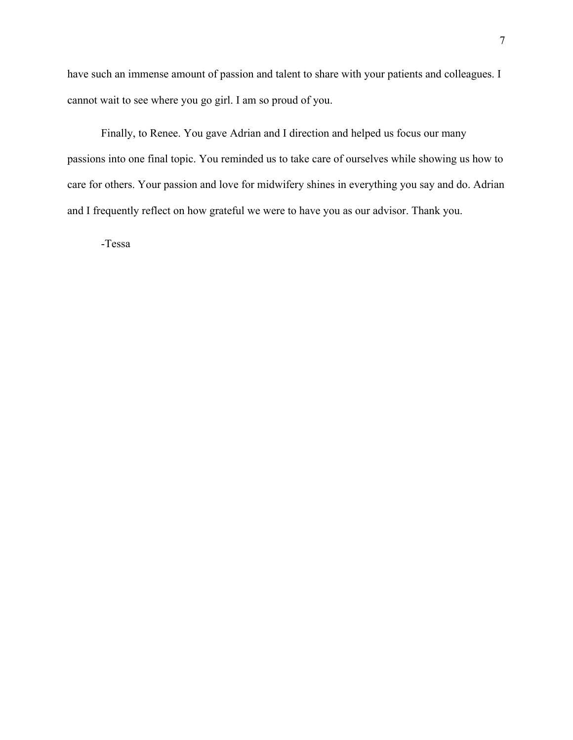have such an immense amount of passion and talent to share with your patients and colleagues. I cannot wait to see where you go girl. I am so proud of you.

Finally, to Renee. You gave Adrian and I direction and helped us focus our many passions into one final topic. You reminded us to take care of ourselves while showing us how to care for others. Your passion and love for midwifery shines in everything you say and do. Adrian and I frequently reflect on how grateful we were to have you as our advisor. Thank you.

-Tessa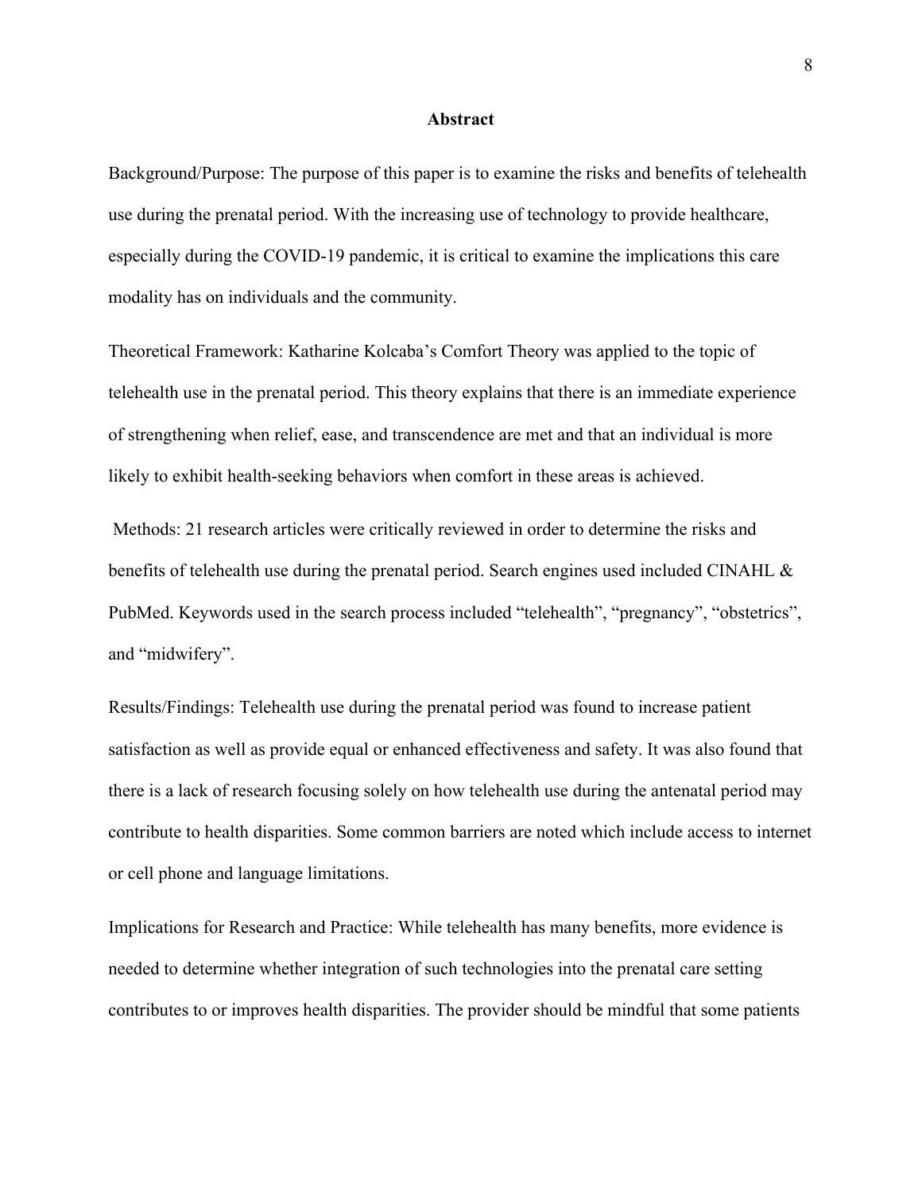## Abstract

Background/Purpose: The purpose of this paper is to examine the risks and benefits of telehealth use during the prenatal period. With the increasing use of technology to provide healthcare, especially during the COVID-19 pandemic, it is critical to examine the implications this care modality has on individuals and the community.

Theoretical Framework: Katharine Kolcaba's Comfort Theory was applied to the topic of telehealth use in the prenatal period. This theory explains that there is an immediate experience of strengthening when relief, ease, and transcendence are met and that an individual is more likely to exhibit health-seeking behaviors when comfort in these areas is achieved.

Methods: 21 research articles were critically reviewed in order to determine the risks and benefits of telehealth use during the prenatal period. Search engines used included CINAHL & PubMed. Keywords used in the search process included "telehealth", "pregnancy", "obstetrics", and "midwifery".

Results/Findings: Telehealth use during the prenatal period was found to increase patient satisfaction as well as provide equal or enhanced effectiveness and safety. It was also found that there is a lack of research focusing solely on how telehealth use during the antenatal period may contribute to health disparities. Some common barriers are noted which include access to internet or cell phone and language limitations.

Implications for Research and Practice: While telehealth has many benefits, more evidence is needed to determine whether integration of such technologies into the prenatal care setting contributes to or improves health disparities. The provider should be mindful that some patients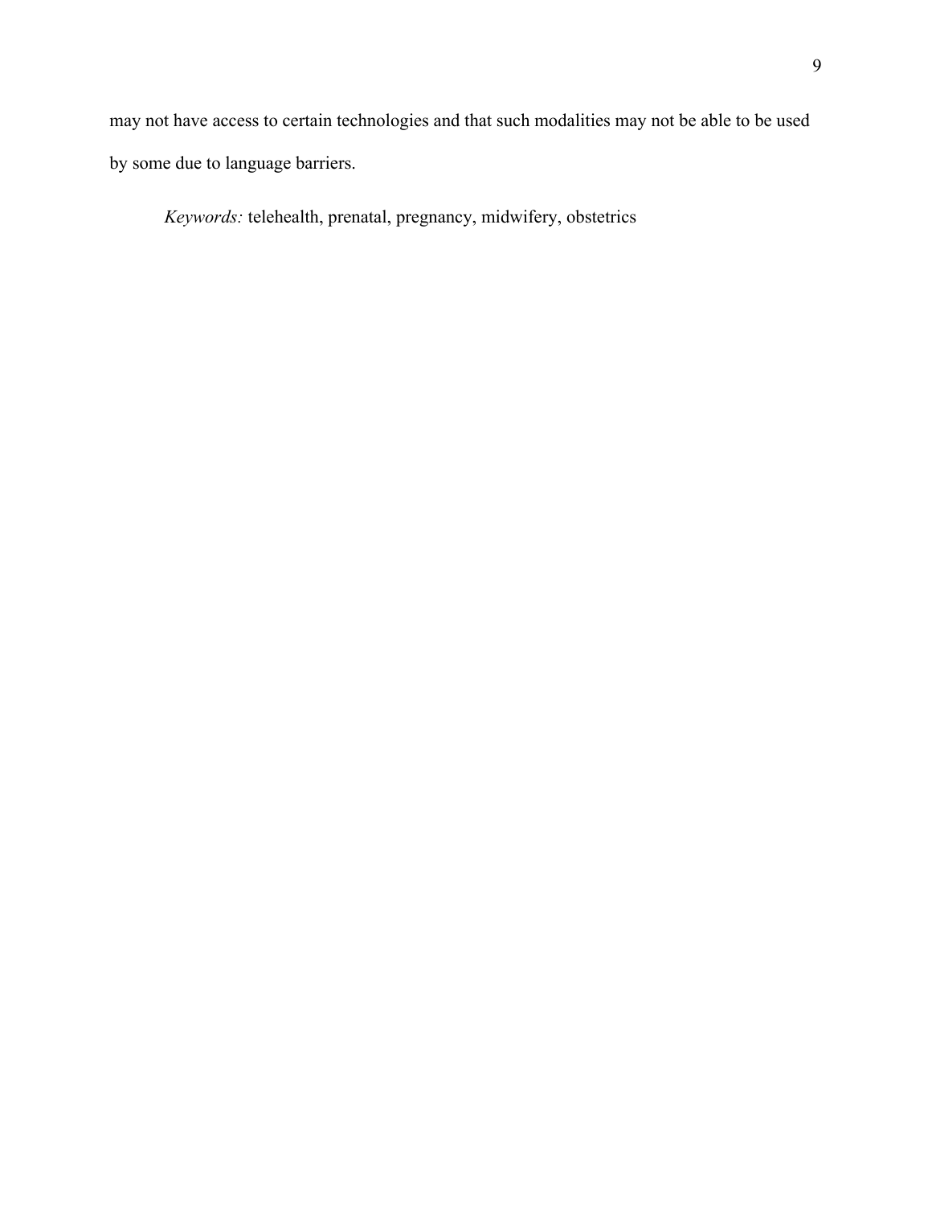may not have access to certain technologies and that such modalities may not be able to be used by some due to language barriers.

*Keywords:* telehealth, prenatal, pregnancy, midwifery, obstetrics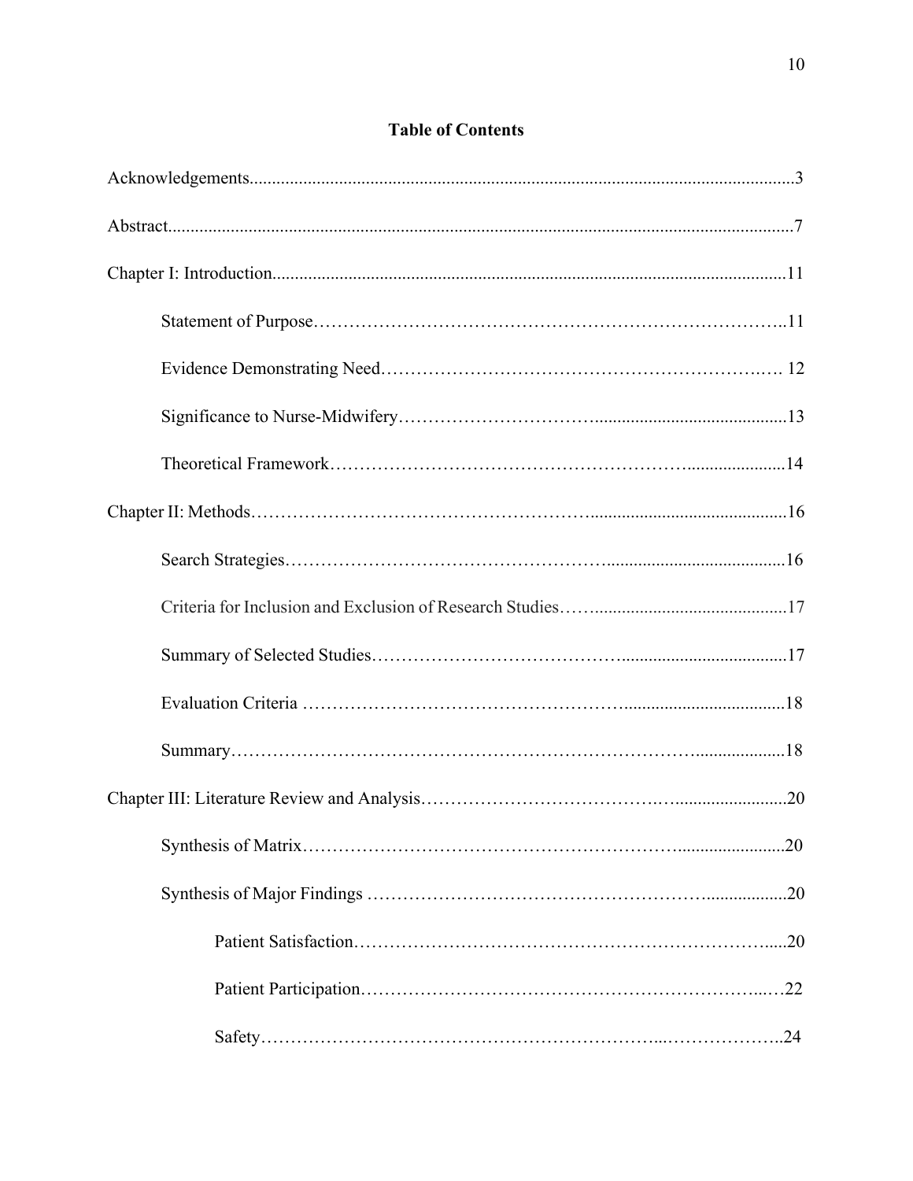## Table of Contents

Acknowledgements........................................................................................................................3

Abstract..........................................................................................................................................7

Chapter I: Introduction................................................................................................................11

Statement of Purpose…………………………………………………………………..11

Evidence Demonstrating Need……………………………………………………….… 12

Significance to Nurse-Midwifery…………………………..........................................13

Theoretical Framework…………………………………………………......................14

Chapter II: Methods……………………………………………….........................................16

Search Strategies…………………………………………….......................................16

Criteria for Inclusion and Exclusion of Research Studies……..........................................17

Summary of Selected Studies…………………………………....................................17

Evaluation Criteria …………………………………………….....................................18

Summary……………………………………………………………………....................18

Chapter III: Literature Review and Analysis……………………………….….......................20

Synthesis of Matrix…………………………………………………….......................20

Synthesis of Major Findings ……………………………………………….................20

Patient Satisfaction………………………………………………………………......20

Patient Participation……………………………………………………………...…22

Safety…………………………………………………………...………………..24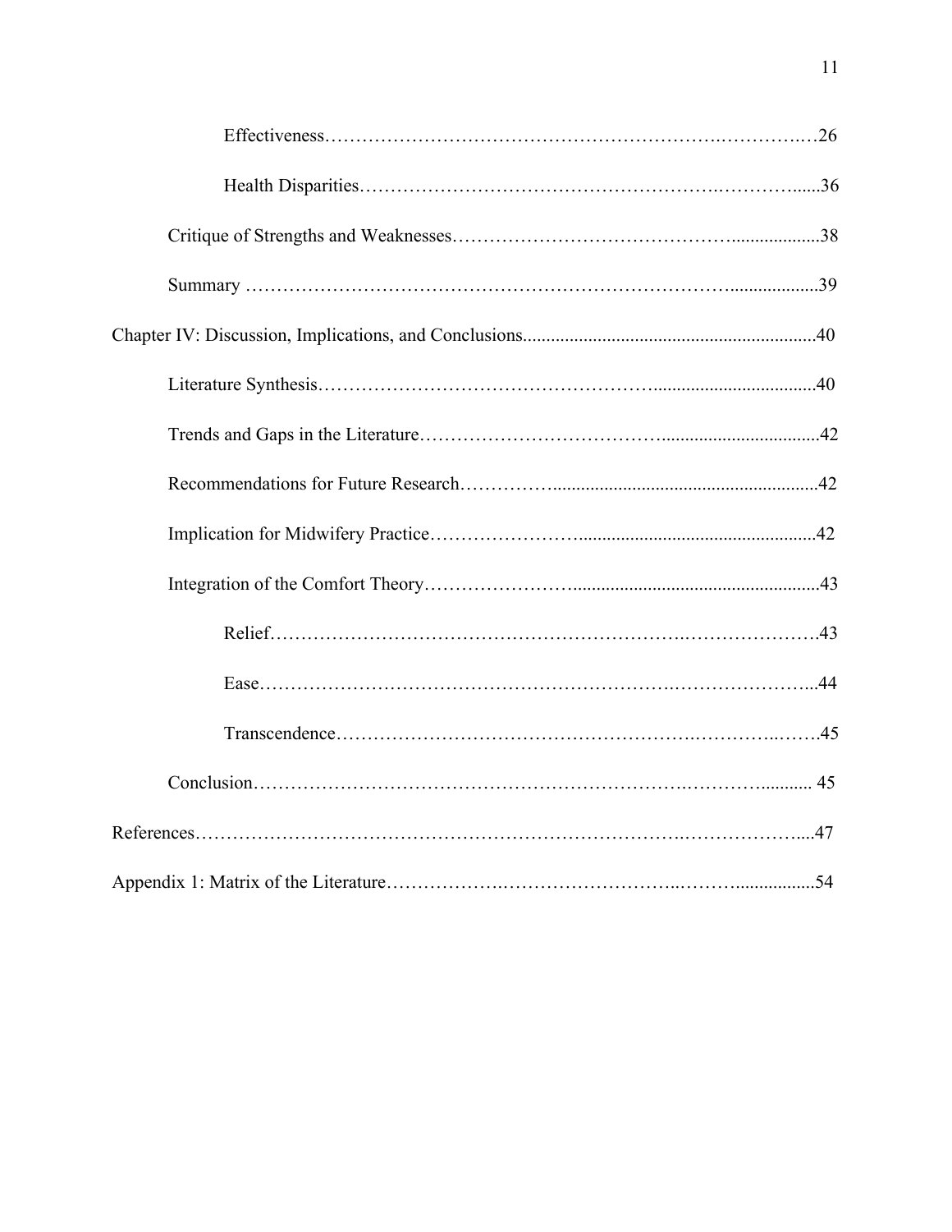Effectiveness……………………………………………………………………………26

Health Disparities………………………………………………………………………36

Critique of Strengths and Weaknesses……………………………………………………38

Summary ……………………………………………………………………………………39

Chapter IV: Discussion, Implications, and Conclusions……………………………………40

Literature Synthesis…………………………………………………………………………40

Trends and Gaps in the Literature……………………………………………………………42

Recommendations for Future Research………………………………………………………42

Implication for Midwifery Practice……………………………………………………………42

Integration of the Comfort Theory……………………………………………………………43

Relief………………………………………………………………………………………43

Ease…………………………………………………………………………………………44

Transcendence………………………………………………………………………………45

Conclusion……………………………………………………………………………………45

References………………………………………………………………………………………47

Appendix 1: Matrix of the Literature…………………………………………………………54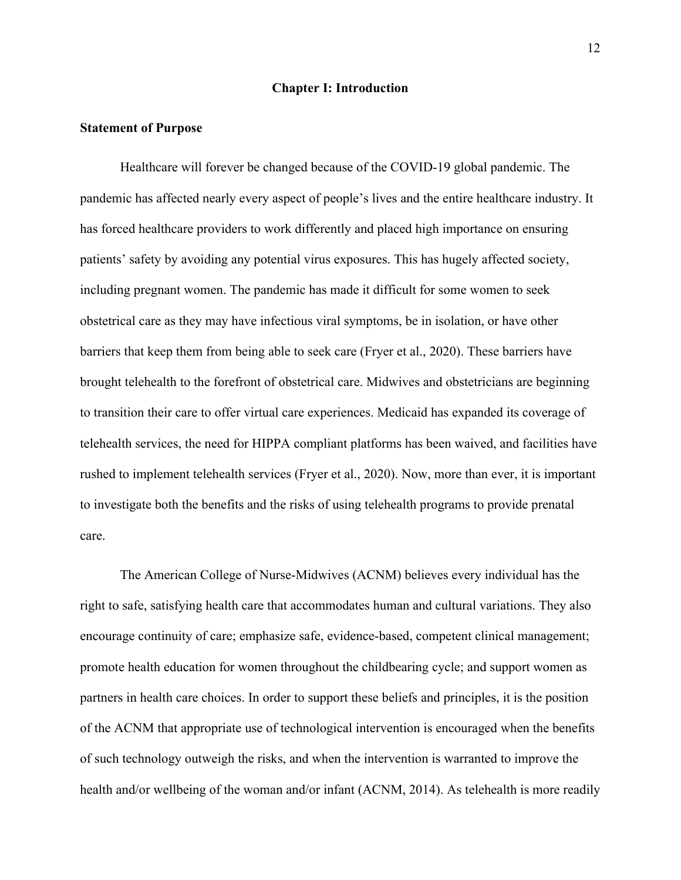# Chapter I: Introduction

## Statement of Purpose

Healthcare will forever be changed because of the COVID-19 global pandemic. The pandemic has affected nearly every aspect of people's lives and the entire healthcare industry. It has forced healthcare providers to work differently and placed high importance on ensuring patients' safety by avoiding any potential virus exposures. This has hugely affected society, including pregnant women. The pandemic has made it difficult for some women to seek obstetrical care as they may have infectious viral symptoms, be in isolation, or have other barriers that keep them from being able to seek care (Fryer et al., 2020). These barriers have brought telehealth to the forefront of obstetrical care. Midwives and obstetricians are beginning to transition their care to offer virtual care experiences. Medicaid has expanded its coverage of telehealth services, the need for HIPPA compliant platforms has been waived, and facilities have rushed to implement telehealth services (Fryer et al., 2020). Now, more than ever, it is important to investigate both the benefits and the risks of using telehealth programs to provide prenatal care.

The American College of Nurse-Midwives (ACNM) believes every individual has the right to safe, satisfying health care that accommodates human and cultural variations. They also encourage continuity of care; emphasize safe, evidence-based, competent clinical management; promote health education for women throughout the childbearing cycle; and support women as partners in health care choices. In order to support these beliefs and principles, it is the position of the ACNM that appropriate use of technological intervention is encouraged when the benefits of such technology outweigh the risks, and when the intervention is warranted to improve the health and/or wellbeing of the woman and/or infant (ACNM, 2014). As telehealth is more readily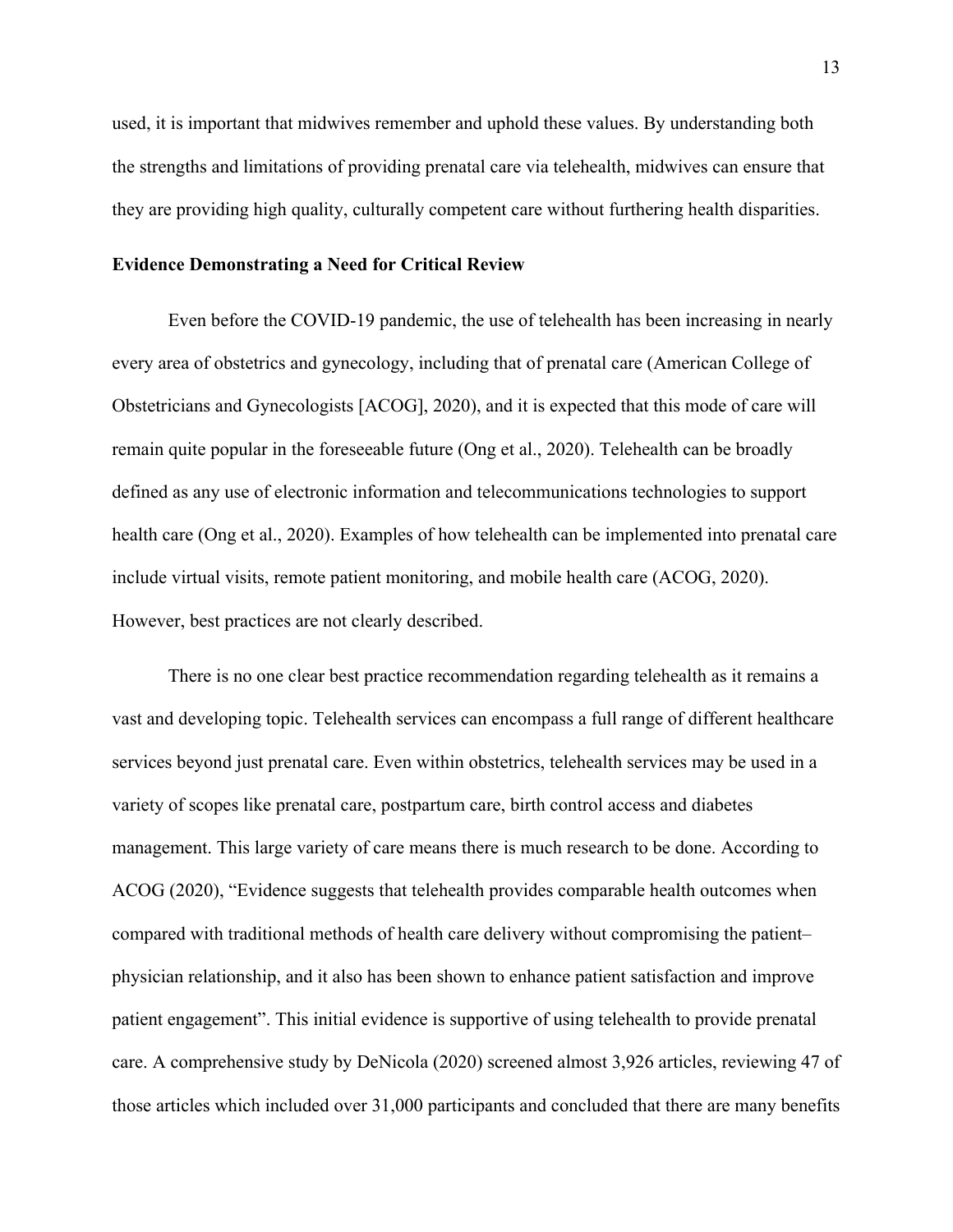used, it is important that midwives remember and uphold these values. By understanding both the strengths and limitations of providing prenatal care via telehealth, midwives can ensure that they are providing high quality, culturally competent care without furthering health disparities.

**Evidence Demonstrating a Need for Critical Review**

Even before the COVID-19 pandemic, the use of telehealth has been increasing in nearly every area of obstetrics and gynecology, including that of prenatal care (American College of Obstetricians and Gynecologists [ACOG], 2020), and it is expected that this mode of care will remain quite popular in the foreseeable future (Ong et al., 2020). Telehealth can be broadly defined as any use of electronic information and telecommunications technologies to support health care (Ong et al., 2020). Examples of how telehealth can be implemented into prenatal care include virtual visits, remote patient monitoring, and mobile health care (ACOG, 2020). However, best practices are not clearly described.

There is no one clear best practice recommendation regarding telehealth as it remains a vast and developing topic. Telehealth services can encompass a full range of different healthcare services beyond just prenatal care. Even within obstetrics, telehealth services may be used in a variety of scopes like prenatal care, postpartum care, birth control access and diabetes management. This large variety of care means there is much research to be done. According to ACOG (2020), "Evidence suggests that telehealth provides comparable health outcomes when compared with traditional methods of health care delivery without compromising the patient–physician relationship, and it also has been shown to enhance patient satisfaction and improve patient engagement". This initial evidence is supportive of using telehealth to provide prenatal care. A comprehensive study by DeNicola (2020) screened almost 3,926 articles, reviewing 47 of those articles which included over 31,000 participants and concluded that there are many benefits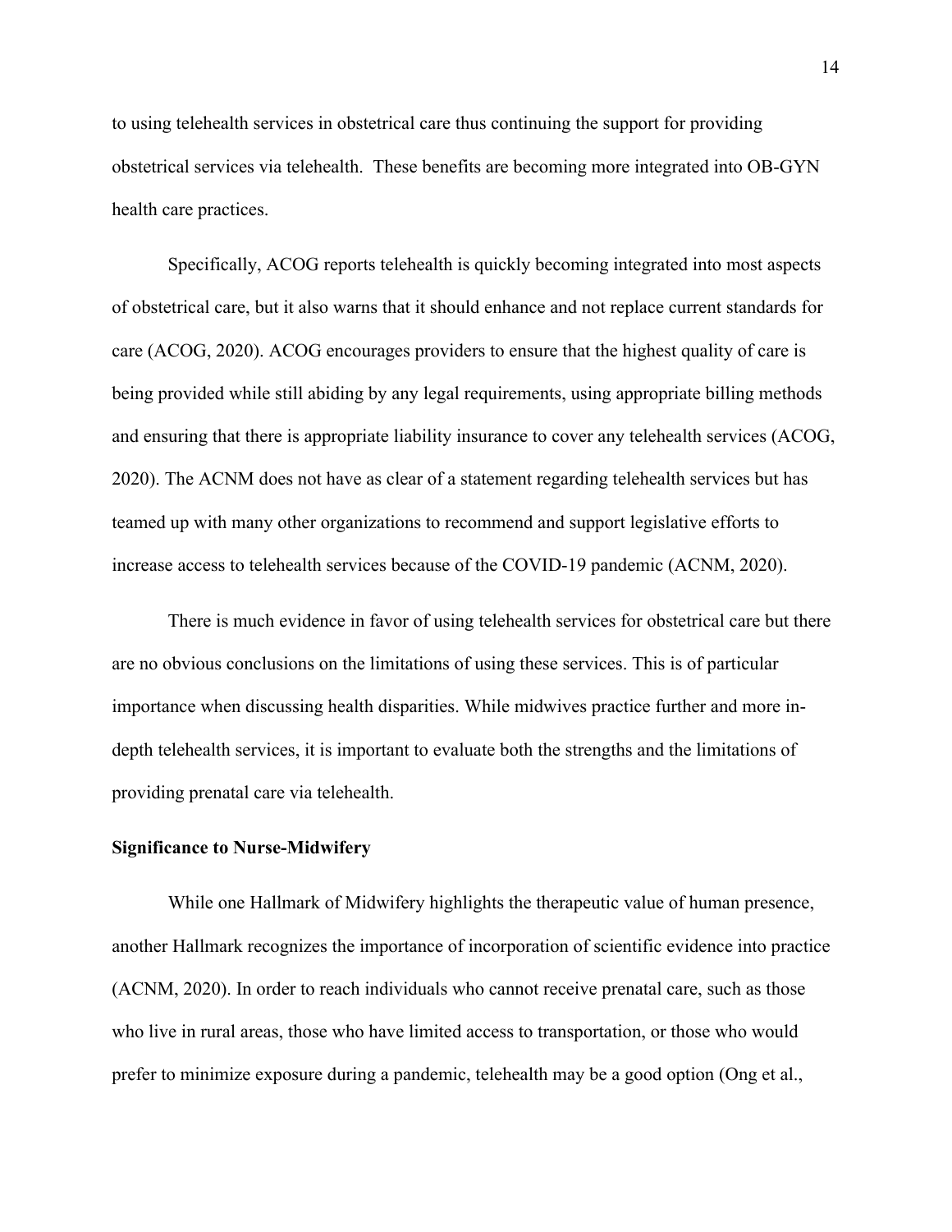to using telehealth services in obstetrical care thus continuing the support for providing obstetrical services via telehealth.  These benefits are becoming more integrated into OB-GYN health care practices.

Specifically, ACOG reports telehealth is quickly becoming integrated into most aspects of obstetrical care, but it also warns that it should enhance and not replace current standards for care (ACOG, 2020). ACOG encourages providers to ensure that the highest quality of care is being provided while still abiding by any legal requirements, using appropriate billing methods and ensuring that there is appropriate liability insurance to cover any telehealth services (ACOG, 2020). The ACNM does not have as clear of a statement regarding telehealth services but has teamed up with many other organizations to recommend and support legislative efforts to increase access to telehealth services because of the COVID-19 pandemic (ACNM, 2020).

There is much evidence in favor of using telehealth services for obstetrical care but there are no obvious conclusions on the limitations of using these services. This is of particular importance when discussing health disparities. While midwives practice further and more in-depth telehealth services, it is important to evaluate both the strengths and the limitations of providing prenatal care via telehealth.

## Significance to Nurse-Midwifery

While one Hallmark of Midwifery highlights the therapeutic value of human presence, another Hallmark recognizes the importance of incorporation of scientific evidence into practice (ACNM, 2020). In order to reach individuals who cannot receive prenatal care, such as those who live in rural areas, those who have limited access to transportation, or those who would prefer to minimize exposure during a pandemic, telehealth may be a good option (Ong et al.,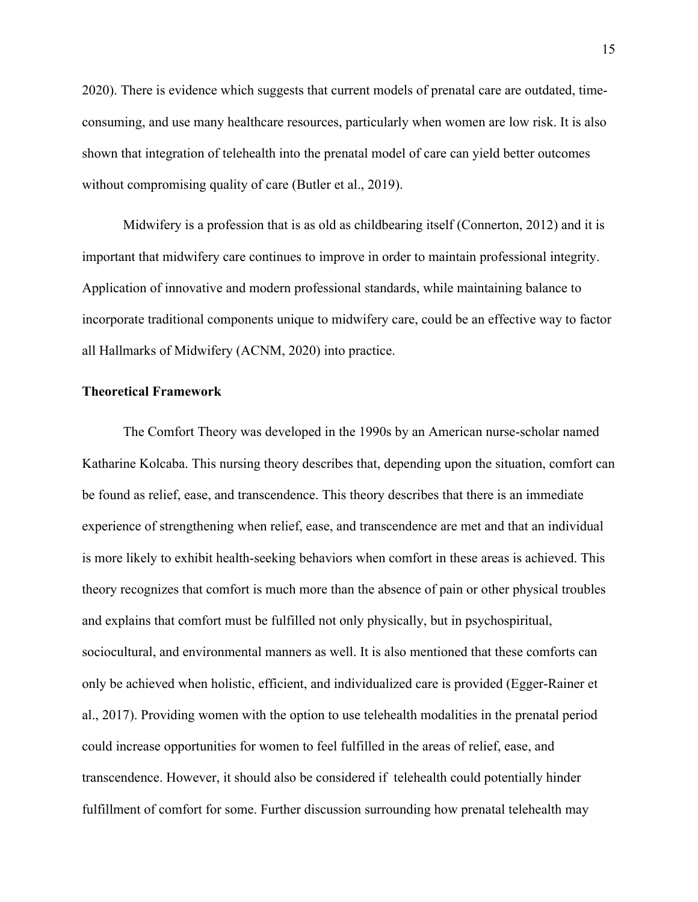2020). There is evidence which suggests that current models of prenatal care are outdated, time-consuming, and use many healthcare resources, particularly when women are low risk. It is also shown that integration of telehealth into the prenatal model of care can yield better outcomes without compromising quality of care (Butler et al., 2019).

Midwifery is a profession that is as old as childbearing itself (Connerton, 2012) and it is important that midwifery care continues to improve in order to maintain professional integrity. Application of innovative and modern professional standards, while maintaining balance to incorporate traditional components unique to midwifery care, could be an effective way to factor all Hallmarks of Midwifery (ACNM, 2020) into practice.

### Theoretical Framework

The Comfort Theory was developed in the 1990s by an American nurse-scholar named Katharine Kolcaba. This nursing theory describes that, depending upon the situation, comfort can be found as relief, ease, and transcendence. This theory describes that there is an immediate experience of strengthening when relief, ease, and transcendence are met and that an individual is more likely to exhibit health-seeking behaviors when comfort in these areas is achieved. This theory recognizes that comfort is much more than the absence of pain or other physical troubles and explains that comfort must be fulfilled not only physically, but in psychospiritual, sociocultural, and environmental manners as well. It is also mentioned that these comforts can only be achieved when holistic, efficient, and individualized care is provided (Egger-Rainer et al., 2017). Providing women with the option to use telehealth modalities in the prenatal period could increase opportunities for women to feel fulfilled in the areas of relief, ease, and transcendence. However, it should also be considered if telehealth could potentially hinder fulfillment of comfort for some. Further discussion surrounding how prenatal telehealth may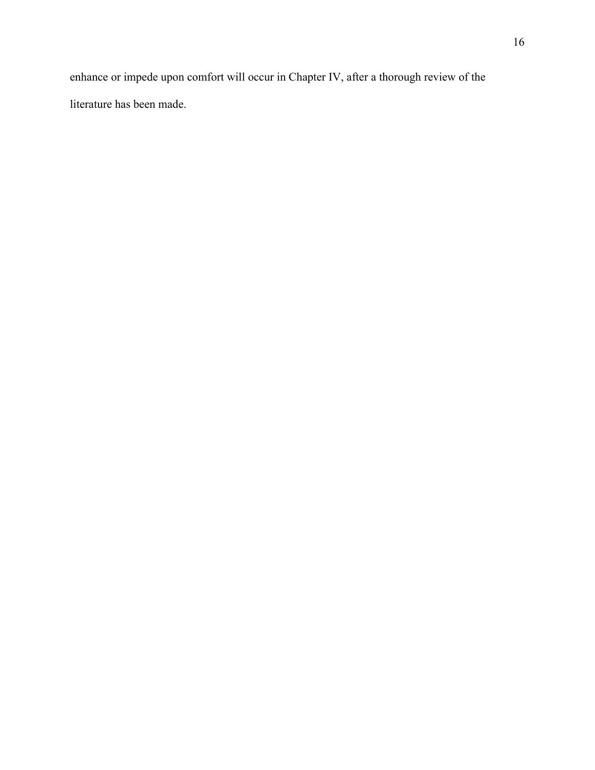enhance or impede upon comfort will occur in Chapter IV, after a thorough review of the literature has been made.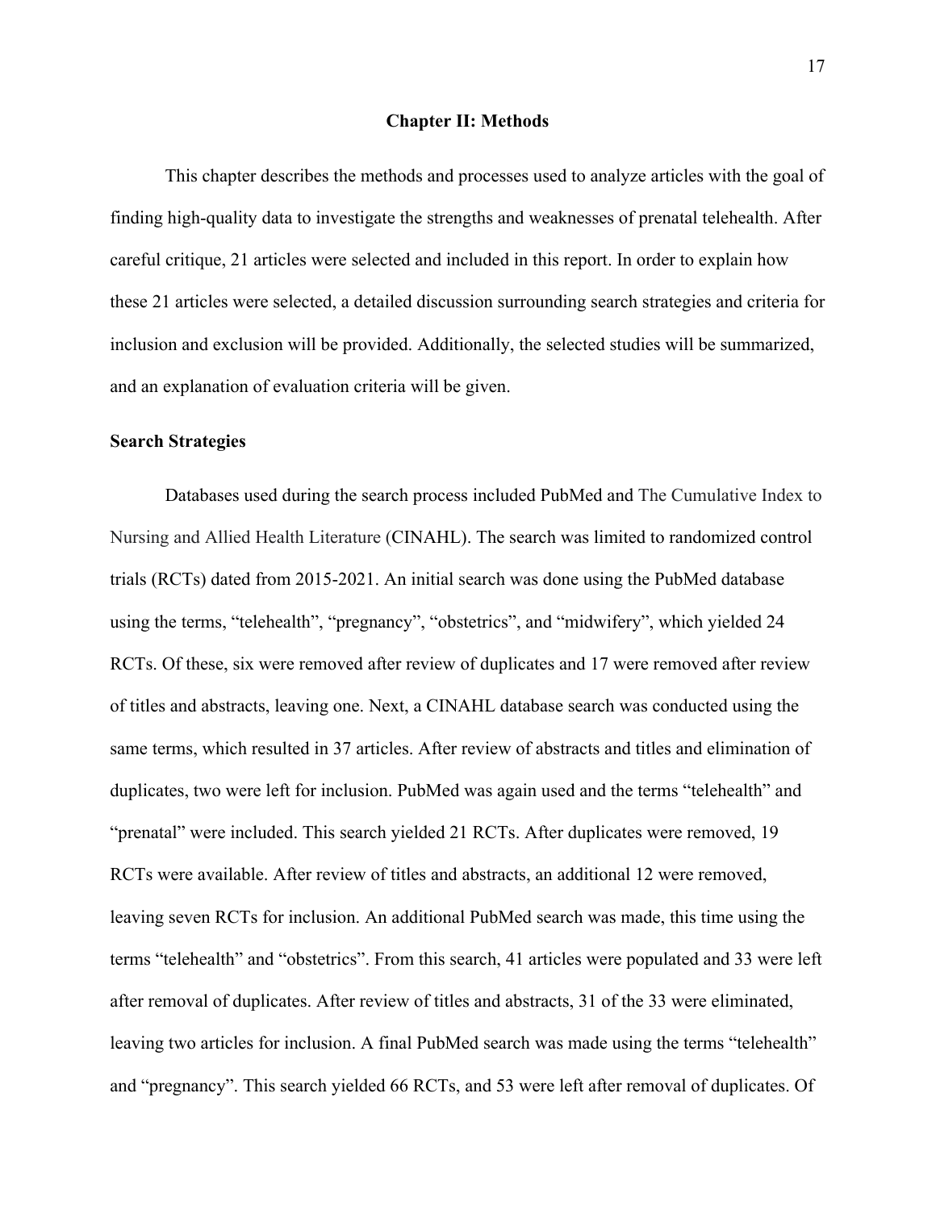## Chapter II: Methods

This chapter describes the methods and processes used to analyze articles with the goal of finding high-quality data to investigate the strengths and weaknesses of prenatal telehealth. After careful critique, 21 articles were selected and included in this report. In order to explain how these 21 articles were selected, a detailed discussion surrounding search strategies and criteria for inclusion and exclusion will be provided. Additionally, the selected studies will be summarized, and an explanation of evaluation criteria will be given.

### Search Strategies

Databases used during the search process included PubMed and The Cumulative Index to Nursing and Allied Health Literature (CINAHL). The search was limited to randomized control trials (RCTs) dated from 2015-2021. An initial search was done using the PubMed database using the terms, "telehealth", "pregnancy", "obstetrics", and "midwifery", which yielded 24 RCTs. Of these, six were removed after review of duplicates and 17 were removed after review of titles and abstracts, leaving one. Next, a CINAHL database search was conducted using the same terms, which resulted in 37 articles. After review of abstracts and titles and elimination of duplicates, two were left for inclusion. PubMed was again used and the terms "telehealth" and "prenatal" were included. This search yielded 21 RCTs. After duplicates were removed, 19 RCTs were available. After review of titles and abstracts, an additional 12 were removed, leaving seven RCTs for inclusion. An additional PubMed search was made, this time using the terms "telehealth" and "obstetrics". From this search, 41 articles were populated and 33 were left after removal of duplicates. After review of titles and abstracts, 31 of the 33 were eliminated, leaving two articles for inclusion. A final PubMed search was made using the terms "telehealth" and "pregnancy". This search yielded 66 RCTs, and 53 were left after removal of duplicates. Of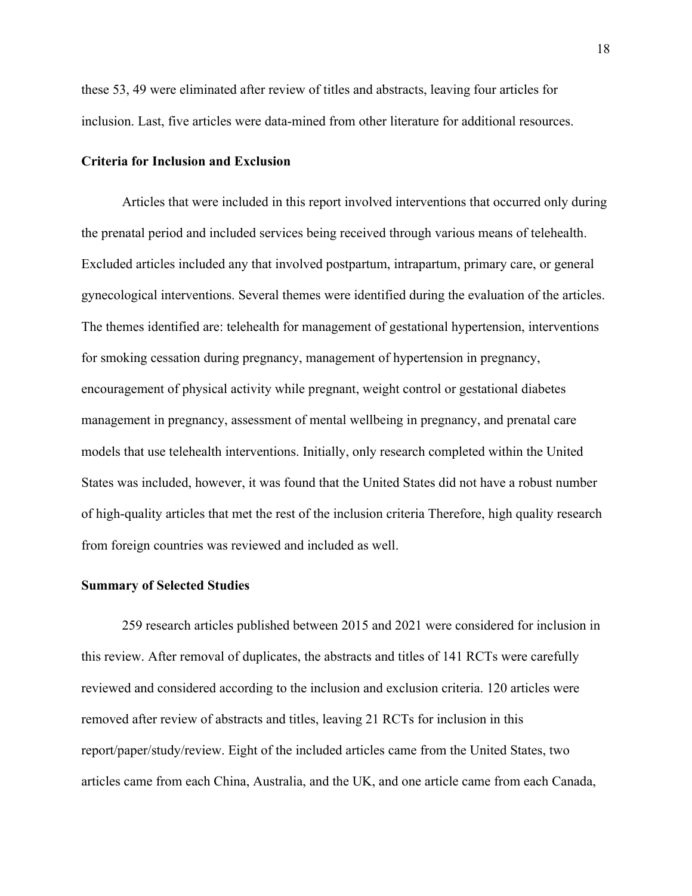these 53, 49 were eliminated after review of titles and abstracts, leaving four articles for inclusion. Last, five articles were data-mined from other literature for additional resources.

**Criteria for Inclusion and Exclusion**

Articles that were included in this report involved interventions that occurred only during the prenatal period and included services being received through various means of telehealth. Excluded articles included any that involved postpartum, intrapartum, primary care, or general gynecological interventions. Several themes were identified during the evaluation of the articles. The themes identified are: telehealth for management of gestational hypertension, interventions for smoking cessation during pregnancy, management of hypertension in pregnancy, encouragement of physical activity while pregnant, weight control or gestational diabetes management in pregnancy, assessment of mental wellbeing in pregnancy, and prenatal care models that use telehealth interventions. Initially, only research completed within the United States was included, however, it was found that the United States did not have a robust number of high-quality articles that met the rest of the inclusion criteria Therefore, high quality research from foreign countries was reviewed and included as well.

**Summary of Selected Studies**

259 research articles published between 2015 and 2021 were considered for inclusion in this review. After removal of duplicates, the abstracts and titles of 141 RCTs were carefully reviewed and considered according to the inclusion and exclusion criteria. 120 articles were removed after review of abstracts and titles, leaving 21 RCTs for inclusion in this report/paper/study/review. Eight of the included articles came from the United States, two articles came from each China, Australia, and the UK, and one article came from each Canada,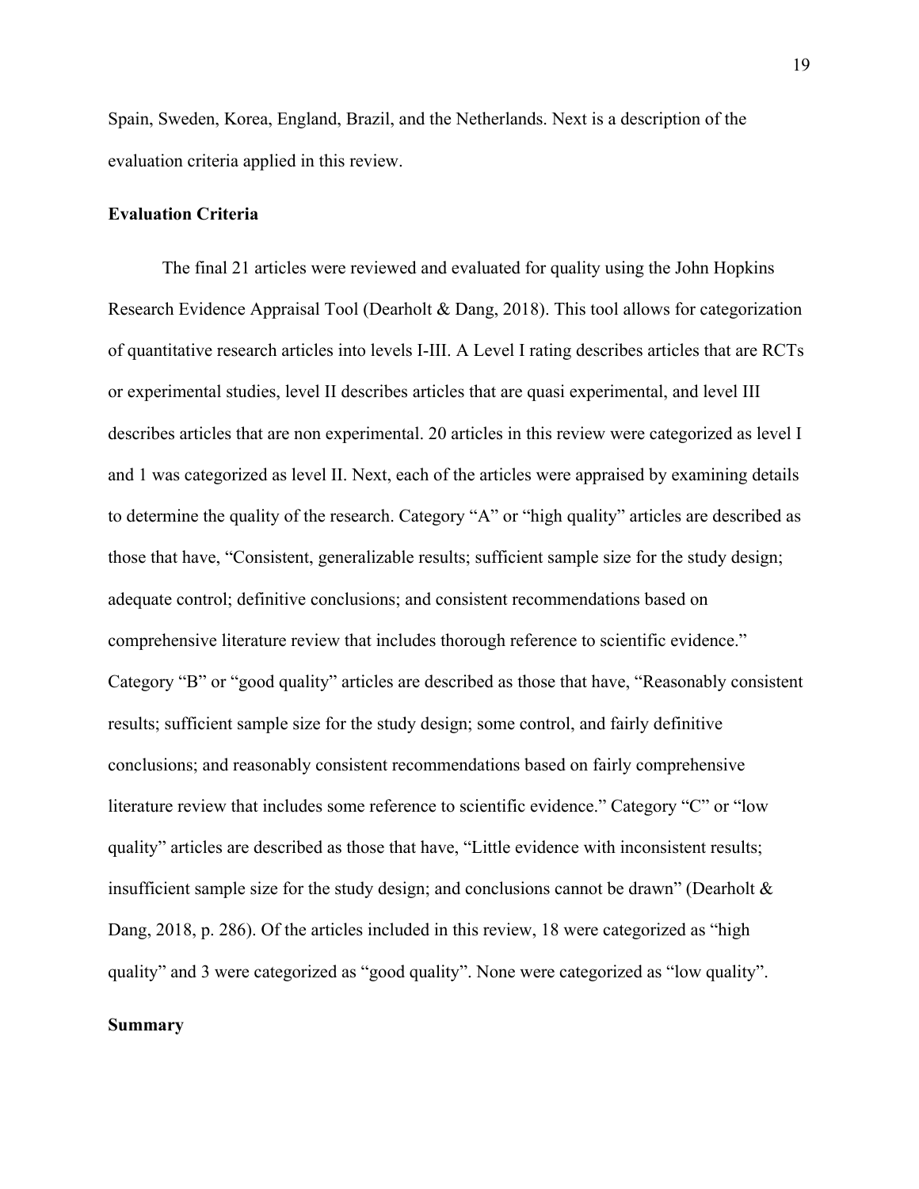Spain, Sweden, Korea, England, Brazil, and the Netherlands. Next is a description of the evaluation criteria applied in this review.

**Evaluation Criteria**

The final 21 articles were reviewed and evaluated for quality using the John Hopkins Research Evidence Appraisal Tool (Dearholt & Dang, 2018). This tool allows for categorization of quantitative research articles into levels I-III. A Level I rating describes articles that are RCTs or experimental studies, level II describes articles that are quasi experimental, and level III describes articles that are non experimental. 20 articles in this review were categorized as level I and 1 was categorized as level II. Next, each of the articles were appraised by examining details to determine the quality of the research. Category "A" or "high quality" articles are described as those that have, "Consistent, generalizable results; sufficient sample size for the study design; adequate control; definitive conclusions; and consistent recommendations based on comprehensive literature review that includes thorough reference to scientific evidence." Category "B" or "good quality" articles are described as those that have, "Reasonably consistent results; sufficient sample size for the study design; some control, and fairly definitive conclusions; and reasonably consistent recommendations based on fairly comprehensive literature review that includes some reference to scientific evidence." Category "C" or "low quality" articles are described as those that have, "Little evidence with inconsistent results; insufficient sample size for the study design; and conclusions cannot be drawn" (Dearholt & Dang, 2018, p. 286). Of the articles included in this review, 18 were categorized as "high quality" and 3 were categorized as "good quality". None were categorized as "low quality".

**Summary**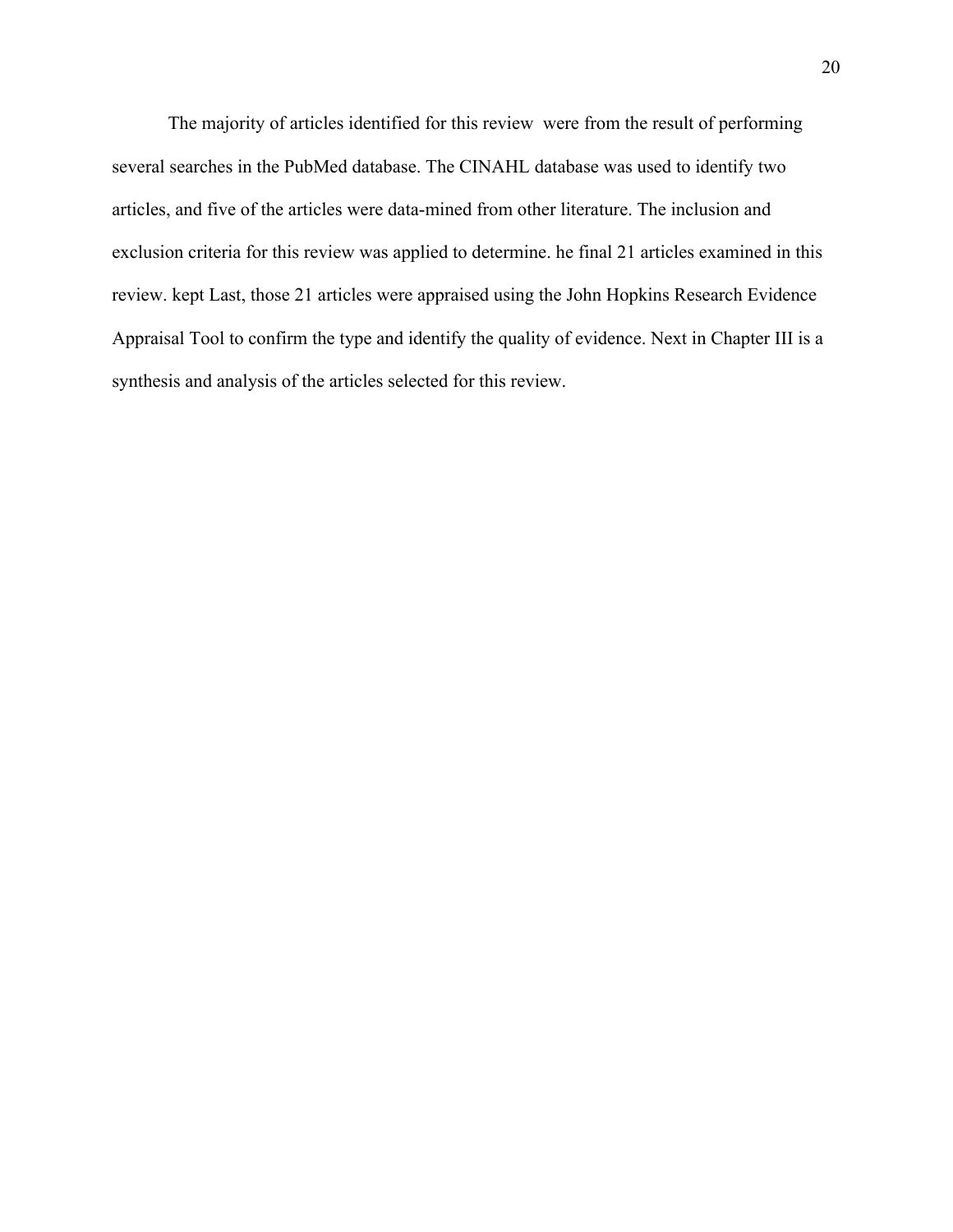The majority of articles identified for this review  were from the result of performing several searches in the PubMed database. The CINAHL database was used to identify two articles, and five of the articles were data-mined from other literature. The inclusion and exclusion criteria for this review was applied to determine. he final 21 articles examined in this review. kept Last, those 21 articles were appraised using the John Hopkins Research Evidence Appraisal Tool to confirm the type and identify the quality of evidence. Next in Chapter III is a synthesis and analysis of the articles selected for this review.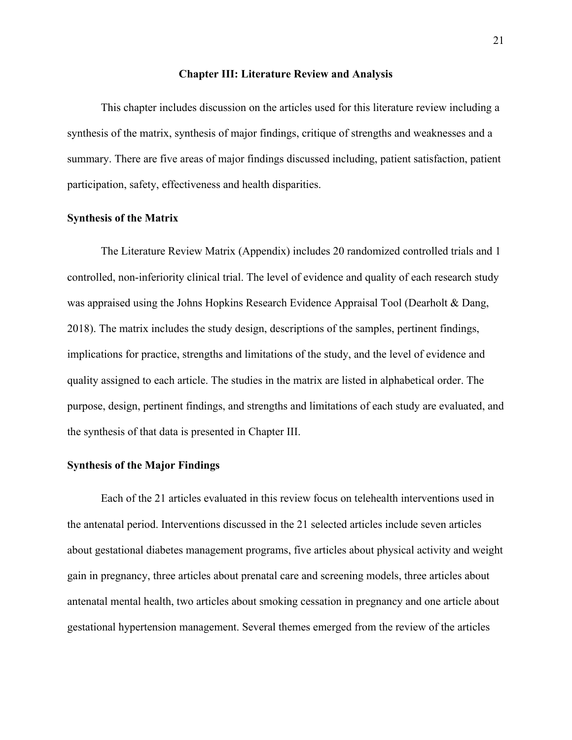# Chapter III: Literature Review and Analysis

This chapter includes discussion on the articles used for this literature review including a synthesis of the matrix, synthesis of major findings, critique of strengths and weaknesses and a summary. There are five areas of major findings discussed including, patient satisfaction, patient participation, safety, effectiveness and health disparities.

## Synthesis of the Matrix

The Literature Review Matrix (Appendix) includes 20 randomized controlled trials and 1 controlled, non-inferiority clinical trial. The level of evidence and quality of each research study was appraised using the Johns Hopkins Research Evidence Appraisal Tool (Dearholt & Dang, 2018). The matrix includes the study design, descriptions of the samples, pertinent findings, implications for practice, strengths and limitations of the study, and the level of evidence and quality assigned to each article. The studies in the matrix are listed in alphabetical order. The purpose, design, pertinent findings, and strengths and limitations of each study are evaluated, and the synthesis of that data is presented in Chapter III.

## Synthesis of the Major Findings

Each of the 21 articles evaluated in this review focus on telehealth interventions used in the antenatal period. Interventions discussed in the 21 selected articles include seven articles about gestational diabetes management programs, five articles about physical activity and weight gain in pregnancy, three articles about prenatal care and screening models, three articles about antenatal mental health, two articles about smoking cessation in pregnancy and one article about gestational hypertension management. Several themes emerged from the review of the articles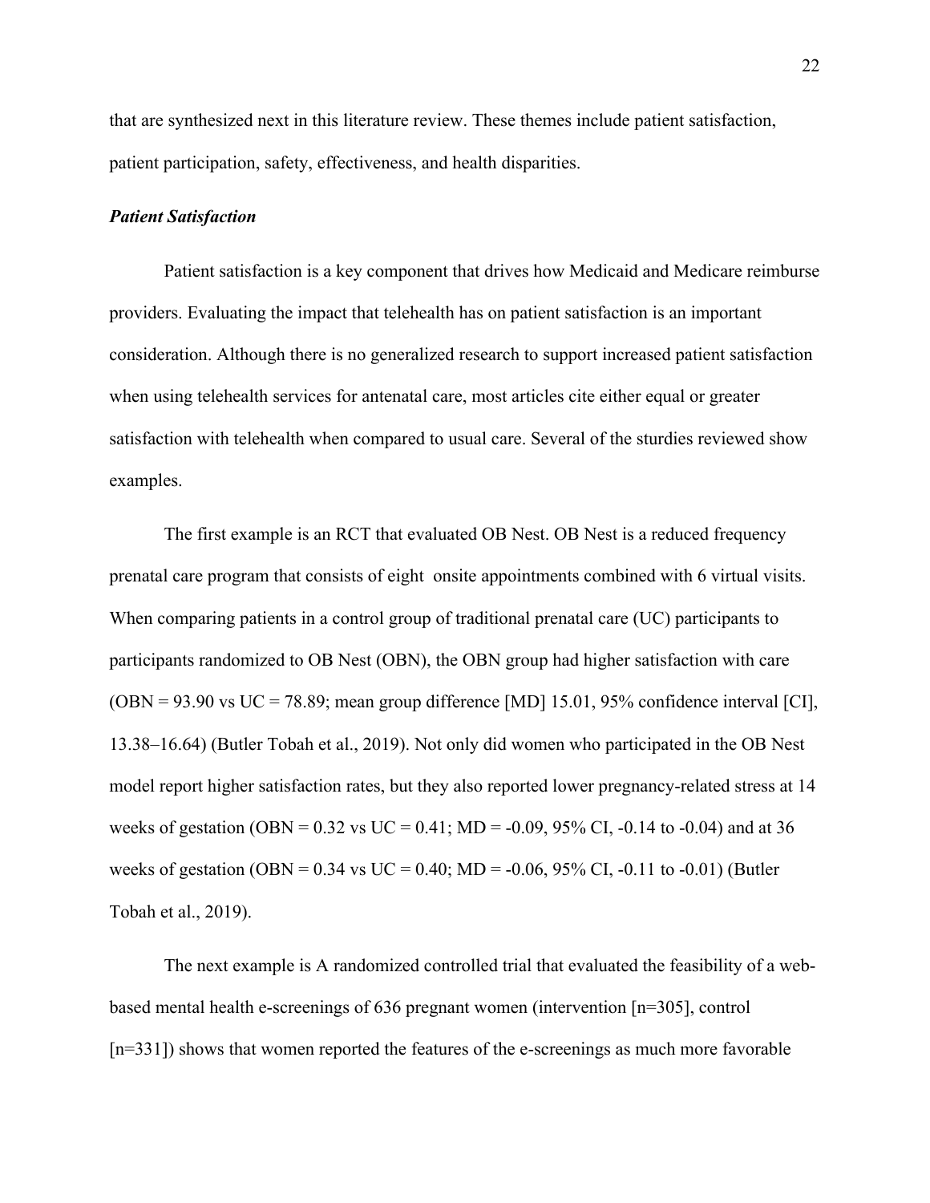that are synthesized next in this literature review. These themes include patient satisfaction, patient participation, safety, effectiveness, and health disparities.

***Patient Satisfaction***

Patient satisfaction is a key component that drives how Medicaid and Medicare reimburse providers. Evaluating the impact that telehealth has on patient satisfaction is an important consideration. Although there is no generalized research to support increased patient satisfaction when using telehealth services for antenatal care, most articles cite either equal or greater satisfaction with telehealth when compared to usual care. Several of the sturdies reviewed show examples.

The first example is an RCT that evaluated OB Nest. OB Nest is a reduced frequency prenatal care program that consists of eight onsite appointments combined with 6 virtual visits. When comparing patients in a control group of traditional prenatal care (UC) participants to participants randomized to OB Nest (OBN), the OBN group had higher satisfaction with care (OBN = 93.90 vs UC = 78.89; mean group difference [MD] 15.01, 95% confidence interval [CI], 13.38–16.64) (Butler Tobah et al., 2019). Not only did women who participated in the OB Nest model report higher satisfaction rates, but they also reported lower pregnancy-related stress at 14 weeks of gestation (OBN = 0.32 vs UC = 0.41; MD = -0.09, 95% CI, -0.14 to -0.04) and at 36 weeks of gestation (OBN = 0.34 vs UC = 0.40; MD = -0.06, 95% CI, -0.11 to -0.01) (Butler Tobah et al., 2019).

The next example is A randomized controlled trial that evaluated the feasibility of a web-based mental health e-screenings of 636 pregnant women (intervention [n=305], control [n=331]) shows that women reported the features of the e-screenings as much more favorable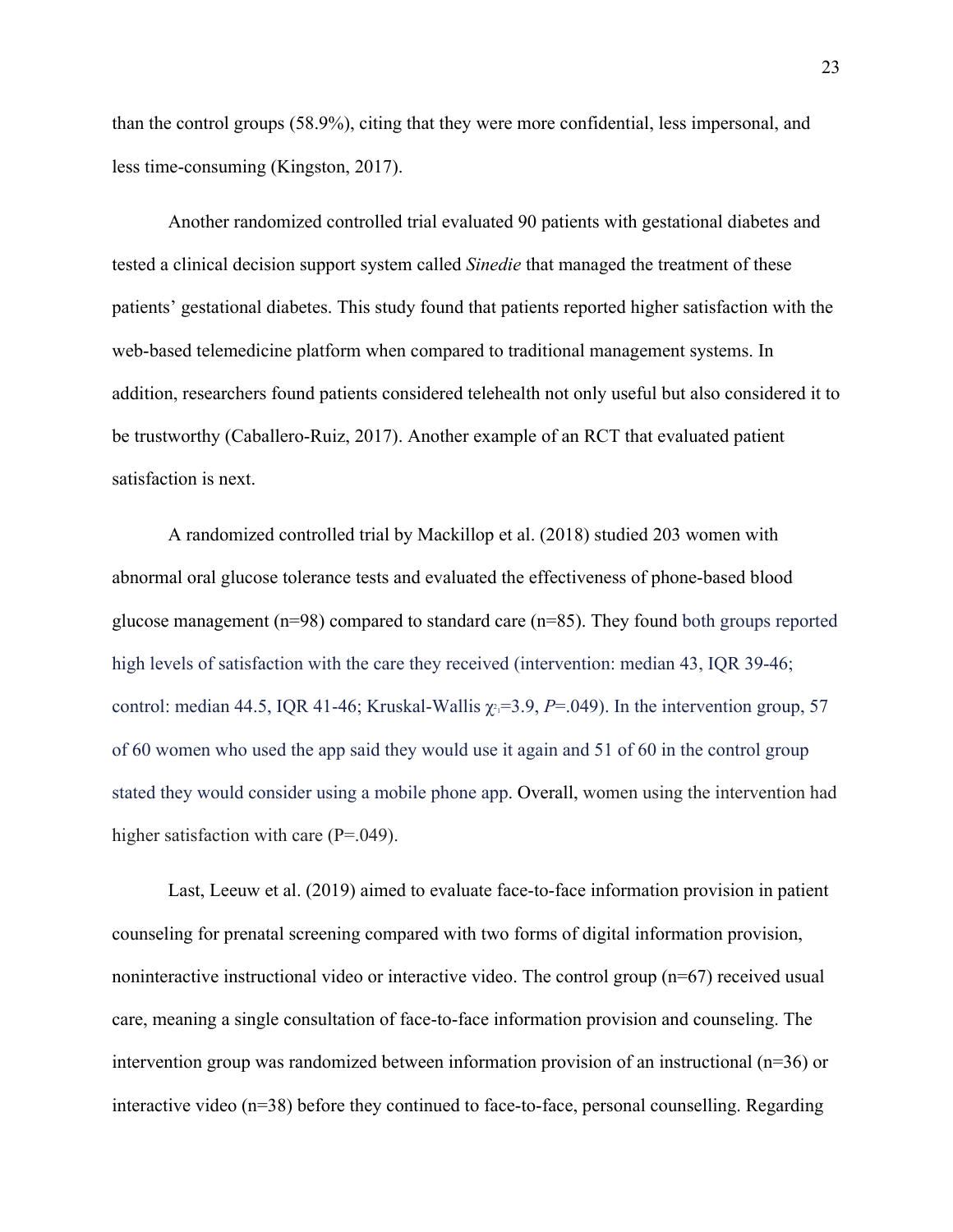than the control groups (58.9%), citing that they were more confidential, less impersonal, and less time-consuming (Kingston, 2017).

Another randomized controlled trial evaluated 90 patients with gestational diabetes and tested a clinical decision support system called *Sinedie* that managed the treatment of these patients' gestational diabetes. This study found that patients reported higher satisfaction with the web-based telemedicine platform when compared to traditional management systems. In addition, researchers found patients considered telehealth not only useful but also considered it to be trustworthy (Caballero-Ruiz, 2017). Another example of an RCT that evaluated patient satisfaction is next.

A randomized controlled trial by Mackillop et al. (2018) studied 203 women with abnormal oral glucose tolerance tests and evaluated the effectiveness of phone-based blood glucose management (n=98) compared to standard care (n=85). They found both groups reported high levels of satisfaction with the care they received (intervention: median 43, IQR 39-46; control: median 44.5, IQR 41-46; Kruskal-Wallis $\chi^2_1$=3.9, *P*=.049). In the intervention group, 57 of 60 women who used the app said they would use it again and 51 of 60 in the control group stated they would consider using a mobile phone app. Overall, women using the intervention had higher satisfaction with care (P=.049).

Last, Leeuw et al. (2019) aimed to evaluate face-to-face information provision in patient counseling for prenatal screening compared with two forms of digital information provision, noninteractive instructional video or interactive video. The control group (n=67) received usual care, meaning a single consultation of face-to-face information provision and counseling. The intervention group was randomized between information provision of an instructional (n=36) or interactive video (n=38) before they continued to face-to-face, personal counselling. Regarding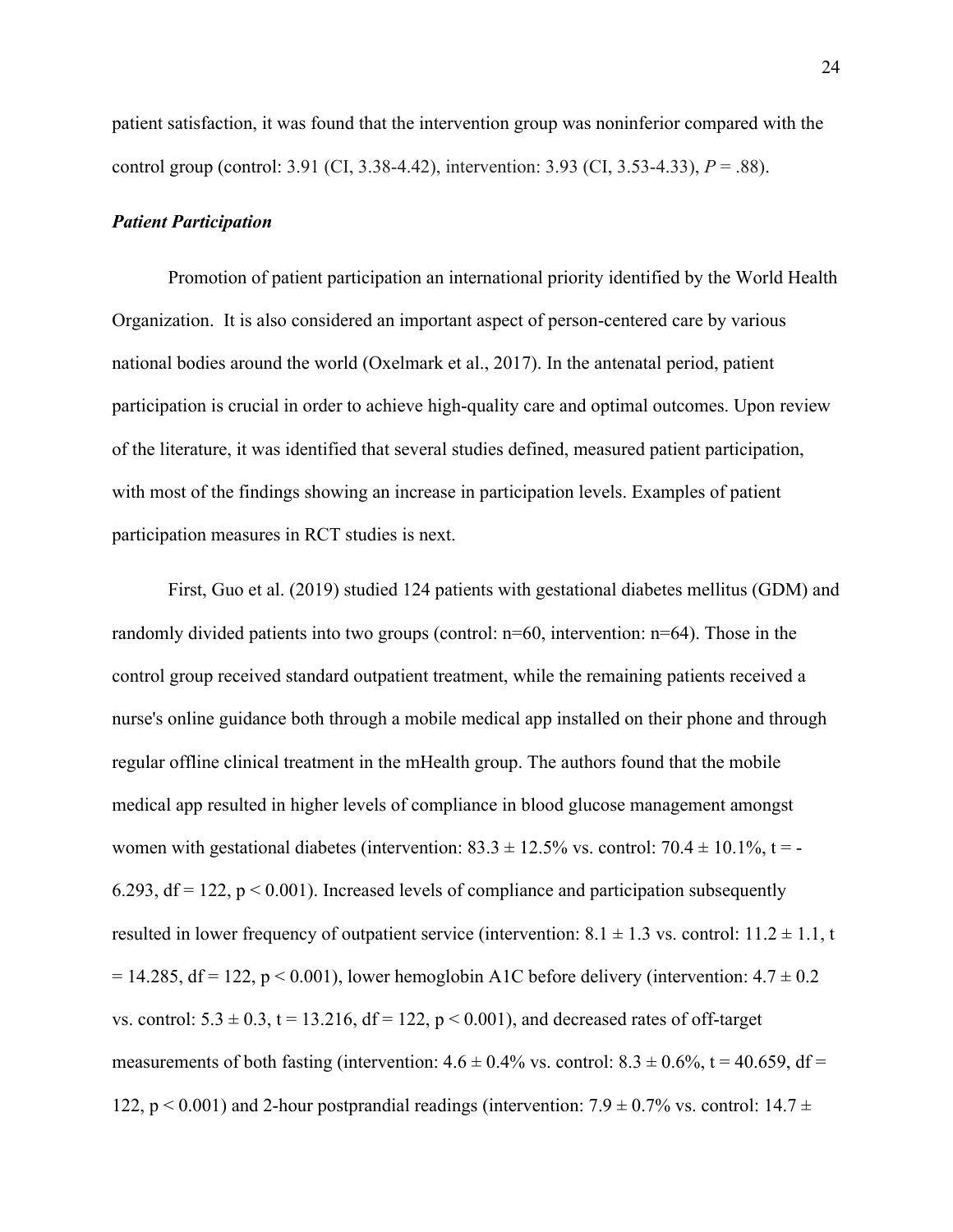patient satisfaction, it was found that the intervention group was noninferior compared with the control group (control: 3.91 (CI, 3.38-4.42), intervention: 3.93 (CI, 3.53-4.33), $P = .88$).

***Patient Participation***

Promotion of patient participation an international priority identified by the World Health Organization. It is also considered an important aspect of person-centered care by various national bodies around the world (Oxelmark et al., 2017). In the antenatal period, patient participation is crucial in order to achieve high-quality care and optimal outcomes. Upon review of the literature, it was identified that several studies defined, measured patient participation, with most of the findings showing an increase in participation levels. Examples of patient participation measures in RCT studies is next.

First, Guo et al. (2019) studied 124 patients with gestational diabetes mellitus (GDM) and randomly divided patients into two groups (control: n=60, intervention: n=64). Those in the control group received standard outpatient treatment, while the remaining patients received a nurse's online guidance both through a mobile medical app installed on their phone and through regular offline clinical treatment in the mHealth group. The authors found that the mobile medical app resulted in higher levels of compliance in blood glucose management amongst women with gestational diabetes (intervention: $83.3 \pm 12.5\%$ vs. control: $70.4 \pm 10.1\%$, $t = -6.293$, $df = 122$, $p < 0.001$). Increased levels of compliance and participation subsequently resulted in lower frequency of outpatient service (intervention: $8.1 \pm 1.3$ vs. control: $11.2 \pm 1.1$, $t = 14.285$, $df = 122$, $p < 0.001$), lower hemoglobin A1C before delivery (intervention: $4.7 \pm 0.2$ vs. control: $5.3 \pm 0.3$, $t = 13.216$, $df = 122$, $p < 0.001$), and decreased rates of off-target measurements of both fasting (intervention: $4.6 \pm 0.4\%$ vs. control: $8.3 \pm 0.6\%$, $t = 40.659$, $df = 122$, $p < 0.001$) and 2-hour postprandial readings (intervention: $7.9 \pm 0.7\%$ vs. control: $14.7 \pm$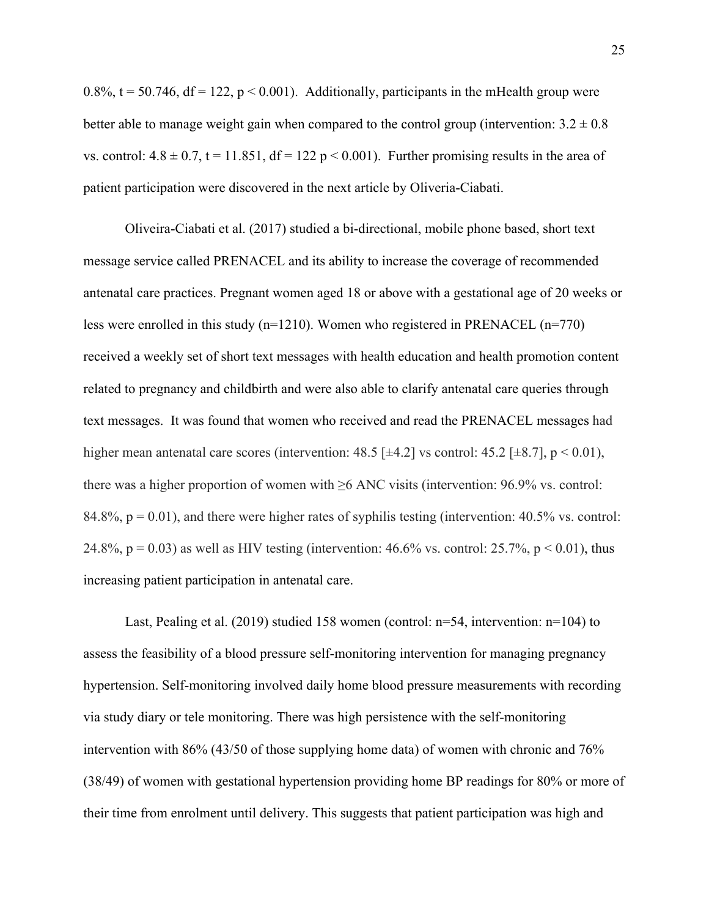0.8%, $t = 50.746$, $df = 122$, $p < 0.001$). Additionally, participants in the mHealth group were better able to manage weight gain when compared to the control group (intervention: $3.2 \pm 0.8$ vs. control: $4.8 \pm 0.7$, $t = 11.851$, $df = 122$ $p < 0.001$). Further promising results in the area of patient participation were discovered in the next article by Oliveria-Ciabati.

Oliveira-Ciabati et al. (2017) studied a bi-directional, mobile phone based, short text message service called PRENACEL and its ability to increase the coverage of recommended antenatal care practices. Pregnant women aged 18 or above with a gestational age of 20 weeks or less were enrolled in this study (n=1210). Women who registered in PRENACEL (n=770) received a weekly set of short text messages with health education and health promotion content related to pregnancy and childbirth and were also able to clarify antenatal care queries through text messages. It was found that women who received and read the PRENACEL messages had higher mean antenatal care scores (intervention: 48.5 [±4.2] vs control: 45.2 [±8.7], $p < 0.01$), there was a higher proportion of women with ≥6 ANC visits (intervention: 96.9% vs. control: 84.8%, $p = 0.01$), and there were higher rates of syphilis testing (intervention: 40.5% vs. control: 24.8%, $p = 0.03$) as well as HIV testing (intervention: 46.6% vs. control: 25.7%, $p < 0.01$), thus increasing patient participation in antenatal care.

Last, Pealing et al. (2019) studied 158 women (control: n=54, intervention: n=104) to assess the feasibility of a blood pressure self-monitoring intervention for managing pregnancy hypertension. Self-monitoring involved daily home blood pressure measurements with recording via study diary or tele monitoring. There was high persistence with the self-monitoring intervention with 86% (43/50 of those supplying home data) of women with chronic and 76% (38/49) of women with gestational hypertension providing home BP readings for 80% or more of their time from enrolment until delivery. This suggests that patient participation was high and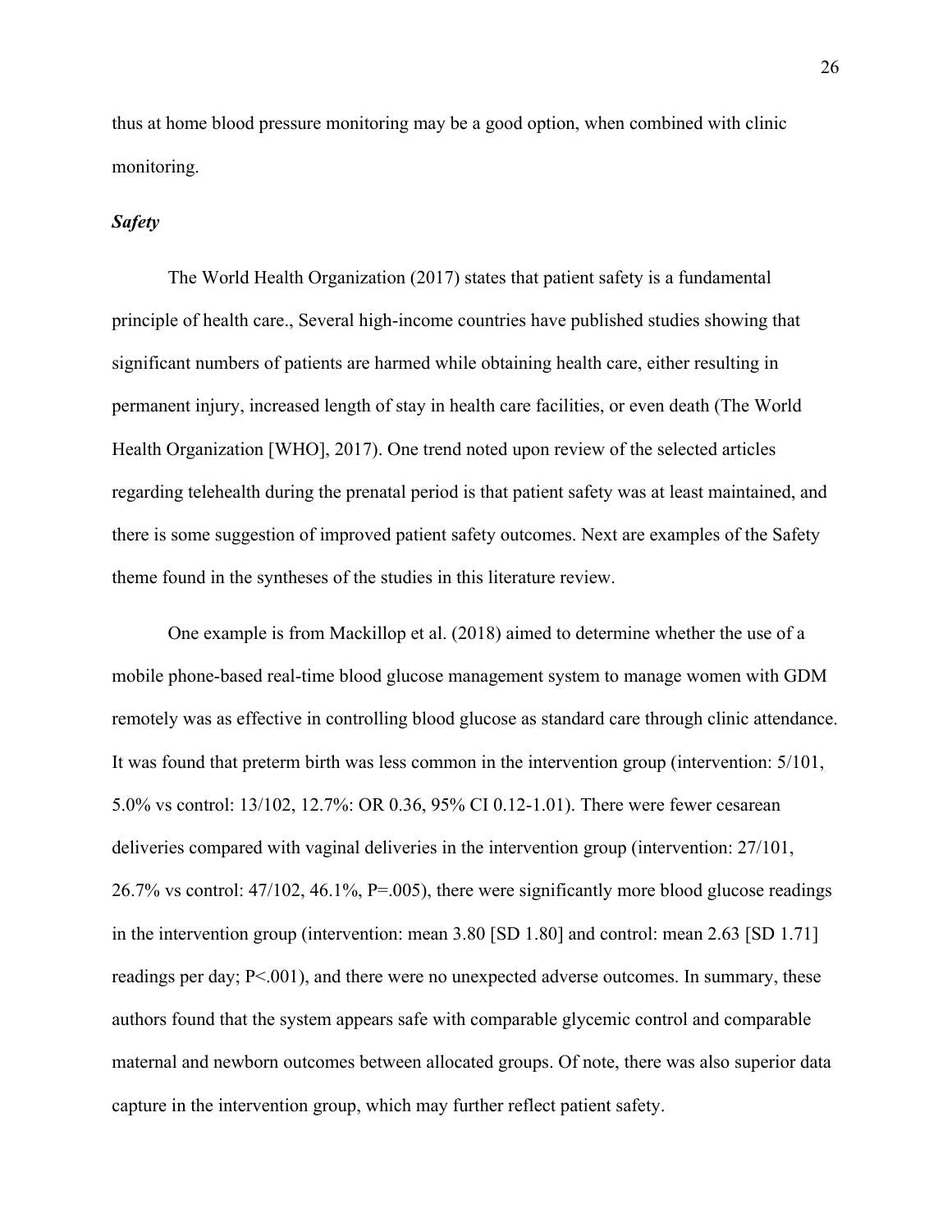thus at home blood pressure monitoring may be a good option, when combined with clinic monitoring.

### *Safety*

The World Health Organization (2017) states that patient safety is a fundamental principle of health care., Several high-income countries have published studies showing that significant numbers of patients are harmed while obtaining health care, either resulting in permanent injury, increased length of stay in health care facilities, or even death (The World Health Organization [WHO], 2017). One trend noted upon review of the selected articles regarding telehealth during the prenatal period is that patient safety was at least maintained, and there is some suggestion of improved patient safety outcomes. Next are examples of the Safety theme found in the syntheses of the studies in this literature review.

One example is from Mackillop et al. (2018) aimed to determine whether the use of a mobile phone-based real-time blood glucose management system to manage women with GDM remotely was as effective in controlling blood glucose as standard care through clinic attendance. It was found that preterm birth was less common in the intervention group (intervention: 5/101, 5.0% vs control: 13/102, 12.7%: OR 0.36, 95% CI 0.12-1.01). There were fewer cesarean deliveries compared with vaginal deliveries in the intervention group (intervention: 27/101, 26.7% vs control: 47/102, 46.1%, P=.005), there were significantly more blood glucose readings in the intervention group (intervention: mean 3.80 [SD 1.80] and control: mean 2.63 [SD 1.71] readings per day; P<.001), and there were no unexpected adverse outcomes. In summary, these authors found that the system appears safe with comparable glycemic control and comparable maternal and newborn outcomes between allocated groups. Of note, there was also superior data capture in the intervention group, which may further reflect patient safety.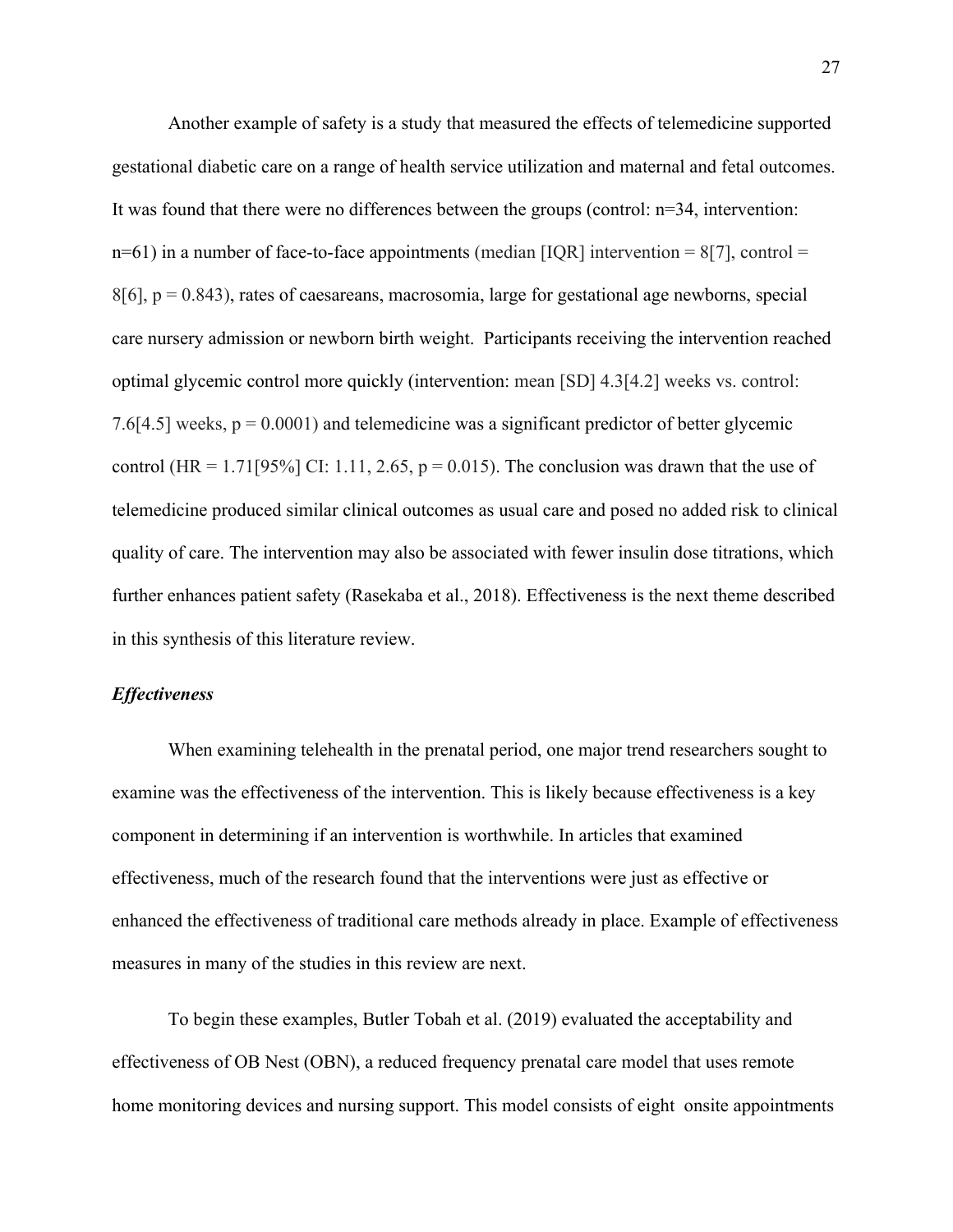Another example of safety is a study that measured the effects of telemedicine supported gestational diabetic care on a range of health service utilization and maternal and fetal outcomes. It was found that there were no differences between the groups (control: n=34, intervention: n=61) in a number of face-to-face appointments (median [IQR] intervention = 8[7], control = 8[6], p = 0.843), rates of caesareans, macrosomia, large for gestational age newborns, special care nursery admission or newborn birth weight. Participants receiving the intervention reached optimal glycemic control more quickly (intervention: mean [SD] 4.3[4.2] weeks vs. control: 7.6[4.5] weeks, p = 0.0001) and telemedicine was a significant predictor of better glycemic control (HR = 1.71[95%] CI: 1.11, 2.65, p = 0.015). The conclusion was drawn that the use of telemedicine produced similar clinical outcomes as usual care and posed no added risk to clinical quality of care. The intervention may also be associated with fewer insulin dose titrations, which further enhances patient safety (Rasekaba et al., 2018). Effectiveness is the next theme described in this synthesis of this literature review.

### *Effectiveness*

When examining telehealth in the prenatal period, one major trend researchers sought to examine was the effectiveness of the intervention. This is likely because effectiveness is a key component in determining if an intervention is worthwhile. In articles that examined effectiveness, much of the research found that the interventions were just as effective or enhanced the effectiveness of traditional care methods already in place. Example of effectiveness measures in many of the studies in this review are next.

To begin these examples, Butler Tobah et al. (2019) evaluated the acceptability and effectiveness of OB Nest (OBN), a reduced frequency prenatal care model that uses remote home monitoring devices and nursing support. This model consists of eight onsite appointments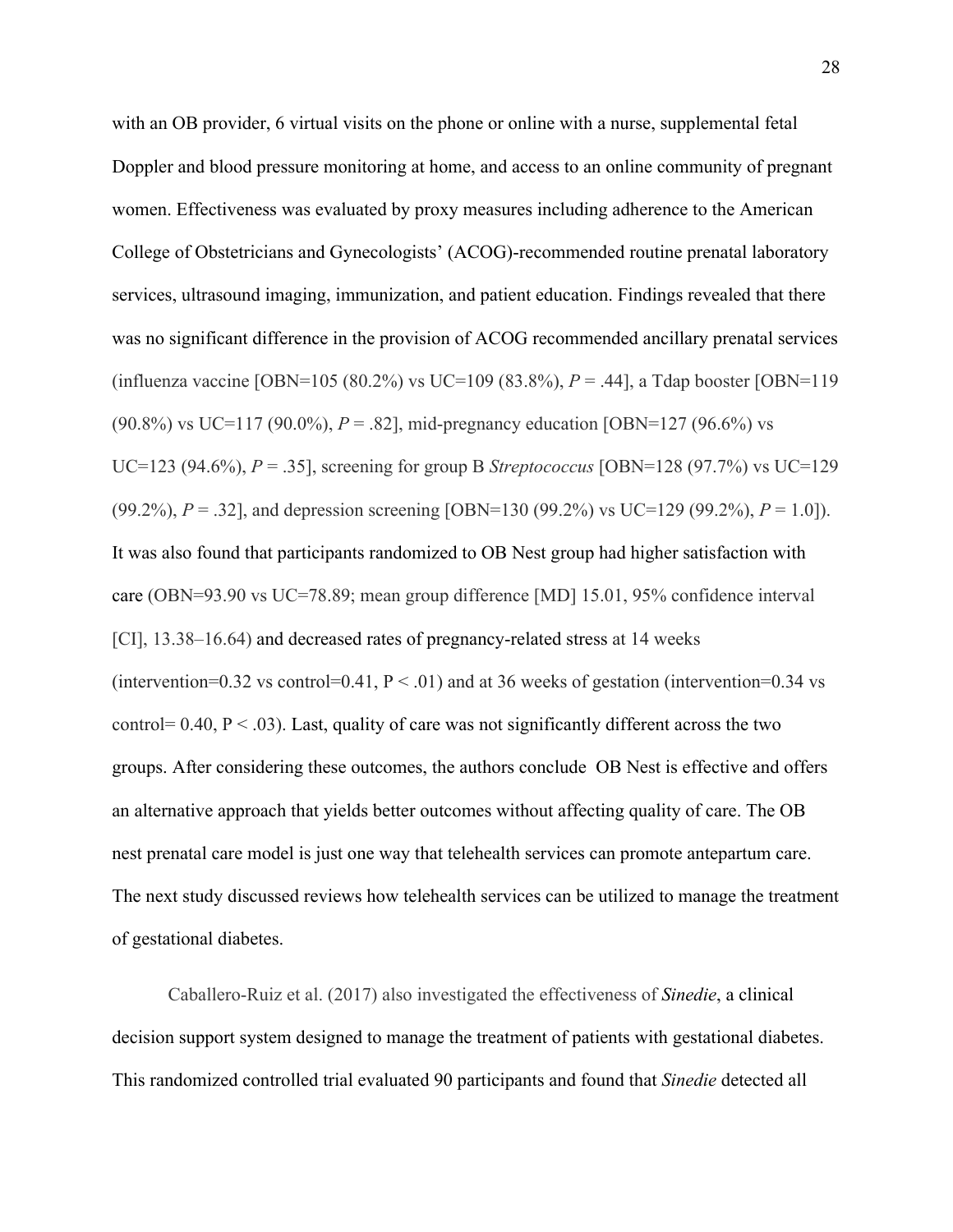with an OB provider, 6 virtual visits on the phone or online with a nurse, supplemental fetal Doppler and blood pressure monitoring at home, and access to an online community of pregnant women. Effectiveness was evaluated by proxy measures including adherence to the American College of Obstetricians and Gynecologists' (ACOG)-recommended routine prenatal laboratory services, ultrasound imaging, immunization, and patient education. Findings revealed that there was no significant difference in the provision of ACOG recommended ancillary prenatal services (influenza vaccine [OBN=105 (80.2%) vs UC=109 (83.8%), *P* = .44], a Tdap booster [OBN=119 (90.8%) vs UC=117 (90.0%), *P* = .82], mid-pregnancy education [OBN=127 (96.6%) vs UC=123 (94.6%), *P* = .35], screening for group B *Streptococcus* [OBN=128 (97.7%) vs UC=129 (99.2%), *P* = .32], and depression screening [OBN=130 (99.2%) vs UC=129 (99.2%), *P* = 1.0]). It was also found that participants randomized to OB Nest group had higher satisfaction with care (OBN=93.90 vs UC=78.89; mean group difference [MD] 15.01, 95% confidence interval [CI], 13.38–16.64) and decreased rates of pregnancy-related stress at 14 weeks (intervention=0.32 vs control=0.41, $P < .01$) and at 36 weeks of gestation (intervention=0.34 vs control= 0.40, $P < .03$). Last, quality of care was not significantly different across the two groups. After considering these outcomes, the authors conclude OB Nest is effective and offers an alternative approach that yields better outcomes without affecting quality of care. The OB nest prenatal care model is just one way that telehealth services can promote antepartum care. The next study discussed reviews how telehealth services can be utilized to manage the treatment of gestational diabetes.

Caballero-Ruiz et al. (2017) also investigated the effectiveness of *Sinedie*, a clinical decision support system designed to manage the treatment of patients with gestational diabetes. This randomized controlled trial evaluated 90 participants and found that *Sinedie* detected all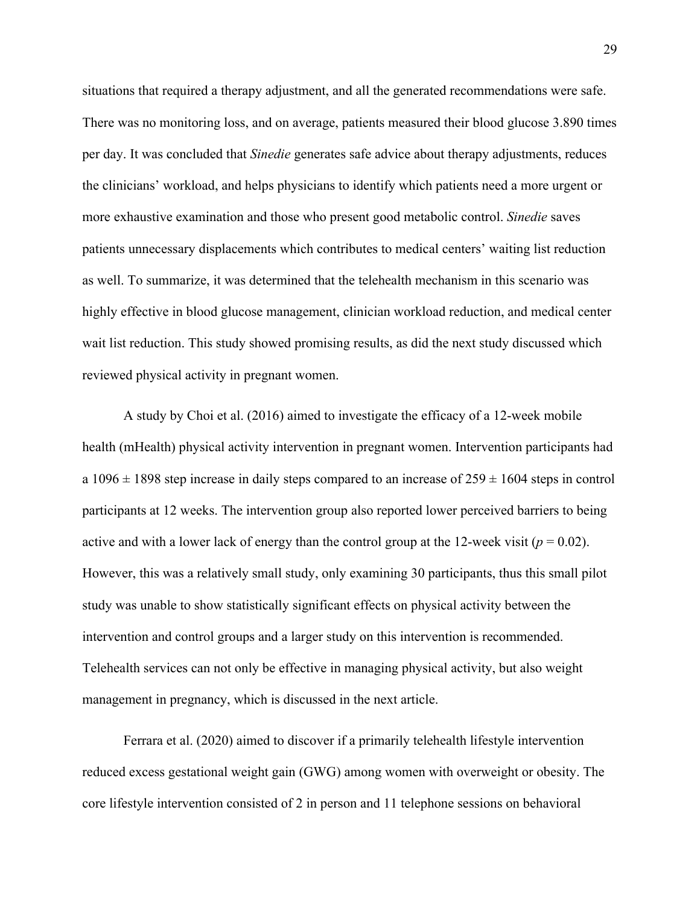situations that required a therapy adjustment, and all the generated recommendations were safe. There was no monitoring loss, and on average, patients measured their blood glucose 3.890 times per day. It was concluded that *Sinedie* generates safe advice about therapy adjustments, reduces the clinicians' workload, and helps physicians to identify which patients need a more urgent or more exhaustive examination and those who present good metabolic control. *Sinedie* saves patients unnecessary displacements which contributes to medical centers' waiting list reduction as well. To summarize, it was determined that the telehealth mechanism in this scenario was highly effective in blood glucose management, clinician workload reduction, and medical center wait list reduction. This study showed promising results, as did the next study discussed which reviewed physical activity in pregnant women.

A study by Choi et al. (2016) aimed to investigate the efficacy of a 12-week mobile health (mHealth) physical activity intervention in pregnant women. Intervention participants had a $1096 \pm 1898$ step increase in daily steps compared to an increase of $259 \pm 1604$ steps in control participants at 12 weeks. The intervention group also reported lower perceived barriers to being active and with a lower lack of energy than the control group at the 12-week visit ($p = 0.02$). However, this was a relatively small study, only examining 30 participants, thus this small pilot study was unable to show statistically significant effects on physical activity between the intervention and control groups and a larger study on this intervention is recommended. Telehealth services can not only be effective in managing physical activity, but also weight management in pregnancy, which is discussed in the next article.

Ferrara et al. (2020) aimed to discover if a primarily telehealth lifestyle intervention reduced excess gestational weight gain (GWG) among women with overweight or obesity. The core lifestyle intervention consisted of 2 in person and 11 telephone sessions on behavioral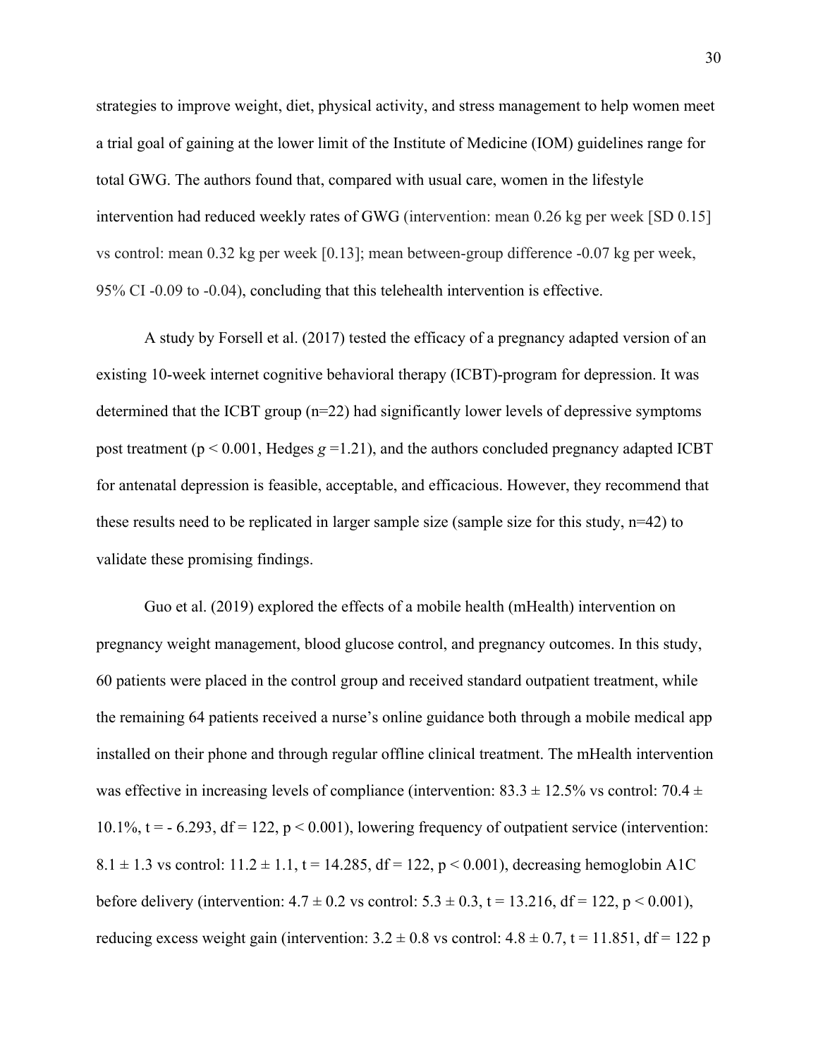strategies to improve weight, diet, physical activity, and stress management to help women meet a trial goal of gaining at the lower limit of the Institute of Medicine (IOM) guidelines range for total GWG. The authors found that, compared with usual care, women in the lifestyle intervention had reduced weekly rates of GWG (intervention: mean 0.26 kg per week [SD 0.15] vs control: mean 0.32 kg per week [0.13]; mean between-group difference -0.07 kg per week, 95% CI -0.09 to -0.04), concluding that this telehealth intervention is effective.

A study by Forsell et al. (2017) tested the efficacy of a pregnancy adapted version of an existing 10-week internet cognitive behavioral therapy (ICBT)-program for depression. It was determined that the ICBT group (n=22) had significantly lower levels of depressive symptoms post treatment ($p < 0.001$, Hedges $g$ =1.21), and the authors concluded pregnancy adapted ICBT for antenatal depression is feasible, acceptable, and efficacious. However, they recommend that these results need to be replicated in larger sample size (sample size for this study, n=42) to validate these promising findings.

Guo et al. (2019) explored the effects of a mobile health (mHealth) intervention on pregnancy weight management, blood glucose control, and pregnancy outcomes. In this study, 60 patients were placed in the control group and received standard outpatient treatment, while the remaining 64 patients received a nurse's online guidance both through a mobile medical app installed on their phone and through regular offline clinical treatment. The mHealth intervention was effective in increasing levels of compliance (intervention: $83.3 \pm 12.5\%$ vs control: $70.4 \pm 10.1\%$, $t = -6.293$, $df = 122$, $p < 0.001$), lowering frequency of outpatient service (intervention: $8.1 \pm 1.3$ vs control: $11.2 \pm 1.1$, $t = 14.285$, $df = 122$, $p < 0.001$), decreasing hemoglobin A1C before delivery (intervention: $4.7 \pm 0.2$ vs control: $5.3 \pm 0.3$, $t = 13.216$, $df = 122$, $p < 0.001$), reducing excess weight gain (intervention: $3.2 \pm 0.8$ vs control: $4.8 \pm 0.7$, $t = 11.851$, $df = 122$ p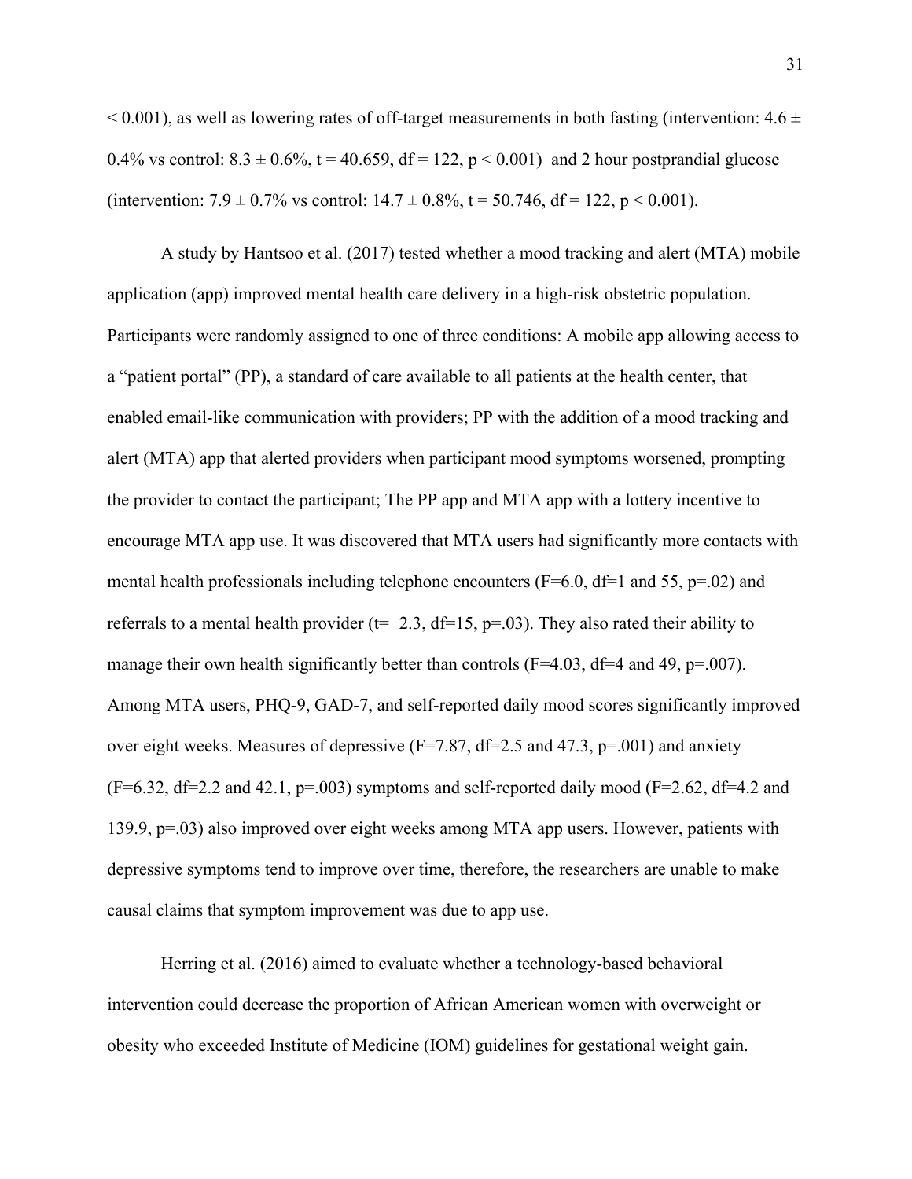$< 0.001$), as well as lowering rates of off-target measurements in both fasting (intervention: $4.6 \pm 0.4\%$ vs control: $8.3 \pm 0.6\%$, $t = 40.659$, $df = 122$, $p < 0.001$) and 2 hour postprandial glucose (intervention: $7.9 \pm 0.7\%$ vs control: $14.7 \pm 0.8\%$, $t = 50.746$, $df = 122$, $p < 0.001$).

A study by Hantsoo et al. (2017) tested whether a mood tracking and alert (MTA) mobile application (app) improved mental health care delivery in a high-risk obstetric population. Participants were randomly assigned to one of three conditions: A mobile app allowing access to a "patient portal" (PP), a standard of care available to all patients at the health center, that enabled email-like communication with providers; PP with the addition of a mood tracking and alert (MTA) app that alerted providers when participant mood symptoms worsened, prompting the provider to contact the participant; The PP app and MTA app with a lottery incentive to encourage MTA app use. It was discovered that MTA users had significantly more contacts with mental health professionals including telephone encounters ($F=6.0$, $df=1$ and 55, $p=.02$) and referrals to a mental health provider ($t=-2.3$, $df=15$, $p=.03$). They also rated their ability to manage their own health significantly better than controls ($F=4.03$, $df=4$ and 49, $p=.007$). Among MTA users, PHQ-9, GAD-7, and self-reported daily mood scores significantly improved over eight weeks. Measures of depressive ($F=7.87$, $df=2.5$ and 47.3, $p=.001$) and anxiety ($F=6.32$, $df=2.2$ and 42.1, $p=.003$) symptoms and self-reported daily mood ($F=2.62$, $df=4.2$ and 139.9, $p=.03$) also improved over eight weeks among MTA app users. However, patients with depressive symptoms tend to improve over time, therefore, the researchers are unable to make causal claims that symptom improvement was due to app use.

Herring et al. (2016) aimed to evaluate whether a technology-based behavioral intervention could decrease the proportion of African American women with overweight or obesity who exceeded Institute of Medicine (IOM) guidelines for gestational weight gain.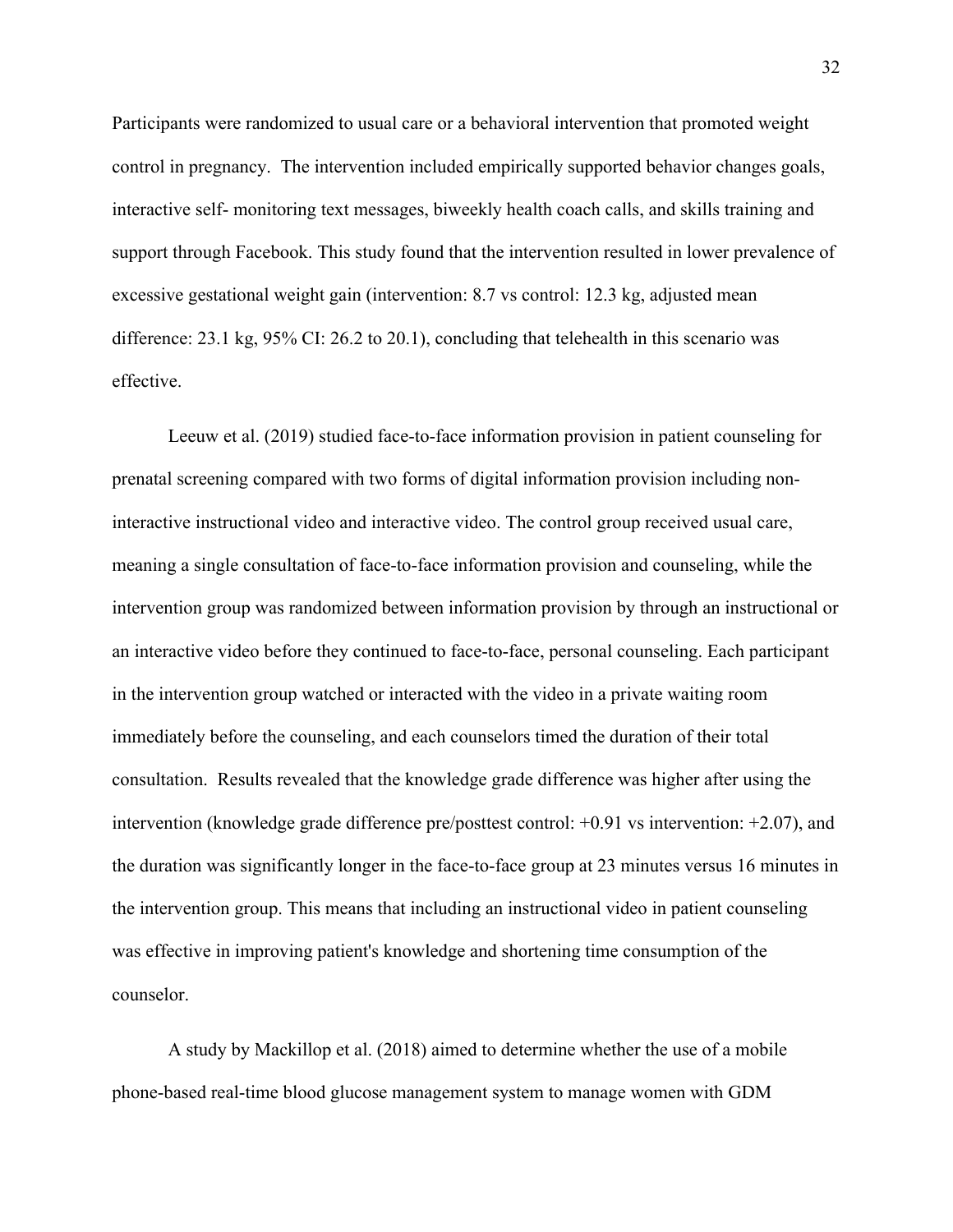Participants were randomized to usual care or a behavioral intervention that promoted weight control in pregnancy. The intervention included empirically supported behavior changes goals, interactive self- monitoring text messages, biweekly health coach calls, and skills training and support through Facebook. This study found that the intervention resulted in lower prevalence of excessive gestational weight gain (intervention: 8.7 vs control: 12.3 kg, adjusted mean difference: 23.1 kg, 95% CI: 26.2 to 20.1), concluding that telehealth in this scenario was effective.

Leeuw et al. (2019) studied face-to-face information provision in patient counseling for prenatal screening compared with two forms of digital information provision including non-interactive instructional video and interactive video. The control group received usual care, meaning a single consultation of face-to-face information provision and counseling, while the intervention group was randomized between information provision by through an instructional or an interactive video before they continued to face-to-face, personal counseling. Each participant in the intervention group watched or interacted with the video in a private waiting room immediately before the counseling, and each counselors timed the duration of their total consultation. Results revealed that the knowledge grade difference was higher after using the intervention (knowledge grade difference pre/posttest control: +0.91 vs intervention: +2.07), and the duration was significantly longer in the face-to-face group at 23 minutes versus 16 minutes in the intervention group. This means that including an instructional video in patient counseling was effective in improving patient's knowledge and shortening time consumption of the counselor.

A study by Mackillop et al. (2018) aimed to determine whether the use of a mobile phone-based real-time blood glucose management system to manage women with GDM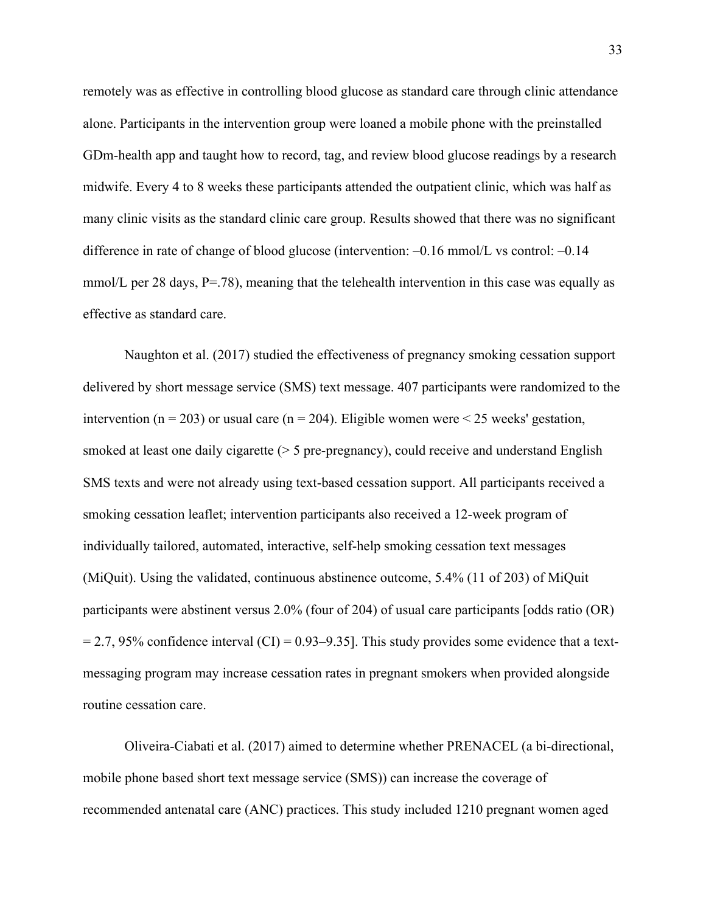remotely was as effective in controlling blood glucose as standard care through clinic attendance alone. Participants in the intervention group were loaned a mobile phone with the preinstalled GDm-health app and taught how to record, tag, and review blood glucose readings by a research midwife. Every 4 to 8 weeks these participants attended the outpatient clinic, which was half as many clinic visits as the standard clinic care group. Results showed that there was no significant difference in rate of change of blood glucose (intervention: –0.16 mmol/L vs control: –0.14 mmol/L per 28 days, P=.78), meaning that the telehealth intervention in this case was equally as effective as standard care.

Naughton et al. (2017) studied the effectiveness of pregnancy smoking cessation support delivered by short message service (SMS) text message. 407 participants were randomized to the intervention (n = 203) or usual care (n = 204). Eligible women were < 25 weeks' gestation, smoked at least one daily cigarette (> 5 pre-pregnancy), could receive and understand English SMS texts and were not already using text-based cessation support. All participants received a smoking cessation leaflet; intervention participants also received a 12-week program of individually tailored, automated, interactive, self-help smoking cessation text messages (MiQuit). Using the validated, continuous abstinence outcome, 5.4% (11 of 203) of MiQuit participants were abstinent versus 2.0% (four of 204) of usual care participants [odds ratio (OR) = 2.7, 95% confidence interval (CI) = 0.93–9.35]. This study provides some evidence that a text-messaging program may increase cessation rates in pregnant smokers when provided alongside routine cessation care.

Oliveira-Ciabati et al. (2017) aimed to determine whether PRENACEL (a bi-directional, mobile phone based short text message service (SMS)) can increase the coverage of recommended antenatal care (ANC) practices. This study included 1210 pregnant women aged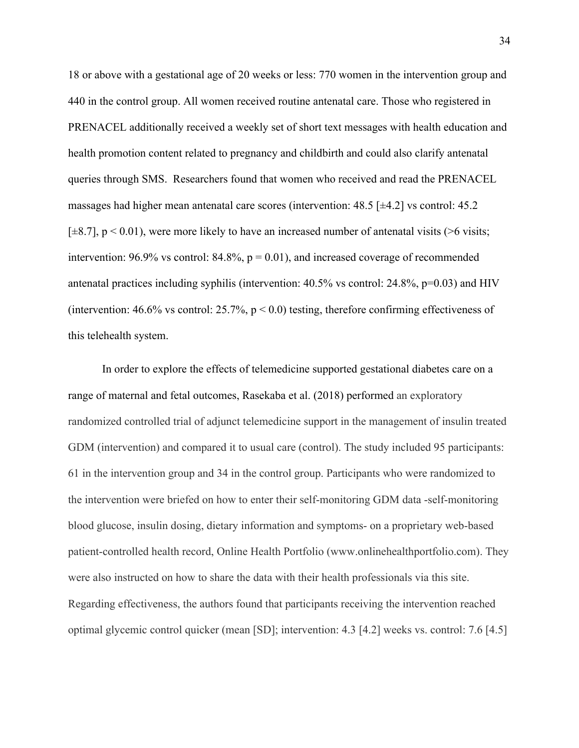18 or above with a gestational age of 20 weeks or less: 770 women in the intervention group and 440 in the control group. All women received routine antenatal care. Those who registered in PRENACEL additionally received a weekly set of short text messages with health education and health promotion content related to pregnancy and childbirth and could also clarify antenatal queries through SMS. Researchers found that women who received and read the PRENACEL massages had higher mean antenatal care scores (intervention: 48.5 [±4.2] vs control: 45.2 [±8.7], $p < 0.01$), were more likely to have an increased number of antenatal visits (>6 visits; intervention: 96.9% vs control: 84.8%, $p = 0.01$), and increased coverage of recommended antenatal practices including syphilis (intervention: 40.5% vs control: 24.8%, $p=0.03$) and HIV (intervention: 46.6% vs control: 25.7%, $p < 0.0$) testing, therefore confirming effectiveness of this telehealth system.

In order to explore the effects of telemedicine supported gestational diabetes care on a range of maternal and fetal outcomes, Rasekaba et al. (2018) performed an exploratory randomized controlled trial of adjunct telemedicine support in the management of insulin treated GDM (intervention) and compared it to usual care (control). The study included 95 participants: 61 in the intervention group and 34 in the control group. Participants who were randomized to the intervention were briefed on how to enter their self-monitoring GDM data -self-monitoring blood glucose, insulin dosing, dietary information and symptoms- on a proprietary web-based patient-controlled health record, Online Health Portfolio (www.onlinehealthportfolio.com). They were also instructed on how to share the data with their health professionals via this site. Regarding effectiveness, the authors found that participants receiving the intervention reached optimal glycemic control quicker (mean [SD]; intervention: 4.3 [4.2] weeks vs. control: 7.6 [4.5]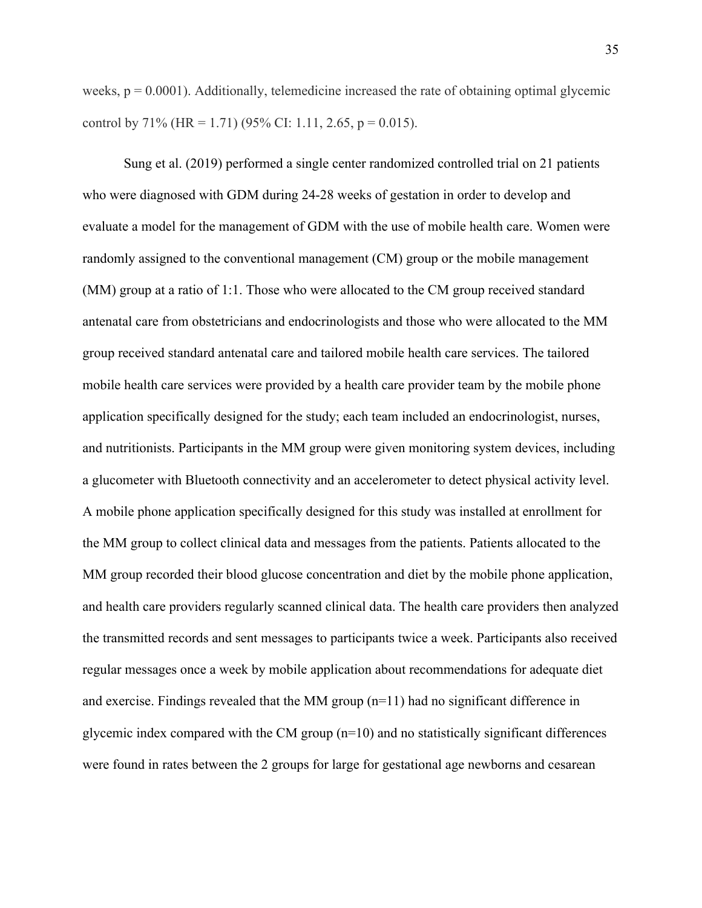weeks, $p = 0.0001$). Additionally, telemedicine increased the rate of obtaining optimal glycemic control by 71% ($HR = 1.71$) (95% CI: 1.11, 2.65, $p = 0.015$).

Sung et al. (2019) performed a single center randomized controlled trial on 21 patients who were diagnosed with GDM during 24-28 weeks of gestation in order to develop and evaluate a model for the management of GDM with the use of mobile health care. Women were randomly assigned to the conventional management (CM) group or the mobile management (MM) group at a ratio of 1:1. Those who were allocated to the CM group received standard antenatal care from obstetricians and endocrinologists and those who were allocated to the MM group received standard antenatal care and tailored mobile health care services. The tailored mobile health care services were provided by a health care provider team by the mobile phone application specifically designed for the study; each team included an endocrinologist, nurses, and nutritionists. Participants in the MM group were given monitoring system devices, including a glucometer with Bluetooth connectivity and an accelerometer to detect physical activity level. A mobile phone application specifically designed for this study was installed at enrollment for the MM group to collect clinical data and messages from the patients. Patients allocated to the MM group recorded their blood glucose concentration and diet by the mobile phone application, and health care providers regularly scanned clinical data. The health care providers then analyzed the transmitted records and sent messages to participants twice a week. Participants also received regular messages once a week by mobile application about recommendations for adequate diet and exercise. Findings revealed that the MM group ($n=11$) had no significant difference in glycemic index compared with the CM group ($n=10$) and no statistically significant differences were found in rates between the 2 groups for large for gestational age newborns and cesarean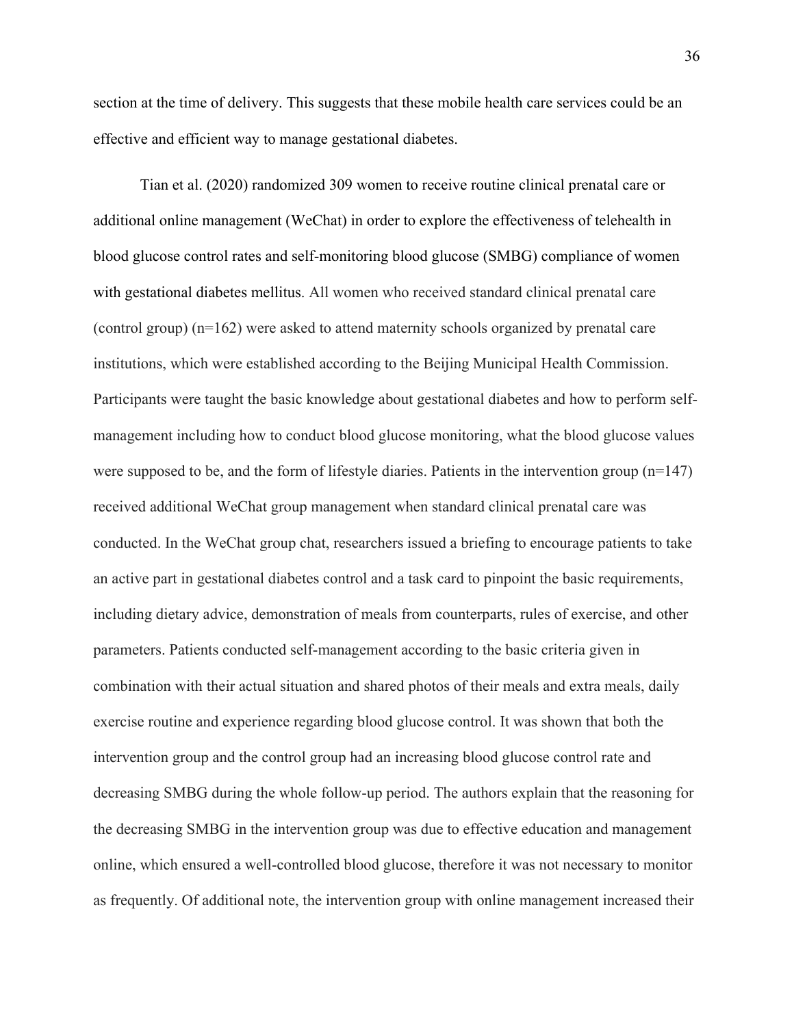section at the time of delivery. This suggests that these mobile health care services could be an effective and efficient way to manage gestational diabetes.

Tian et al. (2020) randomized 309 women to receive routine clinical prenatal care or additional online management (WeChat) in order to explore the effectiveness of telehealth in blood glucose control rates and self-monitoring blood glucose (SMBG) compliance of women with gestational diabetes mellitus. All women who received standard clinical prenatal care (control group) (n=162) were asked to attend maternity schools organized by prenatal care institutions, which were established according to the Beijing Municipal Health Commission. Participants were taught the basic knowledge about gestational diabetes and how to perform self-management including how to conduct blood glucose monitoring, what the blood glucose values were supposed to be, and the form of lifestyle diaries. Patients in the intervention group (n=147) received additional WeChat group management when standard clinical prenatal care was conducted. In the WeChat group chat, researchers issued a briefing to encourage patients to take an active part in gestational diabetes control and a task card to pinpoint the basic requirements, including dietary advice, demonstration of meals from counterparts, rules of exercise, and other parameters. Patients conducted self-management according to the basic criteria given in combination with their actual situation and shared photos of their meals and extra meals, daily exercise routine and experience regarding blood glucose control. It was shown that both the intervention group and the control group had an increasing blood glucose control rate and decreasing SMBG during the whole follow-up period. The authors explain that the reasoning for the decreasing SMBG in the intervention group was due to effective education and management online, which ensured a well-controlled blood glucose, therefore it was not necessary to monitor as frequently. Of additional note, the intervention group with online management increased their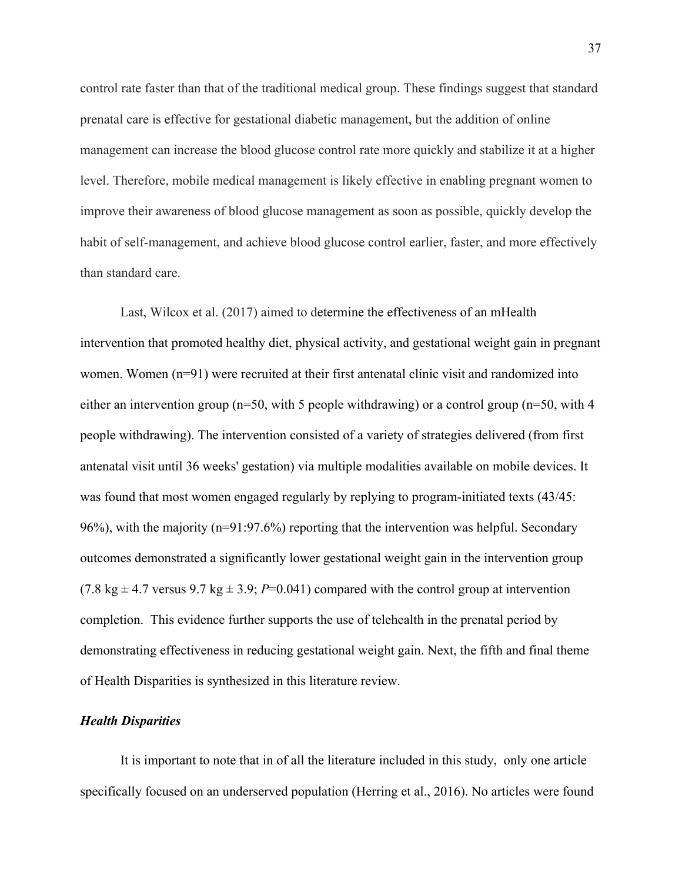control rate faster than that of the traditional medical group. These findings suggest that standard prenatal care is effective for gestational diabetic management, but the addition of online management can increase the blood glucose control rate more quickly and stabilize it at a higher level. Therefore, mobile medical management is likely effective in enabling pregnant women to improve their awareness of blood glucose management as soon as possible, quickly develop the habit of self-management, and achieve blood glucose control earlier, faster, and more effectively than standard care.

Last, Wilcox et al. (2017) aimed to determine the effectiveness of an mHealth intervention that promoted healthy diet, physical activity, and gestational weight gain in pregnant women. Women (n=91) were recruited at their first antenatal clinic visit and randomized into either an intervention group (n=50, with 5 people withdrawing) or a control group (n=50, with 4 people withdrawing). The intervention consisted of a variety of strategies delivered (from first antenatal visit until 36 weeks' gestation) via multiple modalities available on mobile devices. It was found that most women engaged regularly by replying to program-initiated texts (43/45: 96%), with the majority (n=91:97.6%) reporting that the intervention was helpful. Secondary outcomes demonstrated a significantly lower gestational weight gain in the intervention group (7.8 kg ± 4.7 versus 9.7 kg ± 3.9; *P*=0.041) compared with the control group at intervention completion. This evidence further supports the use of telehealth in the prenatal period by demonstrating effectiveness in reducing gestational weight gain. Next, the fifth and final theme of Health Disparities is synthesized in this literature review.

### *Health Disparities*

It is important to note that in of all the literature included in this study, only one article specifically focused on an underserved population (Herring et al., 2016). No articles were found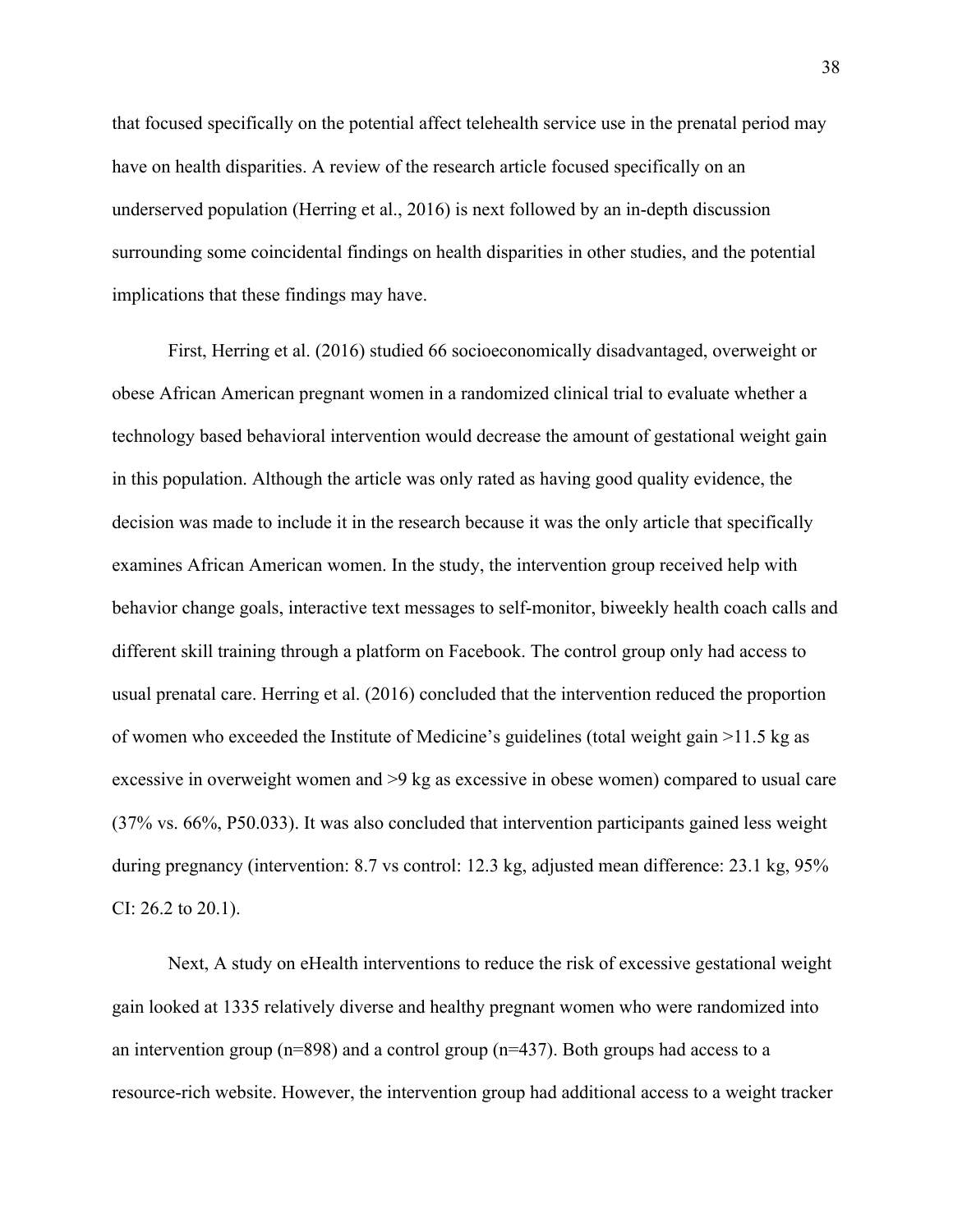that focused specifically on the potential affect telehealth service use in the prenatal period may have on health disparities. A review of the research article focused specifically on an underserved population (Herring et al., 2016) is next followed by an in-depth discussion surrounding some coincidental findings on health disparities in other studies, and the potential implications that these findings may have.

First, Herring et al. (2016) studied 66 socioeconomically disadvantaged, overweight or obese African American pregnant women in a randomized clinical trial to evaluate whether a technology based behavioral intervention would decrease the amount of gestational weight gain in this population. Although the article was only rated as having good quality evidence, the decision was made to include it in the research because it was the only article that specifically examines African American women. In the study, the intervention group received help with behavior change goals, interactive text messages to self-monitor, biweekly health coach calls and different skill training through a platform on Facebook. The control group only had access to usual prenatal care. Herring et al. (2016) concluded that the intervention reduced the proportion of women who exceeded the Institute of Medicine's guidelines (total weight gain >11.5 kg as excessive in overweight women and >9 kg as excessive in obese women) compared to usual care (37% vs. 66%, P50.033). It was also concluded that intervention participants gained less weight during pregnancy (intervention: 8.7 vs control: 12.3 kg, adjusted mean difference: 23.1 kg, 95% CI: 26.2 to 20.1).

Next, A study on eHealth interventions to reduce the risk of excessive gestational weight gain looked at 1335 relatively diverse and healthy pregnant women who were randomized into an intervention group (n=898) and a control group (n=437). Both groups had access to a resource-rich website. However, the intervention group had additional access to a weight tracker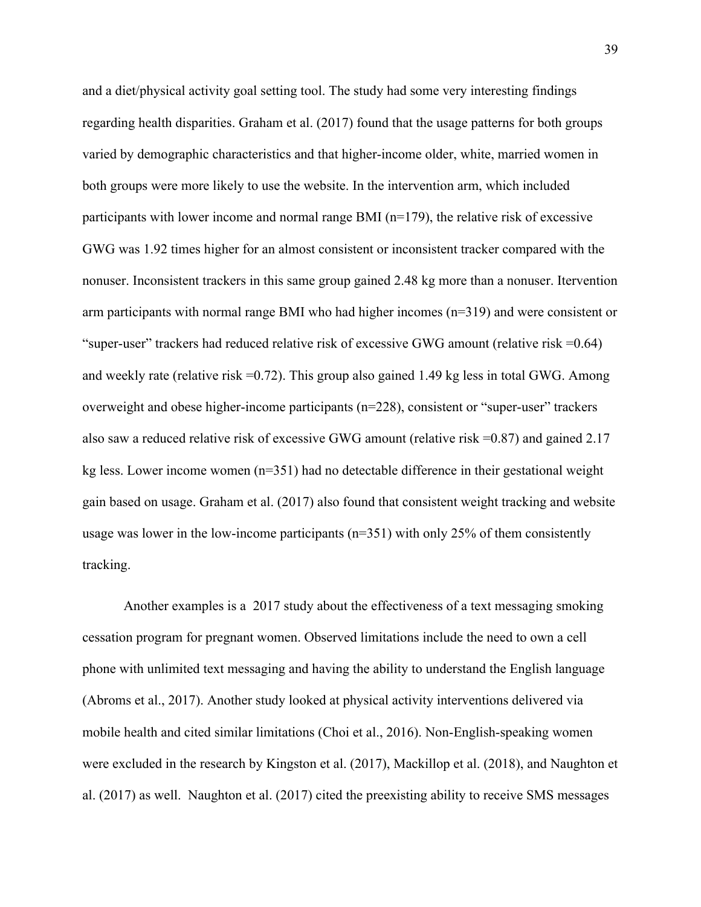and a diet/physical activity goal setting tool. The study had some very interesting findings regarding health disparities. Graham et al. (2017) found that the usage patterns for both groups varied by demographic characteristics and that higher-income older, white, married women in both groups were more likely to use the website. In the intervention arm, which included participants with lower income and normal range BMI (n=179), the relative risk of excessive GWG was 1.92 times higher for an almost consistent or inconsistent tracker compared with the nonuser. Inconsistent trackers in this same group gained 2.48 kg more than a nonuser. Itervention arm participants with normal range BMI who had higher incomes (n=319) and were consistent or "super-user" trackers had reduced relative risk of excessive GWG amount (relative risk =0.64) and weekly rate (relative risk =0.72). This group also gained 1.49 kg less in total GWG. Among overweight and obese higher-income participants (n=228), consistent or "super-user" trackers also saw a reduced relative risk of excessive GWG amount (relative risk =0.87) and gained 2.17 kg less. Lower income women (n=351) had no detectable difference in their gestational weight gain based on usage. Graham et al. (2017) also found that consistent weight tracking and website usage was lower in the low-income participants (n=351) with only 25% of them consistently tracking.

Another examples is a 2017 study about the effectiveness of a text messaging smoking cessation program for pregnant women. Observed limitations include the need to own a cell phone with unlimited text messaging and having the ability to understand the English language (Abroms et al., 2017). Another study looked at physical activity interventions delivered via mobile health and cited similar limitations (Choi et al., 2016). Non-English-speaking women were excluded in the research by Kingston et al. (2017), Mackillop et al. (2018), and Naughton et al. (2017) as well. Naughton et al. (2017) cited the preexisting ability to receive SMS messages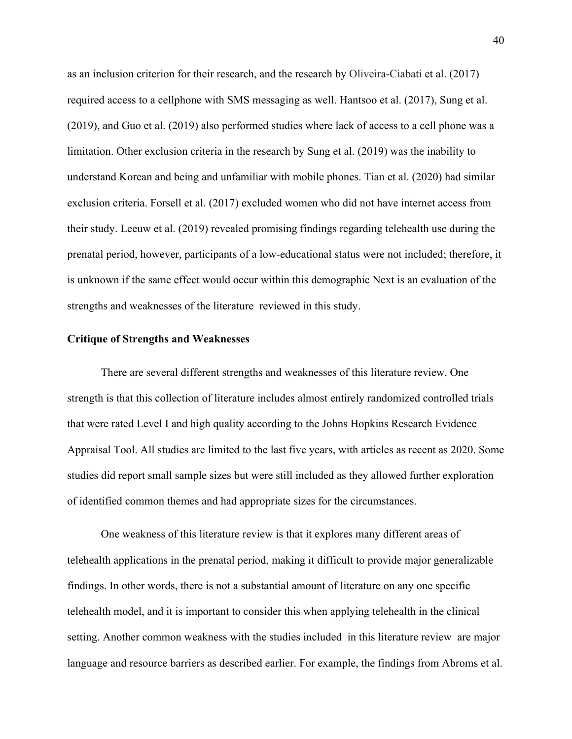as an inclusion criterion for their research, and the research by Oliveira-Ciabati et al. (2017) required access to a cellphone with SMS messaging as well. Hantsoo et al. (2017), Sung et al. (2019), and Guo et al. (2019) also performed studies where lack of access to a cell phone was a limitation. Other exclusion criteria in the research by Sung et al. (2019) was the inability to understand Korean and being and unfamiliar with mobile phones. Tian et al. (2020) had similar exclusion criteria. Forsell et al. (2017) excluded women who did not have internet access from their study. Leeuw et al. (2019) revealed promising findings regarding telehealth use during the prenatal period, however, participants of a low-educational status were not included; therefore, it is unknown if the same effect would occur within this demographic Next is an evaluation of the strengths and weaknesses of the literature reviewed in this study.

**Critique of Strengths and Weaknesses**

There are several different strengths and weaknesses of this literature review. One strength is that this collection of literature includes almost entirely randomized controlled trials that were rated Level I and high quality according to the Johns Hopkins Research Evidence Appraisal Tool. All studies are limited to the last five years, with articles as recent as 2020. Some studies did report small sample sizes but were still included as they allowed further exploration of identified common themes and had appropriate sizes for the circumstances.

One weakness of this literature review is that it explores many different areas of telehealth applications in the prenatal period, making it difficult to provide major generalizable findings. In other words, there is not a substantial amount of literature on any one specific telehealth model, and it is important to consider this when applying telehealth in the clinical setting. Another common weakness with the studies included in this literature review are major language and resource barriers as described earlier. For example, the findings from Abroms et al.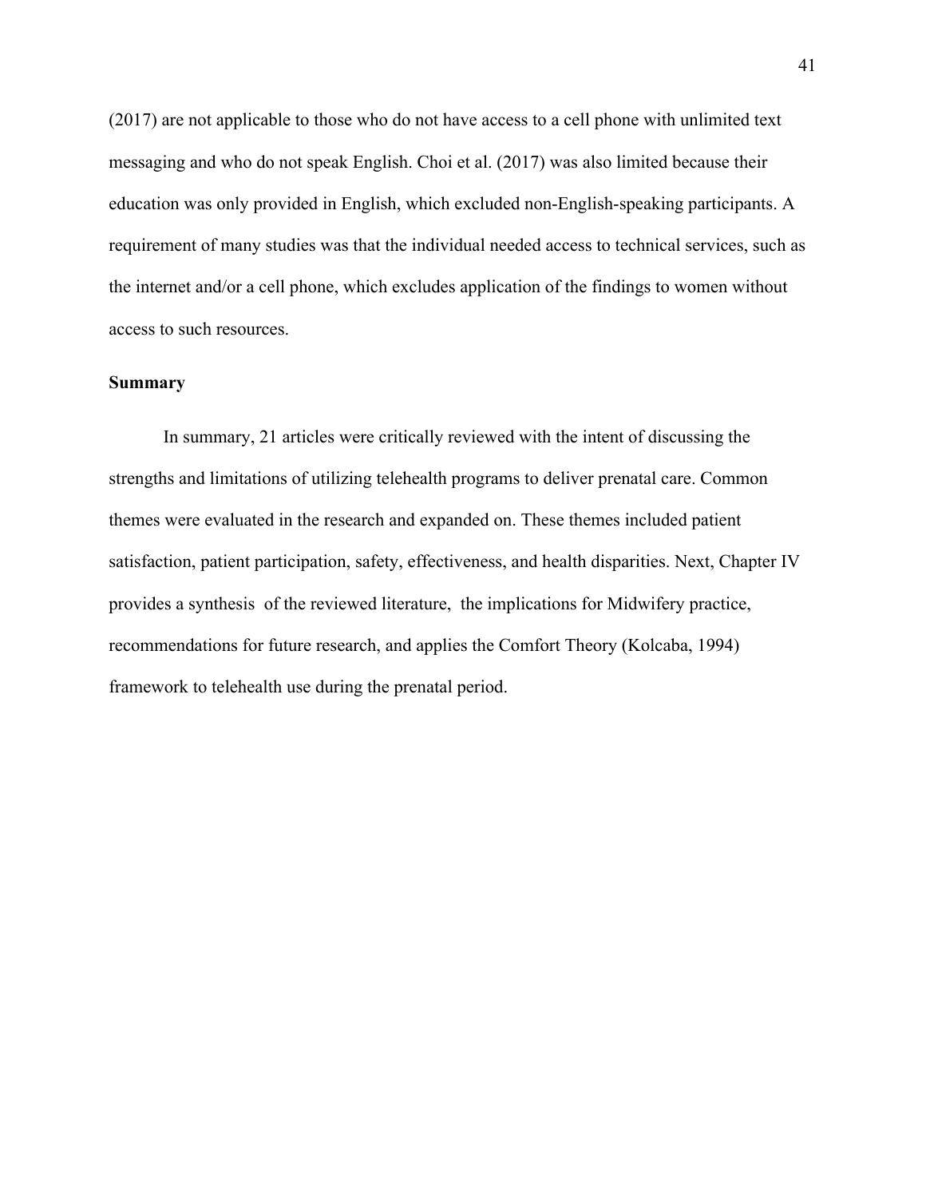(2017) are not applicable to those who do not have access to a cell phone with unlimited text messaging and who do not speak English. Choi et al. (2017) was also limited because their education was only provided in English, which excluded non-English-speaking participants. A requirement of many studies was that the individual needed access to technical services, such as the internet and/or a cell phone, which excludes application of the findings to women without access to such resources.

**Summary**

In summary, 21 articles were critically reviewed with the intent of discussing the strengths and limitations of utilizing telehealth programs to deliver prenatal care. Common themes were evaluated in the research and expanded on. These themes included patient satisfaction, patient participation, safety, effectiveness, and health disparities. Next, Chapter IV provides a synthesis of the reviewed literature, the implications for Midwifery practice, recommendations for future research, and applies the Comfort Theory (Kolcaba, 1994) framework to telehealth use during the prenatal period.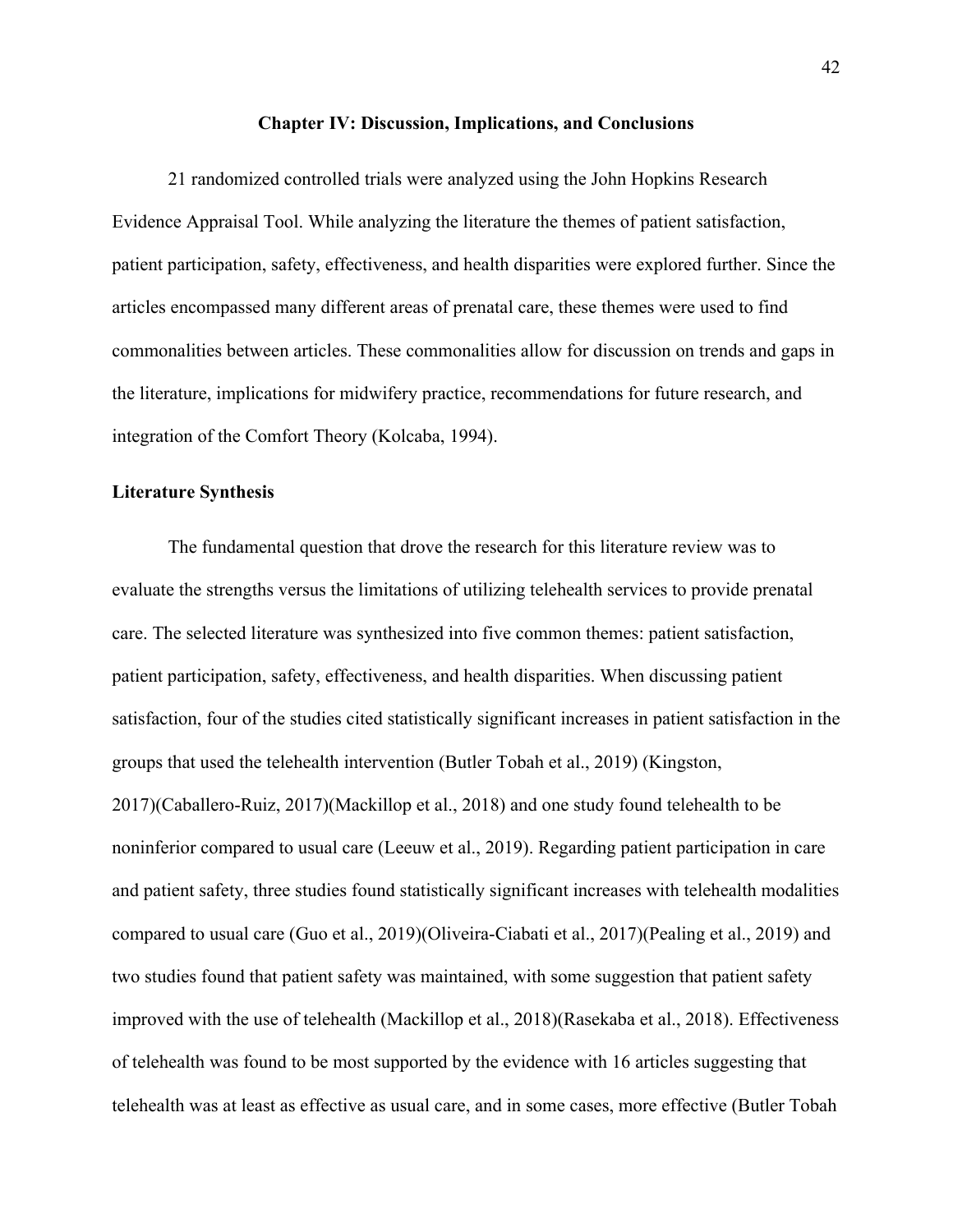## Chapter IV: Discussion, Implications, and Conclusions

21 randomized controlled trials were analyzed using the John Hopkins Research Evidence Appraisal Tool. While analyzing the literature the themes of patient satisfaction, patient participation, safety, effectiveness, and health disparities were explored further. Since the articles encompassed many different areas of prenatal care, these themes were used to find commonalities between articles. These commonalities allow for discussion on trends and gaps in the literature, implications for midwifery practice, recommendations for future research, and integration of the Comfort Theory (Kolcaba, 1994).

### Literature Synthesis

The fundamental question that drove the research for this literature review was to evaluate the strengths versus the limitations of utilizing telehealth services to provide prenatal care. The selected literature was synthesized into five common themes: patient satisfaction, patient participation, safety, effectiveness, and health disparities. When discussing patient satisfaction, four of the studies cited statistically significant increases in patient satisfaction in the groups that used the telehealth intervention (Butler Tobah et al., 2019) (Kingston, 2017)(Caballero-Ruiz, 2017)(Mackillop et al., 2018) and one study found telehealth to be noninferior compared to usual care (Leeuw et al., 2019). Regarding patient participation in care and patient safety, three studies found statistically significant increases with telehealth modalities compared to usual care (Guo et al., 2019)(Oliveira-Ciabati et al., 2017)(Pealing et al., 2019) and two studies found that patient safety was maintained, with some suggestion that patient safety improved with the use of telehealth (Mackillop et al., 2018)(Rasekaba et al., 2018). Effectiveness of telehealth was found to be most supported by the evidence with 16 articles suggesting that telehealth was at least as effective as usual care, and in some cases, more effective (Butler Tobah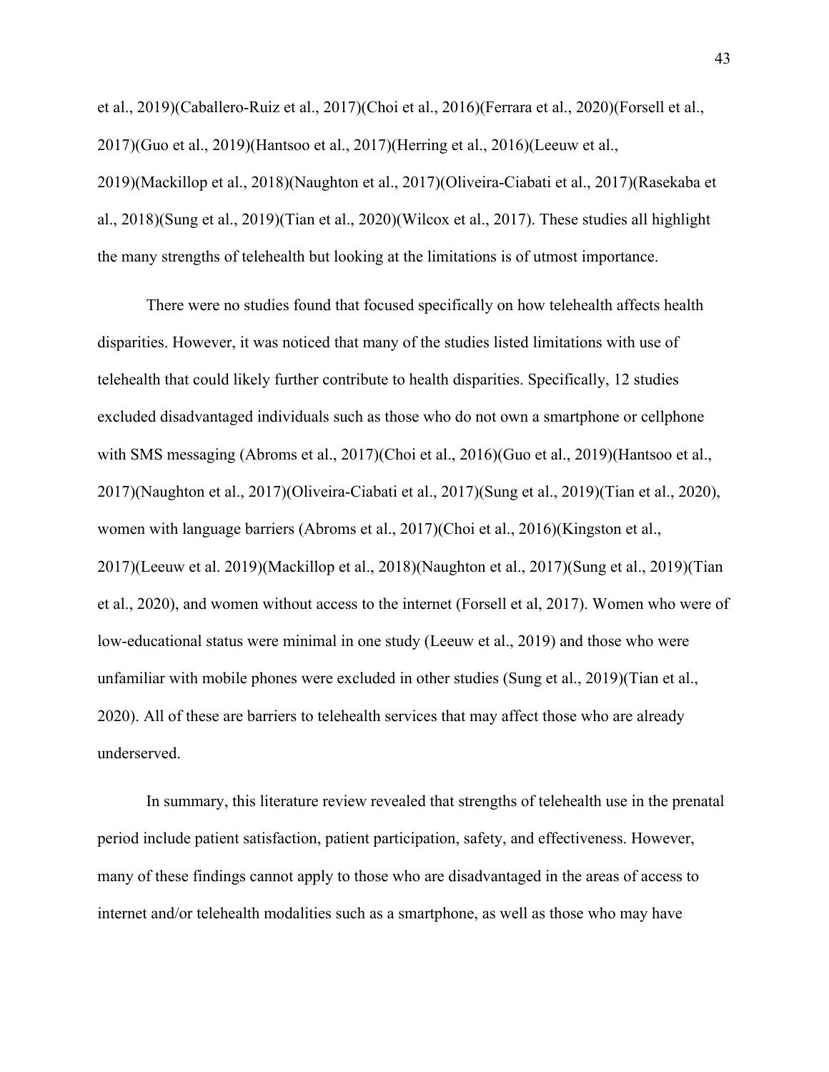et al., 2019)(Caballero-Ruiz et al., 2017)(Choi et al., 2016)(Ferrara et al., 2020)(Forsell et al., 2017)(Guo et al., 2019)(Hantsoo et al., 2017)(Herring et al., 2016)(Leeuw et al., 2019)(Mackillop et al., 2018)(Naughton et al., 2017)(Oliveira-Ciabati et al., 2017)(Rasekaba et al., 2018)(Sung et al., 2019)(Tian et al., 2020)(Wilcox et al., 2017). These studies all highlight the many strengths of telehealth but looking at the limitations is of utmost importance.

There were no studies found that focused specifically on how telehealth affects health disparities. However, it was noticed that many of the studies listed limitations with use of telehealth that could likely further contribute to health disparities. Specifically, 12 studies excluded disadvantaged individuals such as those who do not own a smartphone or cellphone with SMS messaging (Abroms et al., 2017)(Choi et al., 2016)(Guo et al., 2019)(Hantsoo et al., 2017)(Naughton et al., 2017)(Oliveira-Ciabati et al., 2017)(Sung et al., 2019)(Tian et al., 2020), women with language barriers (Abroms et al., 2017)(Choi et al., 2016)(Kingston et al., 2017)(Leeuw et al. 2019)(Mackillop et al., 2018)(Naughton et al., 2017)(Sung et al., 2019)(Tian et al., 2020), and women without access to the internet (Forsell et al, 2017). Women who were of low-educational status were minimal in one study (Leeuw et al., 2019) and those who were unfamiliar with mobile phones were excluded in other studies (Sung et al., 2019)(Tian et al., 2020). All of these are barriers to telehealth services that may affect those who are already underserved.

In summary, this literature review revealed that strengths of telehealth use in the prenatal period include patient satisfaction, patient participation, safety, and effectiveness. However, many of these findings cannot apply to those who are disadvantaged in the areas of access to internet and/or telehealth modalities such as a smartphone, as well as those who may have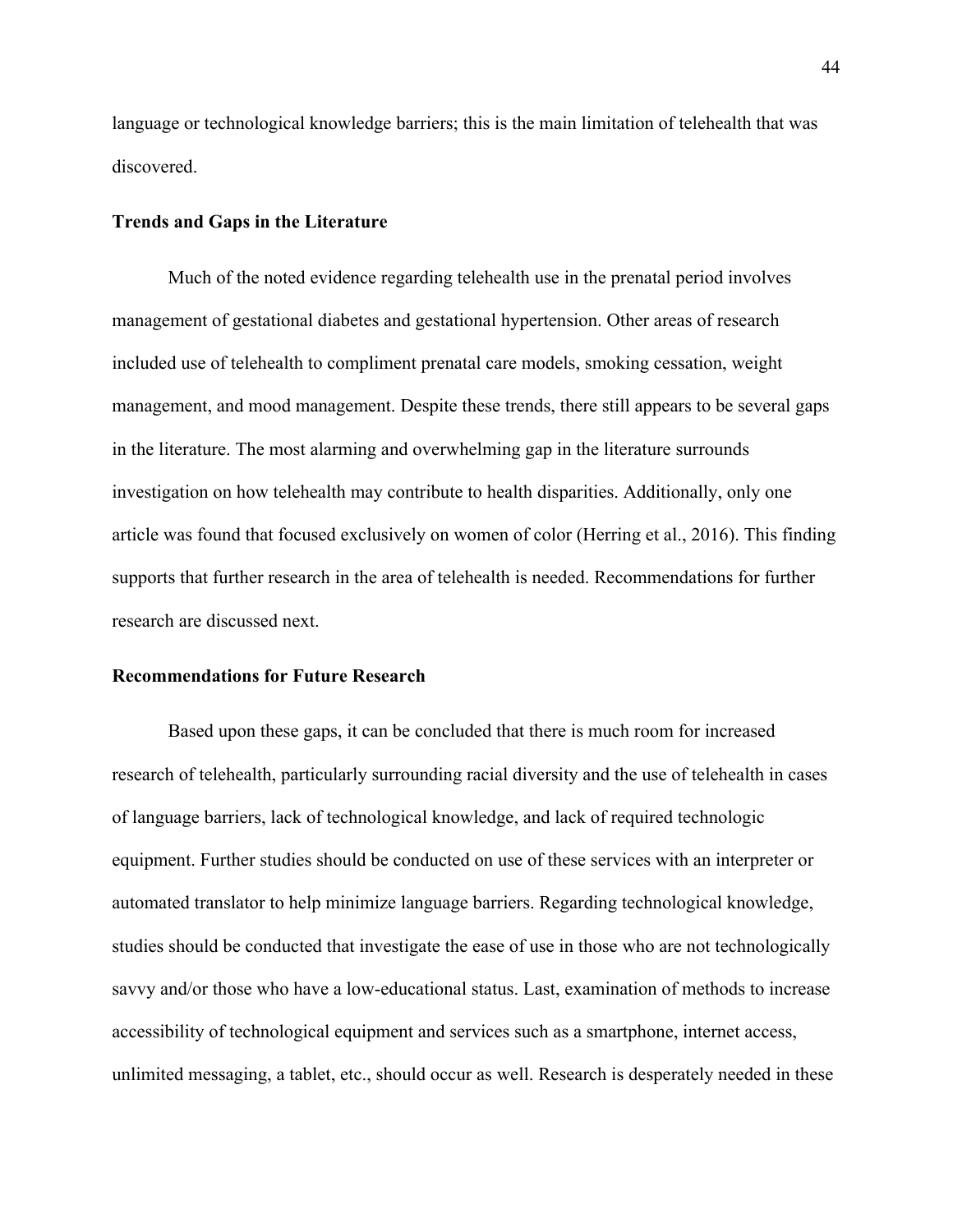language or technological knowledge barriers; this is the main limitation of telehealth that was discovered.

### Trends and Gaps in the Literature

Much of the noted evidence regarding telehealth use in the prenatal period involves management of gestational diabetes and gestational hypertension. Other areas of research included use of telehealth to compliment prenatal care models, smoking cessation, weight management, and mood management. Despite these trends, there still appears to be several gaps in the literature. The most alarming and overwhelming gap in the literature surrounds investigation on how telehealth may contribute to health disparities. Additionally, only one article was found that focused exclusively on women of color (Herring et al., 2016). This finding supports that further research in the area of telehealth is needed. Recommendations for further research are discussed next.

### Recommendations for Future Research

Based upon these gaps, it can be concluded that there is much room for increased research of telehealth, particularly surrounding racial diversity and the use of telehealth in cases of language barriers, lack of technological knowledge, and lack of required technologic equipment. Further studies should be conducted on use of these services with an interpreter or automated translator to help minimize language barriers. Regarding technological knowledge, studies should be conducted that investigate the ease of use in those who are not technologically savvy and/or those who have a low-educational status. Last, examination of methods to increase accessibility of technological equipment and services such as a smartphone, internet access, unlimited messaging, a tablet, etc., should occur as well. Research is desperately needed in these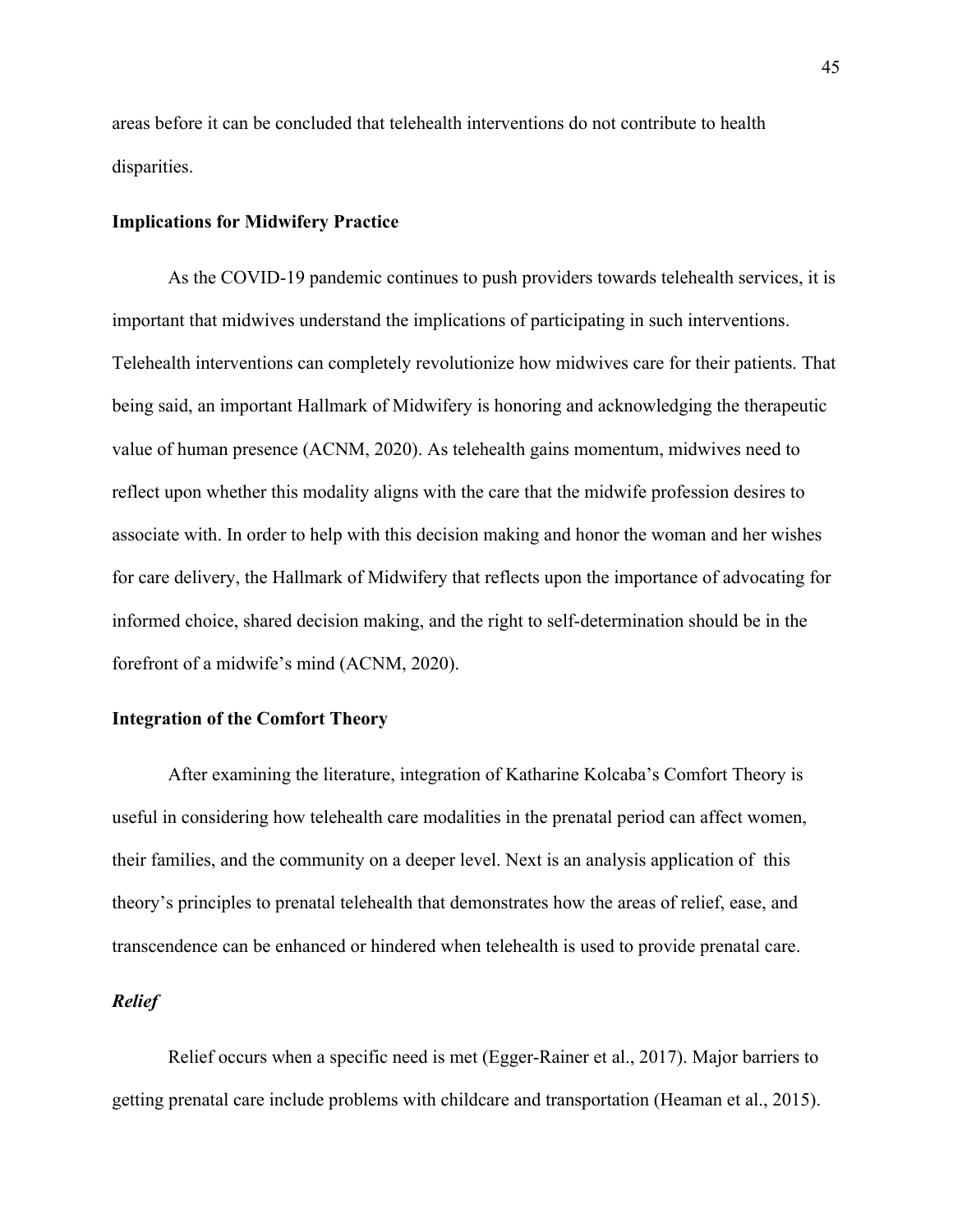areas before it can be concluded that telehealth interventions do not contribute to health disparities.

### Implications for Midwifery Practice

As the COVID-19 pandemic continues to push providers towards telehealth services, it is important that midwives understand the implications of participating in such interventions. Telehealth interventions can completely revolutionize how midwives care for their patients. That being said, an important Hallmark of Midwifery is honoring and acknowledging the therapeutic value of human presence (ACNM, 2020). As telehealth gains momentum, midwives need to reflect upon whether this modality aligns with the care that the midwife profession desires to associate with. In order to help with this decision making and honor the woman and her wishes for care delivery, the Hallmark of Midwifery that reflects upon the importance of advocating for informed choice, shared decision making, and the right to self-determination should be in the forefront of a midwife's mind (ACNM, 2020).

### Integration of the Comfort Theory

After examining the literature, integration of Katharine Kolcaba's Comfort Theory is useful in considering how telehealth care modalities in the prenatal period can affect women, their families, and the community on a deeper level. Next is an analysis application of this theory's principles to prenatal telehealth that demonstrates how the areas of relief, ease, and transcendence can be enhanced or hindered when telehealth is used to provide prenatal care.

#### *Relief*

Relief occurs when a specific need is met (Egger-Rainer et al., 2017). Major barriers to getting prenatal care include problems with childcare and transportation (Heaman et al., 2015).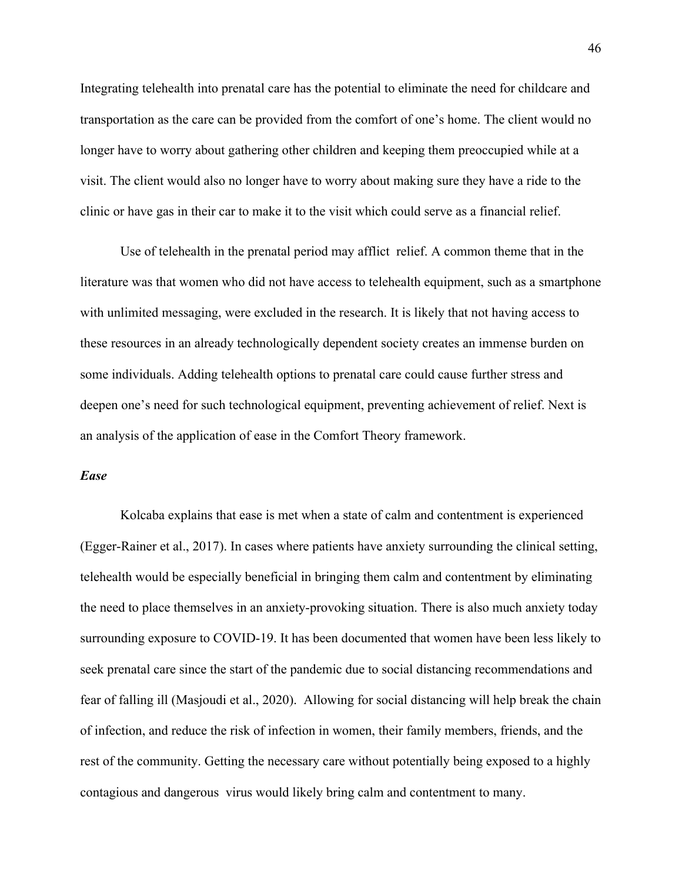Integrating telehealth into prenatal care has the potential to eliminate the need for childcare and transportation as the care can be provided from the comfort of one's home. The client would no longer have to worry about gathering other children and keeping them preoccupied while at a visit. The client would also no longer have to worry about making sure they have a ride to the clinic or have gas in their car to make it to the visit which could serve as a financial relief.

Use of telehealth in the prenatal period may afflict relief. A common theme that in the literature was that women who did not have access to telehealth equipment, such as a smartphone with unlimited messaging, were excluded in the research. It is likely that not having access to these resources in an already technologically dependent society creates an immense burden on some individuals. Adding telehealth options to prenatal care could cause further stress and deepen one's need for such technological equipment, preventing achievement of relief. Next is an analysis of the application of ease in the Comfort Theory framework.

***Ease***

Kolcaba explains that ease is met when a state of calm and contentment is experienced (Egger-Rainer et al., 2017). In cases where patients have anxiety surrounding the clinical setting, telehealth would be especially beneficial in bringing them calm and contentment by eliminating the need to place themselves in an anxiety-provoking situation. There is also much anxiety today surrounding exposure to COVID-19. It has been documented that women have been less likely to seek prenatal care since the start of the pandemic due to social distancing recommendations and fear of falling ill (Masjoudi et al., 2020). Allowing for social distancing will help break the chain of infection, and reduce the risk of infection in women, their family members, friends, and the rest of the community. Getting the necessary care without potentially being exposed to a highly contagious and dangerous virus would likely bring calm and contentment to many.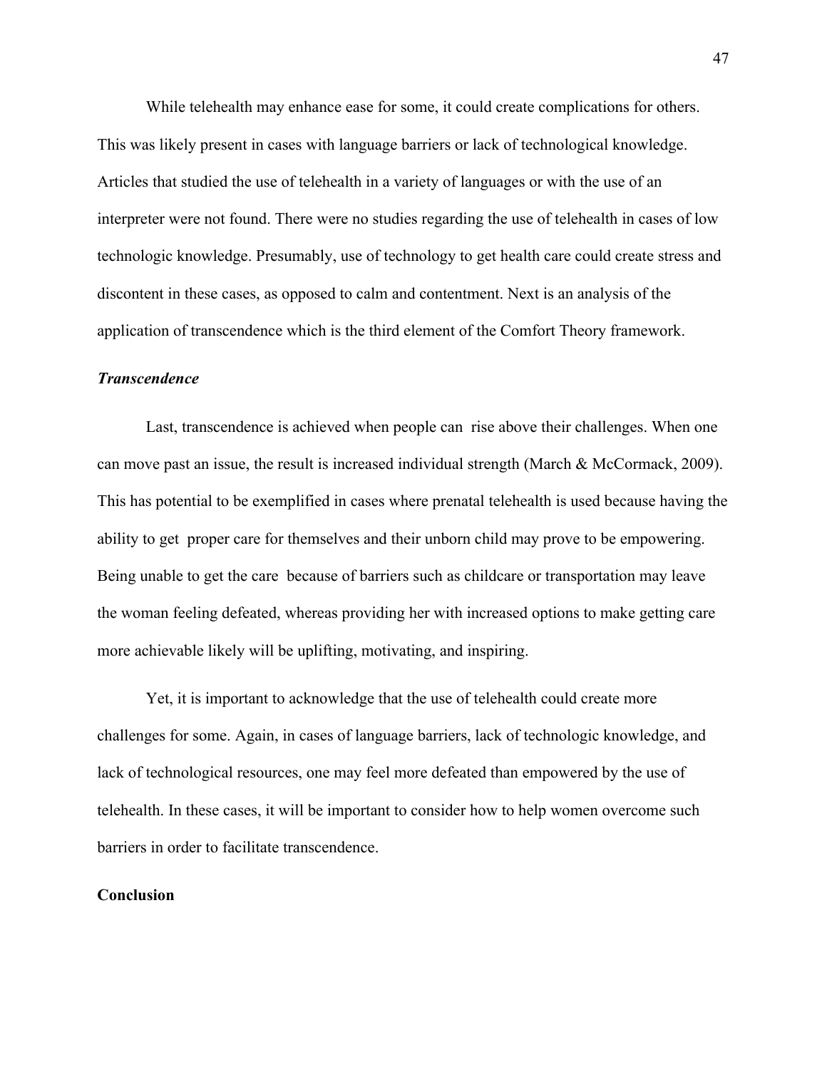While telehealth may enhance ease for some, it could create complications for others. This was likely present in cases with language barriers or lack of technological knowledge. Articles that studied the use of telehealth in a variety of languages or with the use of an interpreter were not found. There were no studies regarding the use of telehealth in cases of low technologic knowledge. Presumably, use of technology to get health care could create stress and discontent in these cases, as opposed to calm and contentment. Next is an analysis of the application of transcendence which is the third element of the Comfort Theory framework.

### ***Transcendence***

Last, transcendence is achieved when people can rise above their challenges. When one can move past an issue, the result is increased individual strength (March & McCormack, 2009). This has potential to be exemplified in cases where prenatal telehealth is used because having the ability to get proper care for themselves and their unborn child may prove to be empowering. Being unable to get the care because of barriers such as childcare or transportation may leave the woman feeling defeated, whereas providing her with increased options to make getting care more achievable likely will be uplifting, motivating, and inspiring.

Yet, it is important to acknowledge that the use of telehealth could create more challenges for some. Again, in cases of language barriers, lack of technologic knowledge, and lack of technological resources, one may feel more defeated than empowered by the use of telehealth. In these cases, it will be important to consider how to help women overcome such barriers in order to facilitate transcendence.

## **Conclusion**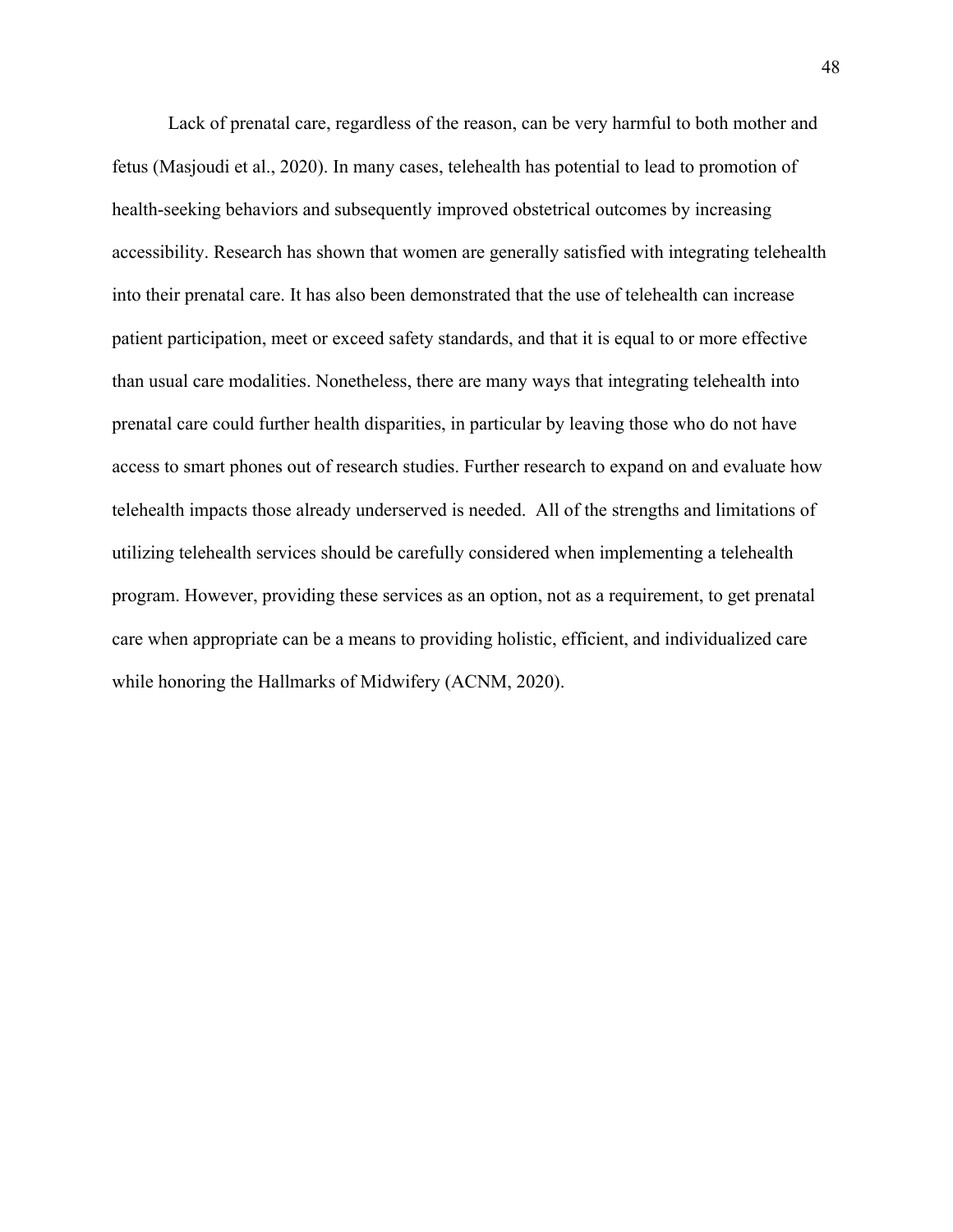Lack of prenatal care, regardless of the reason, can be very harmful to both mother and fetus (Masjoudi et al., 2020). In many cases, telehealth has potential to lead to promotion of health-seeking behaviors and subsequently improved obstetrical outcomes by increasing accessibility. Research has shown that women are generally satisfied with integrating telehealth into their prenatal care. It has also been demonstrated that the use of telehealth can increase patient participation, meet or exceed safety standards, and that it is equal to or more effective than usual care modalities. Nonetheless, there are many ways that integrating telehealth into prenatal care could further health disparities, in particular by leaving those who do not have access to smart phones out of research studies. Further research to expand on and evaluate how telehealth impacts those already underserved is needed. All of the strengths and limitations of utilizing telehealth services should be carefully considered when implementing a telehealth program. However, providing these services as an option, not as a requirement, to get prenatal care when appropriate can be a means to providing holistic, efficient, and individualized care while honoring the Hallmarks of Midwifery (ACNM, 2020).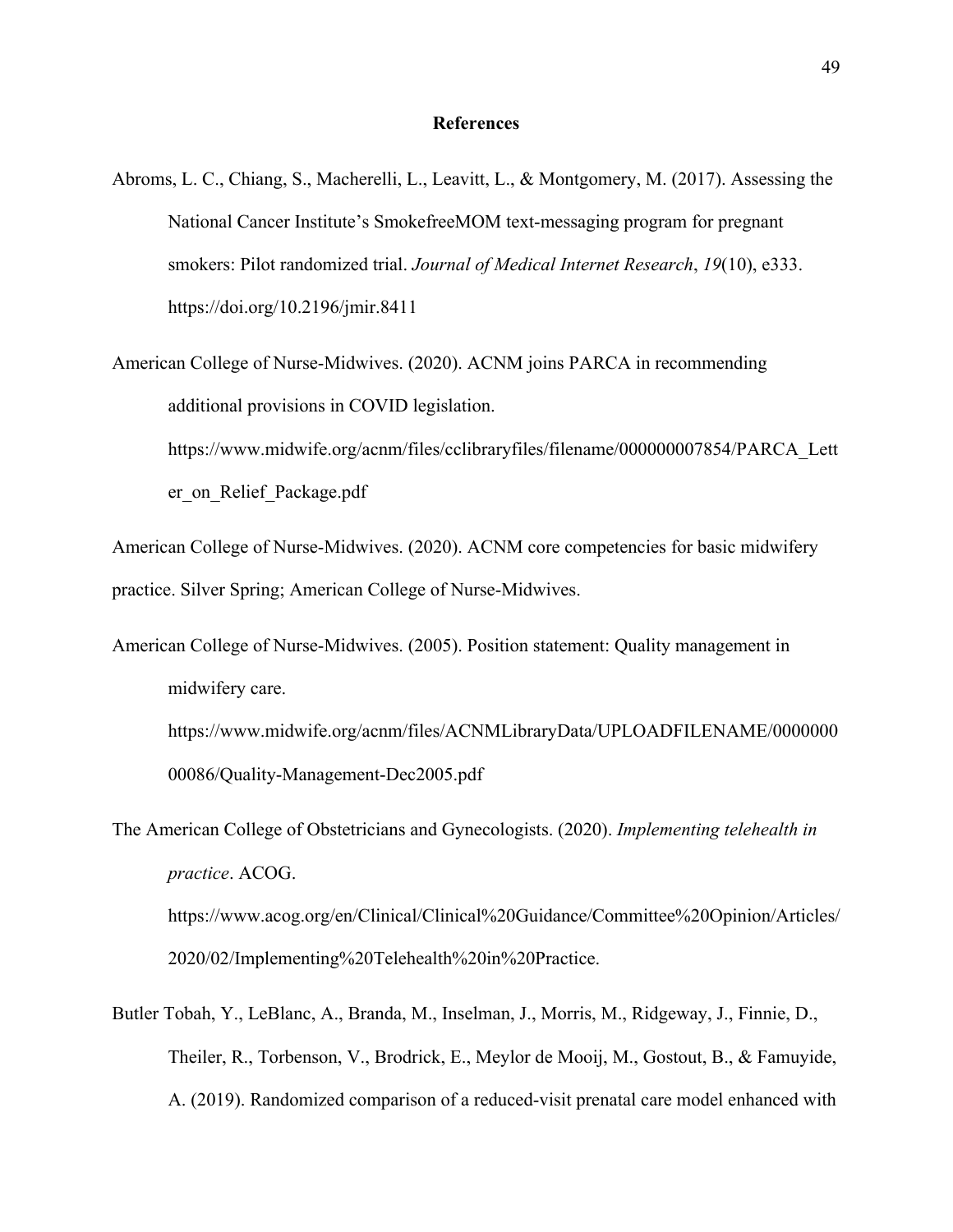# References

Abroms, L. C., Chiang, S., Macherelli, L., Leavitt, L., & Montgomery, M. (2017). Assessing the National Cancer Institute's SmokefreeMOM text-messaging program for pregnant smokers: Pilot randomized trial. *Journal of Medical Internet Research*, *19*(10), e333. https://doi.org/10.2196/jmir.8411

American College of Nurse-Midwives. (2020). ACNM joins PARCA in recommending additional provisions in COVID legislation. https://www.midwife.org/acnm/files/cclibraryfiles/filename/000000007854/PARCA_Letter_on_Relief_Package.pdf

American College of Nurse-Midwives. (2020). ACNM core competencies for basic midwifery practice. Silver Spring; American College of Nurse-Midwives.

American College of Nurse-Midwives. (2005). Position statement: Quality management in midwifery care. https://www.midwife.org/acnm/files/ACNMLibraryData/UPLOADFILENAME/000000000086/Quality-Management-Dec2005.pdf

The American College of Obstetricians and Gynecologists. (2020). *Implementing telehealth in practice*. ACOG. https://www.acog.org/en/Clinical/Clinical%20Guidance/Committee%20Opinion/Articles/2020/02/Implementing%20Telehealth%20in%20Practice.

Butler Tobah, Y., LeBlanc, A., Branda, M., Inselman, J., Morris, M., Ridgeway, J., Finnie, D., Theiler, R., Torbenson, V., Brodrick, E., Meylor de Mooij, M., Gostout, B., & Famuyide, A. (2019). Randomized comparison of a reduced-visit prenatal care model enhanced with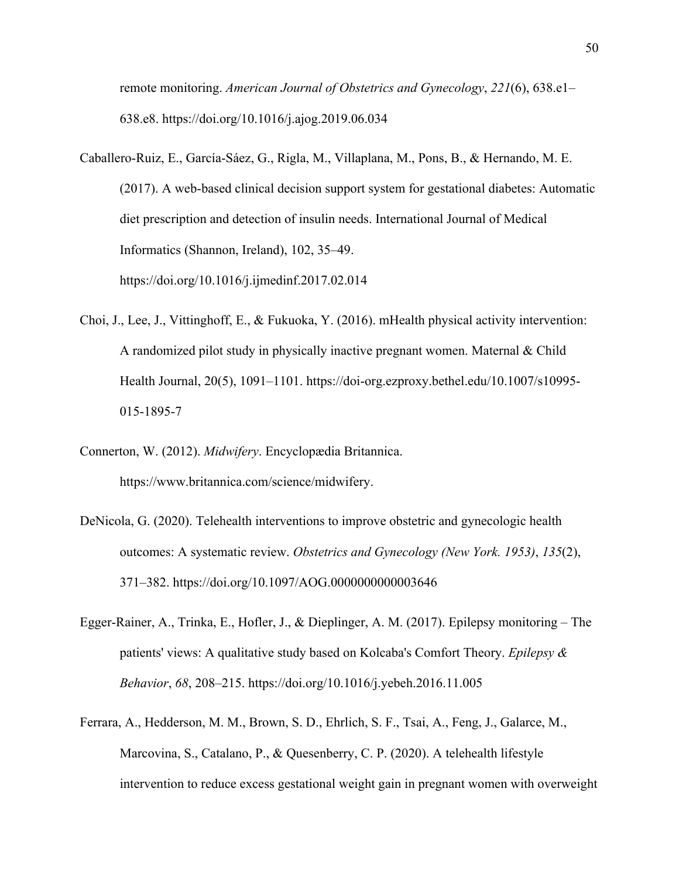remote monitoring. *American Journal of Obstetrics and Gynecology*, *221*(6), 638.e1–638.e8. https://doi.org/10.1016/j.ajog.2019.06.034

Caballero-Ruiz, E., García-Sáez, G., Rigla, M., Villaplana, M., Pons, B., & Hernando, M. E. (2017). A web-based clinical decision support system for gestational diabetes: Automatic diet prescription and detection of insulin needs. International Journal of Medical Informatics (Shannon, Ireland), 102, 35–49. https://doi.org/10.1016/j.ijmedinf.2017.02.014

Choi, J., Lee, J., Vittinghoff, E., & Fukuoka, Y. (2016). mHealth physical activity intervention: A randomized pilot study in physically inactive pregnant women. Maternal & Child Health Journal, 20(5), 1091–1101. https://doi-org.ezproxy.bethel.edu/10.1007/s10995-015-1895-7

Connerton, W. (2012). *Midwifery*. Encyclopædia Britannica. https://www.britannica.com/science/midwifery.

DeNicola, G. (2020). Telehealth interventions to improve obstetric and gynecologic health outcomes: A systematic review. *Obstetrics and Gynecology (New York. 1953)*, *135*(2), 371–382. https://doi.org/10.1097/AOG.0000000000003646

Egger-Rainer, A., Trinka, E., Hofler, J., & Dieplinger, A. M. (2017). Epilepsy monitoring – The patients' views: A qualitative study based on Kolcaba's Comfort Theory. *Epilepsy & Behavior*, *68*, 208–215. https://doi.org/10.1016/j.yebeh.2016.11.005

Ferrara, A., Hedderson, M. M., Brown, S. D., Ehrlich, S. F., Tsai, A., Feng, J., Galarce, M., Marcovina, S., Catalano, P., & Quesenberry, C. P. (2020). A telehealth lifestyle intervention to reduce excess gestational weight gain in pregnant women with overweight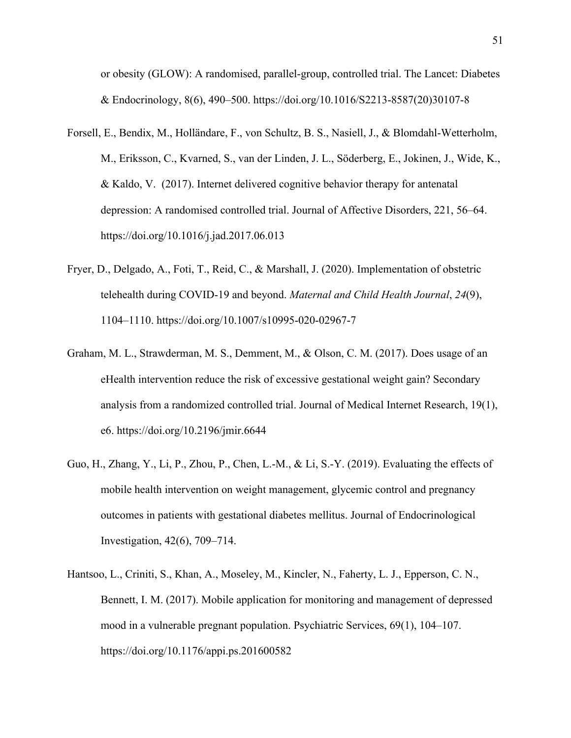or obesity (GLOW): A randomised, parallel-group, controlled trial. The Lancet: Diabetes & Endocrinology, 8(6), 490–500. https://doi.org/10.1016/S2213-8587(20)30107-8

Forsell, E., Bendix, M., Holländare, F., von Schultz, B. S., Nasiell, J., & Blomdahl-Wetterholm, M., Eriksson, C., Kvarned, S., van der Linden, J. L., Söderberg, E., Jokinen, J., Wide, K., & Kaldo, V. (2017). Internet delivered cognitive behavior therapy for antenatal depression: A randomised controlled trial. Journal of Affective Disorders, 221, 56–64. https://doi.org/10.1016/j.jad.2017.06.013

Fryer, D., Delgado, A., Foti, T., Reid, C., & Marshall, J. (2020). Implementation of obstetric telehealth during COVID-19 and beyond. *Maternal and Child Health Journal*, *24*(9), 1104–1110. https://doi.org/10.1007/s10995-020-02967-7

Graham, M. L., Strawderman, M. S., Demment, M., & Olson, C. M. (2017). Does usage of an eHealth intervention reduce the risk of excessive gestational weight gain? Secondary analysis from a randomized controlled trial. Journal of Medical Internet Research, 19(1), e6. https://doi.org/10.2196/jmir.6644

Guo, H., Zhang, Y., Li, P., Zhou, P., Chen, L.-M., & Li, S.-Y. (2019). Evaluating the effects of mobile health intervention on weight management, glycemic control and pregnancy outcomes in patients with gestational diabetes mellitus. Journal of Endocrinological Investigation, 42(6), 709–714.

Hantsoo, L., Criniti, S., Khan, A., Moseley, M., Kincler, N., Faherty, L. J., Epperson, C. N., Bennett, I. M. (2017). Mobile application for monitoring and management of depressed mood in a vulnerable pregnant population. Psychiatric Services, 69(1), 104–107. https://doi.org/10.1176/appi.ps.201600582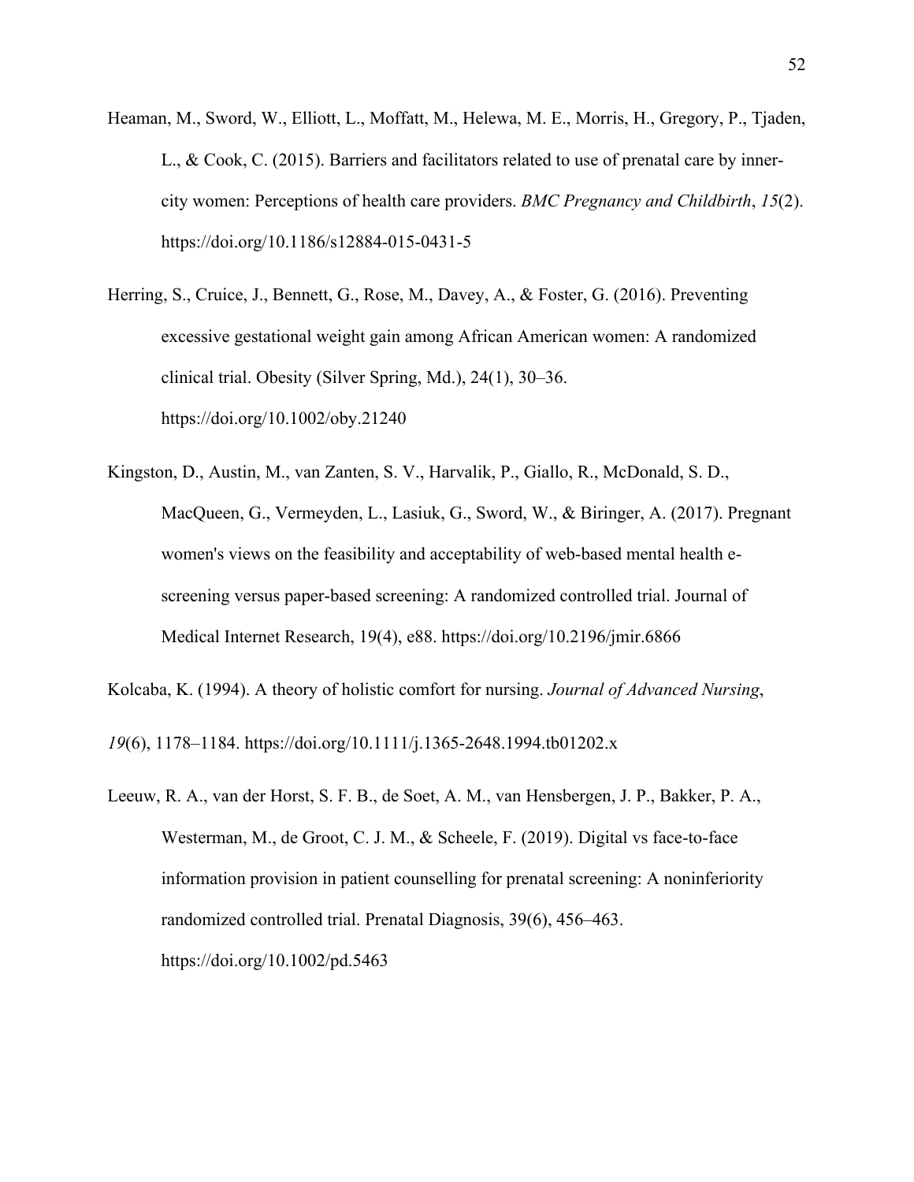Heaman, M., Sword, W., Elliott, L., Moffatt, M., Helewa, M. E., Morris, H., Gregory, P., Tjaden, L., & Cook, C. (2015). Barriers and facilitators related to use of prenatal care by inner-city women: Perceptions of health care providers. *BMC Pregnancy and Childbirth*, *15*(2). https://doi.org/10.1186/s12884-015-0431-5

Herring, S., Cruice, J., Bennett, G., Rose, M., Davey, A., & Foster, G. (2016). Preventing excessive gestational weight gain among African American women: A randomized clinical trial. Obesity (Silver Spring, Md.), 24(1), 30–36. https://doi.org/10.1002/oby.21240

Kingston, D., Austin, M., van Zanten, S. V., Harvalik, P., Giallo, R., McDonald, S. D., MacQueen, G., Vermeyden, L., Lasiuk, G., Sword, W., & Biringer, A. (2017). Pregnant women's views on the feasibility and acceptability of web-based mental health e-screening versus paper-based screening: A randomized controlled trial. Journal of Medical Internet Research, 19(4), e88. https://doi.org/10.2196/jmir.6866

Kolcaba, K. (1994). A theory of holistic comfort for nursing. *Journal of Advanced Nursing*, *19*(6), 1178–1184. https://doi.org/10.1111/j.1365-2648.1994.tb01202.x

Leeuw, R. A., van der Horst, S. F. B., de Soet, A. M., van Hensbergen, J. P., Bakker, P. A., Westerman, M., de Groot, C. J. M., & Scheele, F. (2019). Digital vs face-to-face information provision in patient counselling for prenatal screening: A noninferiority randomized controlled trial. Prenatal Diagnosis, 39(6), 456–463. https://doi.org/10.1002/pd.5463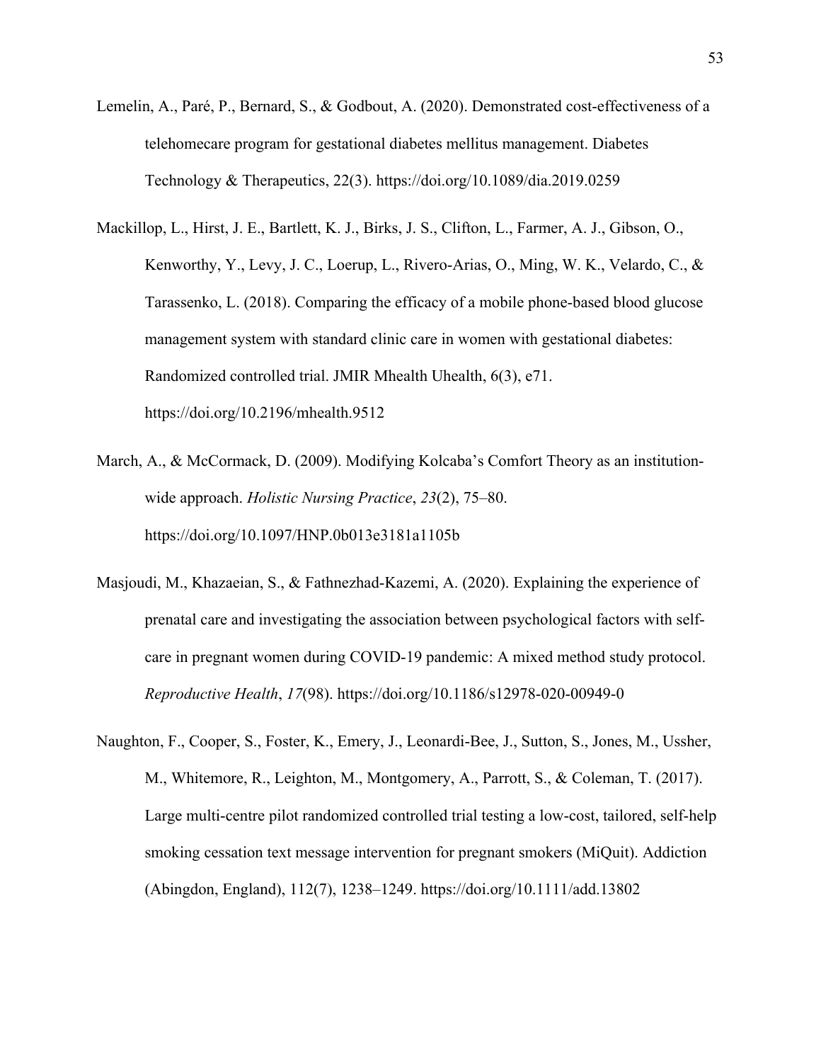Lemelin, A., Paré, P., Bernard, S., & Godbout, A. (2020). Demonstrated cost-effectiveness of a telehomecare program for gestational diabetes mellitus management. Diabetes Technology & Therapeutics, 22(3). https://doi.org/10.1089/dia.2019.0259

Mackillop, L., Hirst, J. E., Bartlett, K. J., Birks, J. S., Clifton, L., Farmer, A. J., Gibson, O., Kenworthy, Y., Levy, J. C., Loerup, L., Rivero-Arias, O., Ming, W. K., Velardo, C., & Tarassenko, L. (2018). Comparing the efficacy of a mobile phone-based blood glucose management system with standard clinic care in women with gestational diabetes: Randomized controlled trial. JMIR Mhealth Uhealth, 6(3), e71. https://doi.org/10.2196/mhealth.9512

March, A., & McCormack, D. (2009). Modifying Kolcaba's Comfort Theory as an institution-wide approach. *Holistic Nursing Practice*, *23*(2), 75–80. https://doi.org/10.1097/HNP.0b013e3181a1105b

Masjoudi, M., Khazaeian, S., & Fathnezhad-Kazemi, A. (2020). Explaining the experience of prenatal care and investigating the association between psychological factors with self-care in pregnant women during COVID-19 pandemic: A mixed method study protocol. *Reproductive Health*, *17*(98). https://doi.org/10.1186/s12978-020-00949-0

Naughton, F., Cooper, S., Foster, K., Emery, J., Leonardi-Bee, J., Sutton, S., Jones, M., Ussher, M., Whitemore, R., Leighton, M., Montgomery, A., Parrott, S., & Coleman, T. (2017). Large multi-centre pilot randomized controlled trial testing a low-cost, tailored, self-help smoking cessation text message intervention for pregnant smokers (MiQuit). Addiction (Abingdon, England), 112(7), 1238–1249. https://doi.org/10.1111/add.13802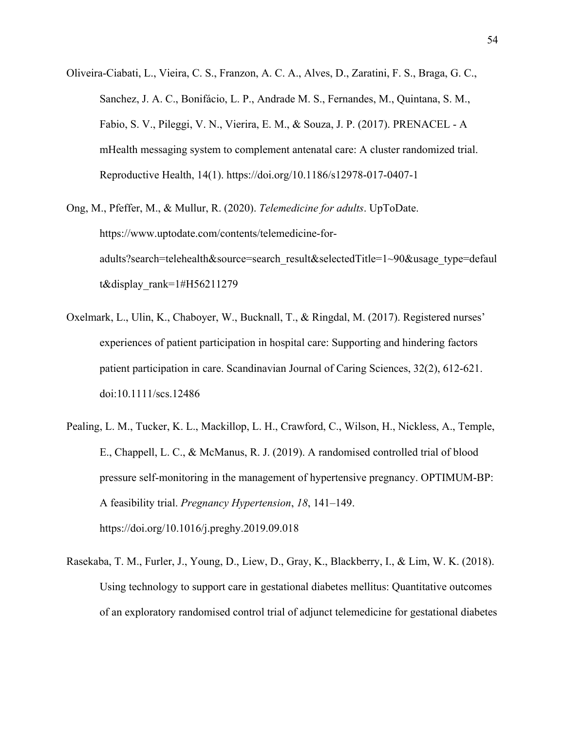Oliveira-Ciabati, L., Vieira, C. S., Franzon, A. C. A., Alves, D., Zaratini, F. S., Braga, G. C., Sanchez, J. A. C., Bonifácio, L. P., Andrade M. S., Fernandes, M., Quintana, S. M., Fabio, S. V., Pileggi, V. N., Vierira, E. M., & Souza, J. P. (2017). PRENACEL - A mHealth messaging system to complement antenatal care: A cluster randomized trial. Reproductive Health, 14(1). https://doi.org/10.1186/s12978-017-0407-1

Ong, M., Pfeffer, M., & Mullur, R. (2020). *Telemedicine for adults*. UpToDate. https://www.uptodate.com/contents/telemedicine-for-adults?search=telehealth&source=search_result&selectedTitle=1~90&usage_type=default&display_rank=1#H56211279

Oxelmark, L., Ulin, K., Chaboyer, W., Bucknall, T., & Ringdal, M. (2017). Registered nurses' experiences of patient participation in hospital care: Supporting and hindering factors patient participation in care. Scandinavian Journal of Caring Sciences, 32(2), 612-621. doi:10.1111/scs.12486

Pealing, L. M., Tucker, K. L., Mackillop, L. H., Crawford, C., Wilson, H., Nickless, A., Temple, E., Chappell, L. C., & McManus, R. J. (2019). A randomised controlled trial of blood pressure self-monitoring in the management of hypertensive pregnancy. OPTIMUM-BP: A feasibility trial. *Pregnancy Hypertension*, *18*, 141–149. https://doi.org/10.1016/j.preghy.2019.09.018

Rasekaba, T. M., Furler, J., Young, D., Liew, D., Gray, K., Blackberry, I., & Lim, W. K. (2018). Using technology to support care in gestational diabetes mellitus: Quantitative outcomes of an exploratory randomised control trial of adjunct telemedicine for gestational diabetes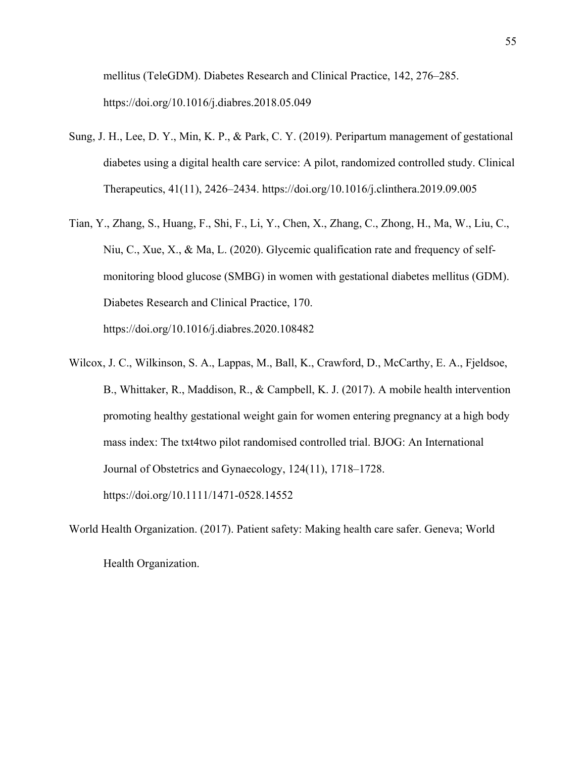mellitus (TeleGDM). Diabetes Research and Clinical Practice, 142, 276–285. https://doi.org/10.1016/j.diabres.2018.05.049

Sung, J. H., Lee, D. Y., Min, K. P., & Park, C. Y. (2019). Peripartum management of gestational diabetes using a digital health care service: A pilot, randomized controlled study. Clinical Therapeutics, 41(11), 2426–2434. https://doi.org/10.1016/j.clinthera.2019.09.005

Tian, Y., Zhang, S., Huang, F., Shi, F., Li, Y., Chen, X., Zhang, C., Zhong, H., Ma, W., Liu, C., Niu, C., Xue, X., & Ma, L. (2020). Glycemic qualification rate and frequency of self-monitoring blood glucose (SMBG) in women with gestational diabetes mellitus (GDM). Diabetes Research and Clinical Practice, 170. https://doi.org/10.1016/j.diabres.2020.108482

Wilcox, J. C., Wilkinson, S. A., Lappas, M., Ball, K., Crawford, D., McCarthy, E. A., Fjeldsoe, B., Whittaker, R., Maddison, R., & Campbell, K. J. (2017). A mobile health intervention promoting healthy gestational weight gain for women entering pregnancy at a high body mass index: The txt4two pilot randomised controlled trial. BJOG: An International Journal of Obstetrics and Gynaecology, 124(11), 1718–1728. https://doi.org/10.1111/1471-0528.14552

World Health Organization. (2017). Patient safety: Making health care safer. Geneva; World Health Organization.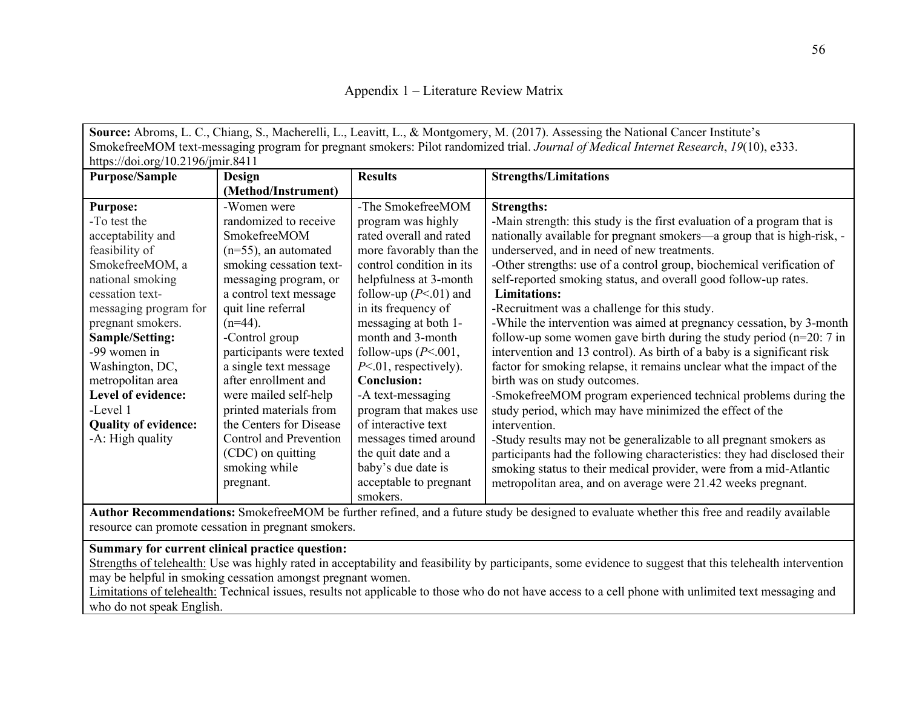# Appendix 1 – Literature Review Matrix

**Source:** Abroms, L. C., Chiang, S., Macherelli, L., Leavitt, L., & Montgomery, M. (2017). Assessing the National Cancer Institute's SmokefreeMOM text-messaging program for pregnant smokers: Pilot randomized trial. *Journal of Medical Internet Research*, *19*(10), e333. https://doi.org/10.2196/jmir.8411

| Purpose/Sample | Design (Method/Instrument) | Results | Strengths/Limitations |
|---|---|---|---|
| **Purpose:**<br>-To test the acceptability and feasibility of SmokefreeMOM, a national smoking cessation text-messaging program for pregnant smokers.<br>**Sample/Setting:**<br>-99 women in Washington, DC, metropolitan area<br>**Level of evidence:**<br>-Level 1<br>**Quality of evidence:**<br>-A: High quality | -Women were randomized to receive SmokefreeMOM (n=55), an automated smoking cessation text-messaging program, or a control text message quit line referral (n=44).<br>-Control group participants were texted a single text message after enrollment and were mailed self-help printed materials from the Centers for Disease Control and Prevention (CDC) on quitting smoking while pregnant. | -The SmokefreeMOM program was highly rated overall and rated more favorably than the control condition in its helpfulness at 3-month follow-up ($P<.01$) and in its frequency of messaging at both 1-month and 3-month follow-ups ($P<.001$, $P<.01$, respectively).<br>**Conclusion:**<br>-A text-messaging program that makes use of interactive text messages timed around the quit date and a baby's due date is acceptable to pregnant smokers. | **Strengths:**<br>-Main strength: this study is the first evaluation of a program that is nationally available for pregnant smokers—a group that is high-risk, -underserved, and in need of new treatments.<br>-Other strengths: use of a control group, biochemical verification of self-reported smoking status, and overall good follow-up rates.<br>**Limitations:**<br>-Recruitment was a challenge for this study.<br>-While the intervention was aimed at pregnancy cessation, by 3-month follow-up some women gave birth during the study period (n=20: 7 in intervention and 13 control). As birth of a baby is a significant risk factor for smoking relapse, it remains unclear what the impact of the birth was on study outcomes.<br>-SmokefreeMOM program experienced technical problems during the study period, which may have minimized the effect of the intervention.<br>-Study results may not be generalizable to all pregnant smokers as participants had the following characteristics: they had disclosed their smoking status to their medical provider, were from a mid-Atlantic metropolitan area, and on average were 21.42 weeks pregnant. |

**Author Recommendations:** SmokefreeMOM be further refined, and a future study be designed to evaluate whether this free and readily available resource can promote cessation in pregnant smokers.

**Summary for current clinical practice question:**

Strengths of telehealth: Use was highly rated in acceptability and feasibility by participants, some evidence to suggest that this telehealth intervention may be helpful in smoking cessation amongst pregnant women.

Limitations of telehealth: Technical issues, results not applicable to those who do not have access to a cell phone with unlimited text messaging and who do not speak English.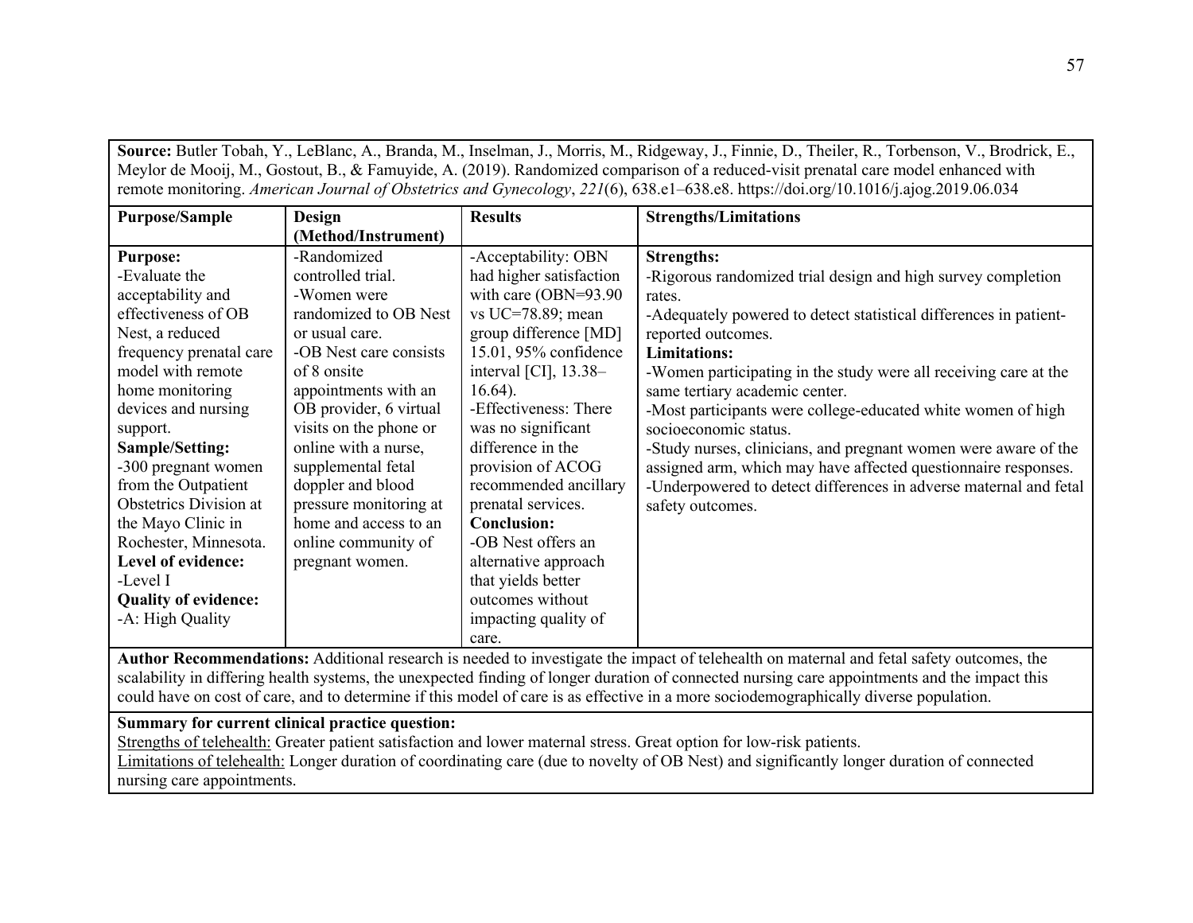**Source:** Butler Tobah, Y., LeBlanc, A., Branda, M., Inselman, J., Morris, M., Ridgeway, J., Finnie, D., Theiler, R., Torbenson, V., Brodrick, E., Meylor de Mooij, M., Gostout, B., & Famuyide, A. (2019). Randomized comparison of a reduced-visit prenatal care model enhanced with remote monitoring. *American Journal of Obstetrics and Gynecology*, *221*(6), 638.e1–638.e8. https://doi.org/10.1016/j.ajog.2019.06.034

| Purpose/Sample | Design (Method/Instrument) | Results | Strengths/Limitations |
|---|---|---|---|
| **Purpose:**<br>-Evaluate the acceptability and effectiveness of OB Nest, a reduced frequency prenatal care model with remote home monitoring devices and nursing support.<br>**Sample/Setting:**<br>-300 pregnant women from the Outpatient Obstetrics Division at the Mayo Clinic in Rochester, Minnesota.<br>**Level of evidence:**<br>-Level I<br>**Quality of evidence:**<br>-A: High Quality | -Randomized controlled trial.<br>-Women were randomized to OB Nest or usual care.<br>-OB Nest care consists of 8 onsite appointments with an OB provider, 6 virtual visits on the phone or online with a nurse, supplemental fetal doppler and blood pressure monitoring at home and access to an online community of pregnant women. | -Acceptability: OBN had higher satisfaction with care (OBN=93.90 vs UC=78.89; mean group difference [MD] 15.01, 95% confidence interval [CI], 13.38–16.64).<br>-Effectiveness: There was no significant difference in the provision of ACOG recommended ancillary prenatal services.<br>**Conclusion:**<br>-OB Nest offers an alternative approach that yields better outcomes without impacting quality of care. | **Strengths:**<br>-Rigorous randomized trial design and high survey completion rates.<br>-Adequately powered to detect statistical differences in patient-reported outcomes.<br>**Limitations:**<br>-Women participating in the study were all receiving care at the same tertiary academic center.<br>-Most participants were college-educated white women of high socioeconomic status.<br>-Study nurses, clinicians, and pregnant women were aware of the assigned arm, which may have affected questionnaire responses.<br>-Underpowered to detect differences in adverse maternal and fetal safety outcomes. |

**Author Recommendations:** Additional research is needed to investigate the impact of telehealth on maternal and fetal safety outcomes, the scalability in differing health systems, the unexpected finding of longer duration of connected nursing care appointments and the impact this could have on cost of care, and to determine if this model of care is as effective in a more sociodemographically diverse population.

**Summary for current clinical practice question:**

Strengths of telehealth: Greater patient satisfaction and lower maternal stress. Great option for low-risk patients.

Limitations of telehealth: Longer duration of coordinating care (due to novelty of OB Nest) and significantly longer duration of connected nursing care appointments.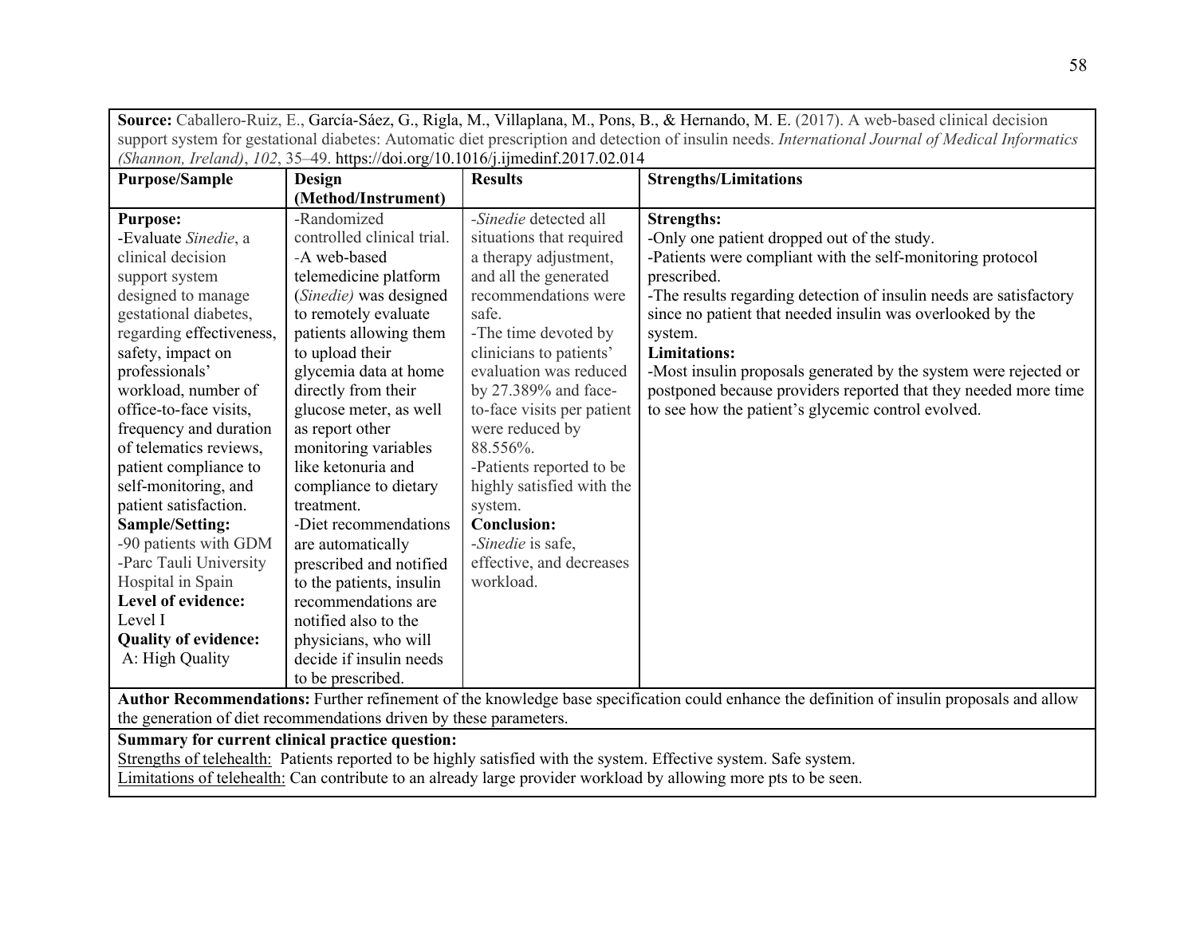| **Source:** Caballero-Ruiz, E., García-Sáez, G., Rigla, M., Villaplana, M., Pons, B., & Hernando, M. E. (2017). A web-based clinical decision support system for gestational diabetes: Automatic diet prescription and detection of insulin needs. *International Journal of Medical Informatics (Shannon, Ireland)*, *102*, 35–49. https://doi.org/10.1016/j.ijmedinf.2017.02.014 | | | |
|---|---|---|---|
| **Purpose/Sample** | **Design (Method/Instrument)** | **Results** | **Strengths/Limitations** |
| **Purpose:**<br>-Evaluate *Sinedie*, a clinical decision support system designed to manage gestational diabetes, regarding effectiveness, safety, impact on professionals' workload, number of office-to-face visits, frequency and duration of telematics reviews, patient compliance to self-monitoring, and patient satisfaction.<br>**Sample/Setting:**<br>-90 patients with GDM<br>-Parc Tauli University Hospital in Spain<br>**Level of evidence:**<br>Level I<br>**Quality of evidence:**<br>A: High Quality | -Randomized controlled clinical trial.<br>-A web-based telemedicine platform (*Sinedie)* was designed to remotely evaluate patients allowing them to upload their glycemia data at home directly from their glucose meter, as well as report other monitoring variables like ketonuria and compliance to dietary treatment.<br>-Diet recommendations are automatically prescribed and notified to the patients, insulin recommendations are notified also to the physicians, who will decide if insulin needs to be prescribed. | -*Sinedie* detected all situations that required a therapy adjustment, and all the generated recommendations were safe.<br>-The time devoted by clinicians to patients' evaluation was reduced by 27.389% and face-to-face visits per patient were reduced by 88.556%.<br>-Patients reported to be highly satisfied with the system.<br>**Conclusion:**<br>-*Sinedie* is safe, effective, and decreases workload. | **Strengths:**<br>-Only one patient dropped out of the study.<br>-Patients were compliant with the self-monitoring protocol prescribed.<br>-The results regarding detection of insulin needs are satisfactory since no patient that needed insulin was overlooked by the system.<br>**Limitations:**<br>-Most insulin proposals generated by the system were rejected or postponed because providers reported that they needed more time to see how the patient's glycemic control evolved. |
| **Author Recommendations:** Further refinement of the knowledge base specification could enhance the definition of insulin proposals and allow the generation of diet recommendations driven by these parameters. | | | |
| **Summary for current clinical practice question:**<br><u>Strengths of telehealth:</u> Patients reported to be highly satisfied with the system. Effective system. Safe system.<br><u>Limitations of telehealth:</u> Can contribute to an already large provider workload by allowing more pts to be seen. | | | |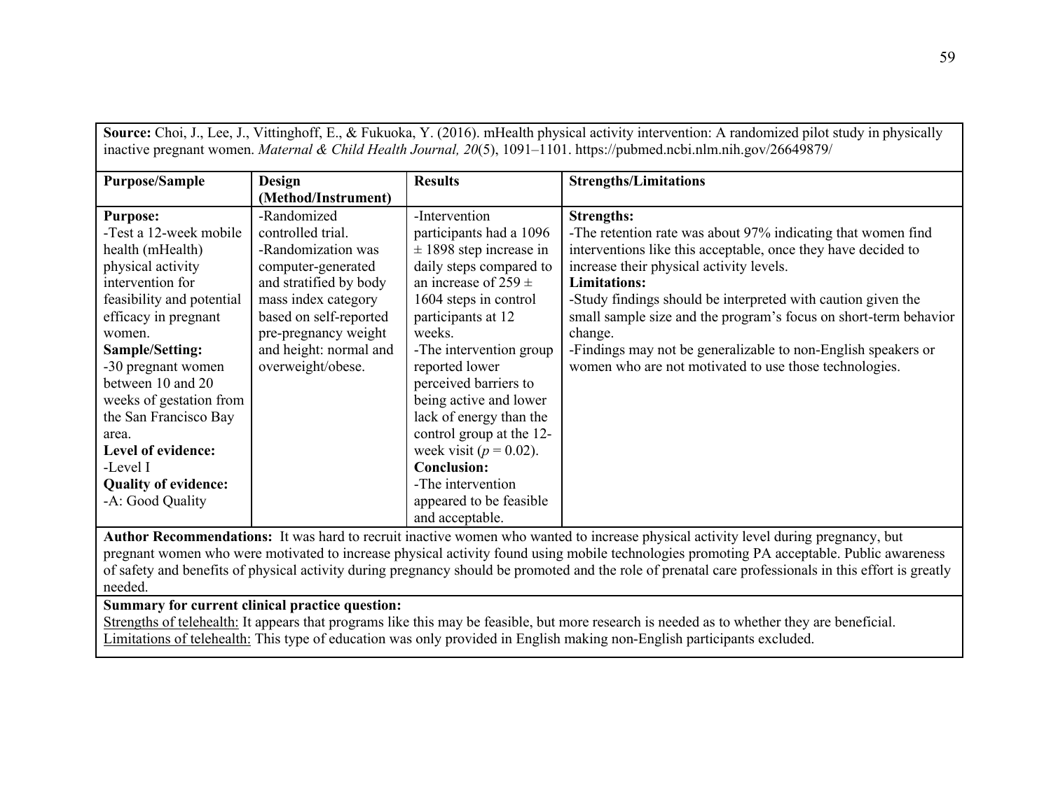**Source:** Choi, J., Lee, J., Vittinghoff, E., & Fukuoka, Y. (2016). mHealth physical activity intervention: A randomized pilot study in physically inactive pregnant women. *Maternal & Child Health Journal, 20*(5), 1091–1101. https://pubmed.ncbi.nlm.nih.gov/26649879/

| Purpose/Sample | Design (Method/Instrument) | Results | Strengths/Limitations |
|---|---|---|---|
| **Purpose:**<br>-Test a 12-week mobile health (mHealth) physical activity intervention for feasibility and potential efficacy in pregnant women.<br>**Sample/Setting:**<br>-30 pregnant women between 10 and 20 weeks of gestation from the San Francisco Bay area.<br>**Level of evidence:**<br>-Level I<br>**Quality of evidence:**<br>-A: Good Quality | -Randomized controlled trial.<br>-Randomization was computer-generated and stratified by body mass index category based on self-reported pre-pregnancy weight and height: normal and overweight/obese. | -Intervention participants had a 1096 ± 1898 step increase in daily steps compared to an increase of 259 ± 1604 steps in control participants at 12 weeks.<br>-The intervention group reported lower perceived barriers to being active and lower lack of energy than the control group at the 12-week visit ($p = 0.02$).<br>**Conclusion:**<br>-The intervention appeared to be feasible and acceptable. | **Strengths:**<br>-The retention rate was about 97% indicating that women find interventions like this acceptable, once they have decided to increase their physical activity levels.<br>**Limitations:**<br>-Study findings should be interpreted with caution given the small sample size and the program's focus on short-term behavior change.<br>-Findings may not be generalizable to non-English speakers or women who are not motivated to use those technologies. |

**Author Recommendations:** It was hard to recruit inactive women who wanted to increase physical activity level during pregnancy, but pregnant women who were motivated to increase physical activity found using mobile technologies promoting PA acceptable. Public awareness of safety and benefits of physical activity during pregnancy should be promoted and the role of prenatal care professionals in this effort is greatly needed.

**Summary for current clinical practice question:**
Strengths of telehealth: It appears that programs like this may be feasible, but more research is needed as to whether they are beneficial.
Limitations of telehealth: This type of education was only provided in English making non-English participants excluded.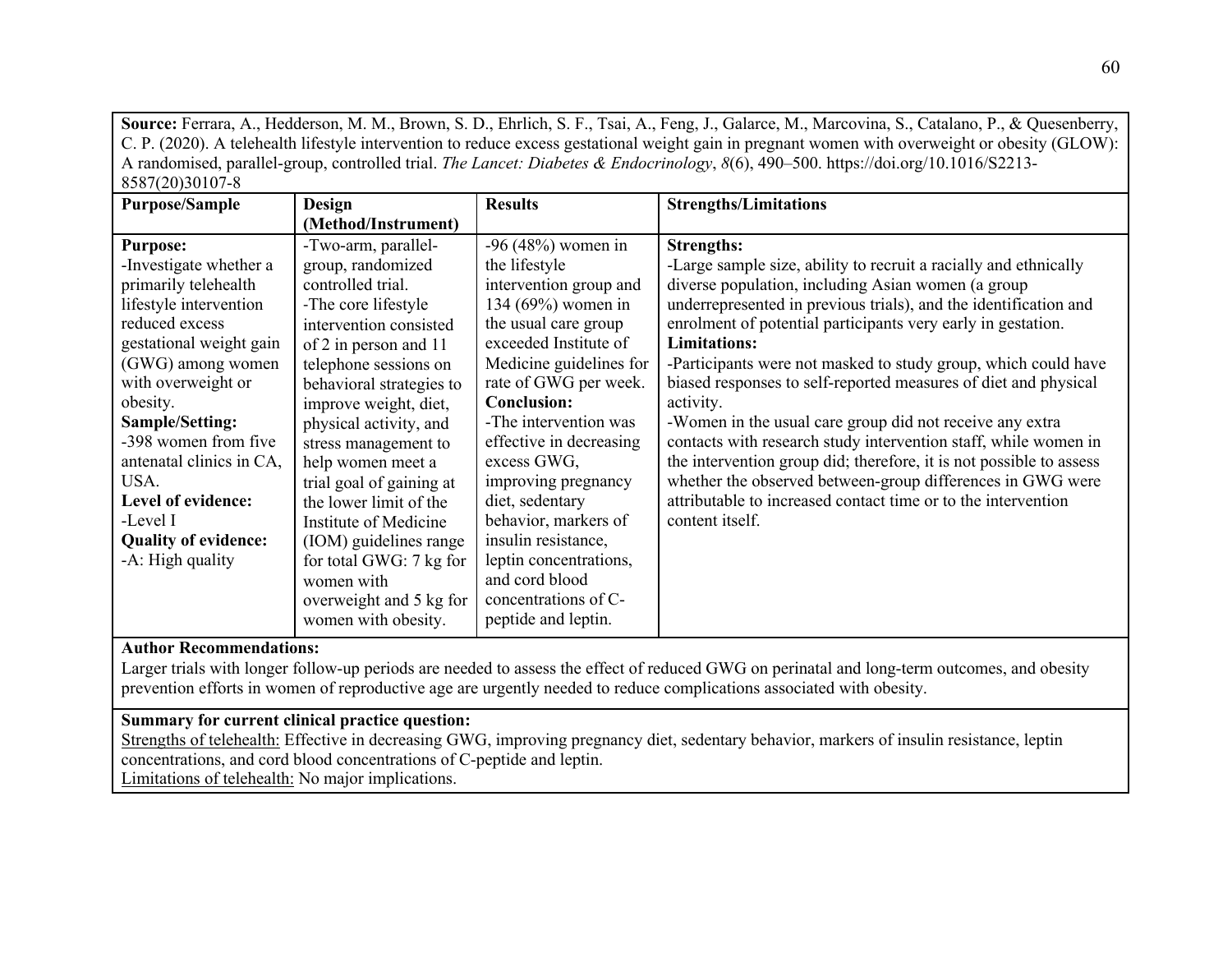**Source:** Ferrara, A., Hedderson, M. M., Brown, S. D., Ehrlich, S. F., Tsai, A., Feng, J., Galarce, M., Marcovina, S., Catalano, P., & Quesenberry, C. P. (2020). A telehealth lifestyle intervention to reduce excess gestational weight gain in pregnant women with overweight or obesity (GLOW): A randomised, parallel-group, controlled trial. *The Lancet: Diabetes & Endocrinology*, *8*(6), 490–500. https://doi.org/10.1016/S2213-8587(20)30107-8

| Purpose/Sample | Design (Method/Instrument) | Results | Strengths/Limitations |
|---|---|---|---|
| **Purpose:**<br>-Investigate whether a primarily telehealth lifestyle intervention reduced excess gestational weight gain (GWG) among women with overweight or obesity.<br>**Sample/Setting:**<br>-398 women from five antenatal clinics in CA, USA.<br>**Level of evidence:**<br>-Level I<br>**Quality of evidence:**<br>-A: High quality | -Two-arm, parallel-group, randomized controlled trial.<br>-The core lifestyle intervention consisted of 2 in person and 11 telephone sessions on behavioral strategies to improve weight, diet, physical activity, and stress management to help women meet a trial goal of gaining at the lower limit of the Institute of Medicine (IOM) guidelines range for total GWG: 7 kg for women with overweight and 5 kg for women with obesity. | -96 (48%) women in the lifestyle intervention group and 134 (69%) women in the usual care group exceeded Institute of Medicine guidelines for rate of GWG per week.<br>**Conclusion:**<br>-The intervention was effective in decreasing excess GWG, improving pregnancy diet, sedentary behavior, markers of insulin resistance, leptin concentrations, and cord blood concentrations of C-peptide and leptin. | **Strengths:**<br>-Large sample size, ability to recruit a racially and ethnically diverse population, including Asian women (a group underrepresented in previous trials), and the identification and enrolment of potential participants very early in gestation.<br>**Limitations:**<br>-Participants were not masked to study group, which could have biased responses to self-reported measures of diet and physical activity.<br>-Women in the usual care group did not receive any extra contacts with research study intervention staff, while women in the intervention group did; therefore, it is not possible to assess whether the observed between-group differences in GWG were attributable to increased contact time or to the intervention content itself. |

**Author Recommendations:**
Larger trials with longer follow-up periods are needed to assess the effect of reduced GWG on perinatal and long-term outcomes, and obesity prevention efforts in women of reproductive age are urgently needed to reduce complications associated with obesity.

**Summary for current clinical practice question:**
Strengths of telehealth: Effective in decreasing GWG, improving pregnancy diet, sedentary behavior, markers of insulin resistance, leptin concentrations, and cord blood concentrations of C-peptide and leptin.
Limitations of telehealth: No major implications.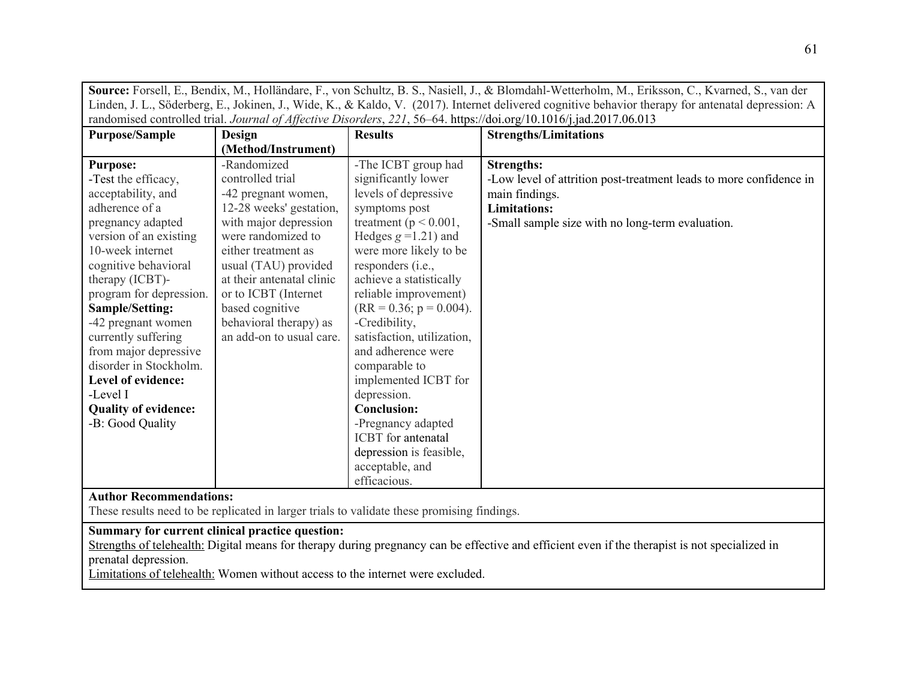**Source:** Forsell, E., Bendix, M., Holländare, F., von Schultz, B. S., Nasiell, J., & Blomdahl-Wetterholm, M., Eriksson, C., Kvarned, S., van der Linden, J. L., Söderberg, E., Jokinen, J., Wide, K., & Kaldo, V. (2017). Internet delivered cognitive behavior therapy for antenatal depression: A randomised controlled trial. *Journal of Affective Disorders*, *221*, 56–64. https://doi.org/10.1016/j.jad.2017.06.013

| Purpose/Sample | Design (Method/Instrument) | Results | Strengths/Limitations |
|---|---|---|---|
| **Purpose:**<br>-Test the efficacy, acceptability, and adherence of a pregnancy adapted version of an existing 10-week internet cognitive behavioral therapy (ICBT)-program for depression.<br>**Sample/Setting:**<br>-42 pregnant women currently suffering from major depressive disorder in Stockholm.<br>**Level of evidence:**<br>-Level I<br>**Quality of evidence:**<br>-B: Good Quality | -Randomized controlled trial<br>-42 pregnant women, 12-28 weeks' gestation, with major depression were randomized to either treatment as usual (TAU) provided at their antenatal clinic or to ICBT (Internet based cognitive behavioral therapy) as an add-on to usual care. | -The ICBT group had significantly lower levels of depressive symptoms post treatment ($p < 0.001$, Hedges $g = 1.21$) and were more likely to be responders (i.e., achieve a statistically reliable improvement) ($RR = 0.36$; $p = 0.004$).<br>-Credibility, satisfaction, utilization, and adherence were comparable to implemented ICBT for depression.<br>**Conclusion:**<br>-Pregnancy adapted ICBT for antenatal depression is feasible, acceptable, and efficacious. | **Strengths:**<br>-Low level of attrition post-treatment leads to more confidence in main findings.<br>**Limitations:**<br>-Small sample size with no long-term evaluation. |

**Author Recommendations:**
These results need to be replicated in larger trials to validate these promising findings.

**Summary for current clinical practice question:**
Strengths of telehealth: Digital means for therapy during pregnancy can be effective and efficient even if the therapist is not specialized in prenatal depression.
Limitations of telehealth: Women without access to the internet were excluded.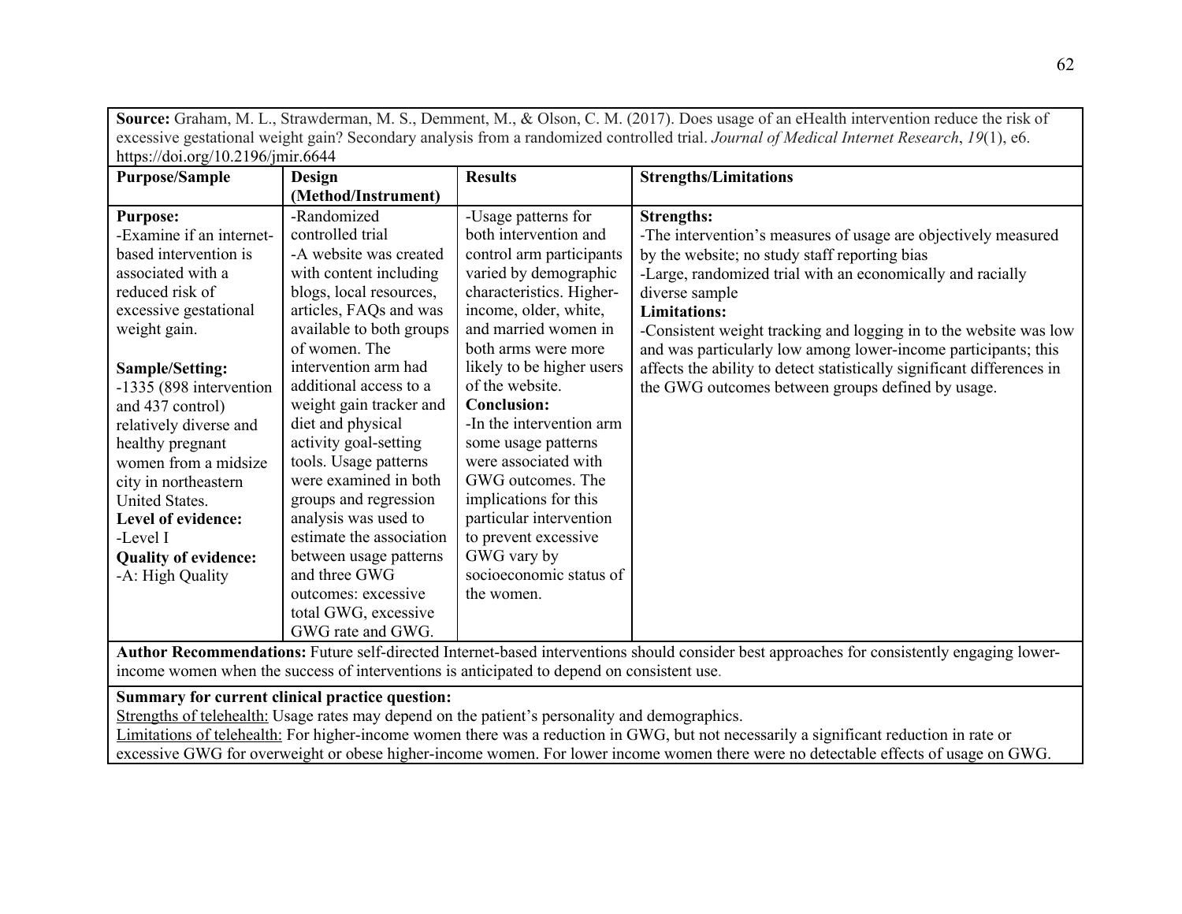| **Source:** Graham, M. L., Strawderman, M. S., Demment, M., & Olson, C. M. (2017). Does usage of an eHealth intervention reduce the risk of excessive gestational weight gain? Secondary analysis from a randomized controlled trial. *Journal of Medical Internet Research*, *19*(1), e6. https://doi.org/10.2196/jmir.6644 | | | |
|---|---|---|---|
| **Purpose/Sample** | **Design (Method/Instrument)** | **Results** | **Strengths/Limitations** |
| **Purpose:**<br>-Examine if an internet-based intervention is associated with a reduced risk of excessive gestational weight gain.<br><br>**Sample/Setting:**<br>-1335 (898 intervention and 437 control) relatively diverse and healthy pregnant women from a midsize city in northeastern United States.<br>**Level of evidence:**<br>-Level I<br>**Quality of evidence:**<br>-A: High Quality | -Randomized controlled trial<br>-A website was created with content including blogs, local resources, articles, FAQs and was available to both groups of women. The intervention arm had additional access to a weight gain tracker and diet and physical activity goal-setting tools. Usage patterns were examined in both groups and regression analysis was used to estimate the association between usage patterns and three GWG outcomes: excessive total GWG, excessive GWG rate and GWG. | -Usage patterns for both intervention and control arm participants varied by demographic characteristics. Higher-income, older, white, and married women in both arms were more likely to be higher users of the website.<br>**Conclusion:**<br>-In the intervention arm some usage patterns were associated with GWG outcomes. The implications for this particular intervention to prevent excessive GWG vary by socioeconomic status of the women. | **Strengths:**<br>-The intervention's measures of usage are objectively measured by the website; no study staff reporting bias<br>-Large, randomized trial with an economically and racially diverse sample<br>**Limitations:**<br>-Consistent weight tracking and logging in to the website was low and was particularly low among lower-income participants; this affects the ability to detect statistically significant differences in the GWG outcomes between groups defined by usage. |
| **Author Recommendations:** Future self-directed Internet-based interventions should consider best approaches for consistently engaging lower-income women when the success of interventions is anticipated to depend on consistent use. | | | |
| **Summary for current clinical practice question:**<br>Strengths of telehealth: Usage rates may depend on the patient's personality and demographics.<br>Limitations of telehealth: For higher-income women there was a reduction in GWG, but not necessarily a significant reduction in rate or excessive GWG for overweight or obese higher-income women. For lower income women there were no detectable effects of usage on GWG. | | | |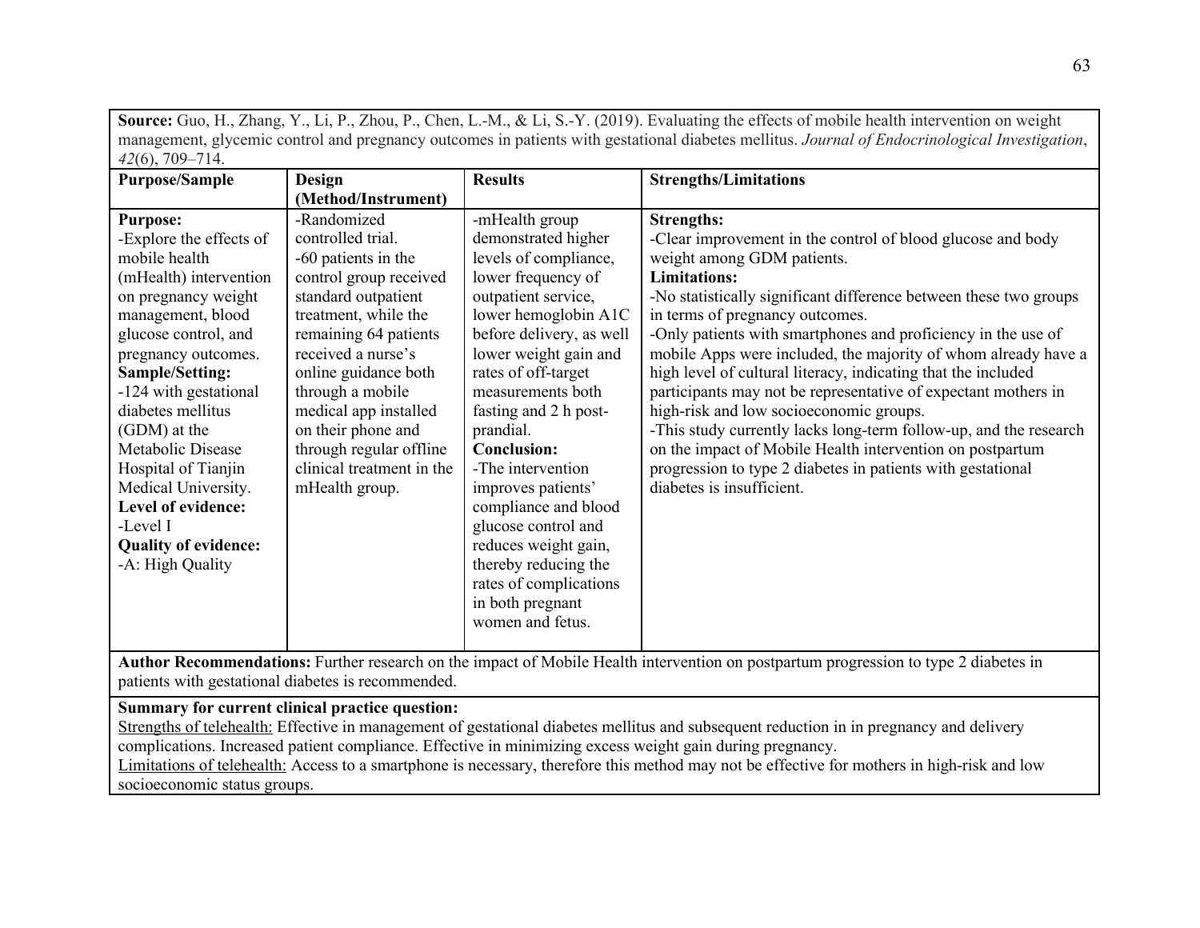**Source:** Guo, H., Zhang, Y., Li, P., Zhou, P., Chen, L.-M., & Li, S.-Y. (2019). Evaluating the effects of mobile health intervention on weight management, glycemic control and pregnancy outcomes in patients with gestational diabetes mellitus. *Journal of Endocrinological Investigation*, *42*(6), 709–714.

| **Purpose/Sample** | **Design (Method/Instrument)** | **Results** | **Strengths/Limitations** |
|---|---|---|---|
| **Purpose:**<br>-Explore the effects of mobile health (mHealth) intervention on pregnancy weight management, blood glucose control, and pregnancy outcomes.<br>**Sample/Setting:**<br>-124 with gestational diabetes mellitus (GDM) at the Metabolic Disease Hospital of Tianjin Medical University.<br>**Level of evidence:**<br>-Level I<br>**Quality of evidence:**<br>-A: High Quality | -Randomized controlled trial.<br>-60 patients in the control group received standard outpatient treatment, while the remaining 64 patients received a nurse's online guidance both through a mobile medical app installed on their phone and through regular offline clinical treatment in the mHealth group. | -mHealth group demonstrated higher levels of compliance, lower frequency of outpatient service, lower hemoglobin A1C before delivery, as well lower weight gain and rates of off-target measurements both fasting and 2 h post-prandial.<br>**Conclusion:**<br>-The intervention improves patients' compliance and blood glucose control and reduces weight gain, thereby reducing the rates of complications in both pregnant women and fetus. | **Strengths:**<br>-Clear improvement in the control of blood glucose and body weight among GDM patients.<br>**Limitations:**<br>-No statistically significant difference between these two groups in terms of pregnancy outcomes.<br>-Only patients with smartphones and proficiency in the use of mobile Apps were included, the majority of whom already have a high level of cultural literacy, indicating that the included participants may not be representative of expectant mothers in high-risk and low socioeconomic groups.<br>-This study currently lacks long-term follow-up, and the research on the impact of Mobile Health intervention on postpartum progression to type 2 diabetes in patients with gestational diabetes is insufficient. |

**Author Recommendations:** Further research on the impact of Mobile Health intervention on postpartum progression to type 2 diabetes in patients with gestational diabetes is recommended.

**Summary for current clinical practice question:**

Strengths of telehealth: Effective in management of gestational diabetes mellitus and subsequent reduction in in pregnancy and delivery complications. Increased patient compliance. Effective in minimizing excess weight gain during pregnancy.

Limitations of telehealth: Access to a smartphone is necessary, therefore this method may not be effective for mothers in high-risk and low socioeconomic status groups.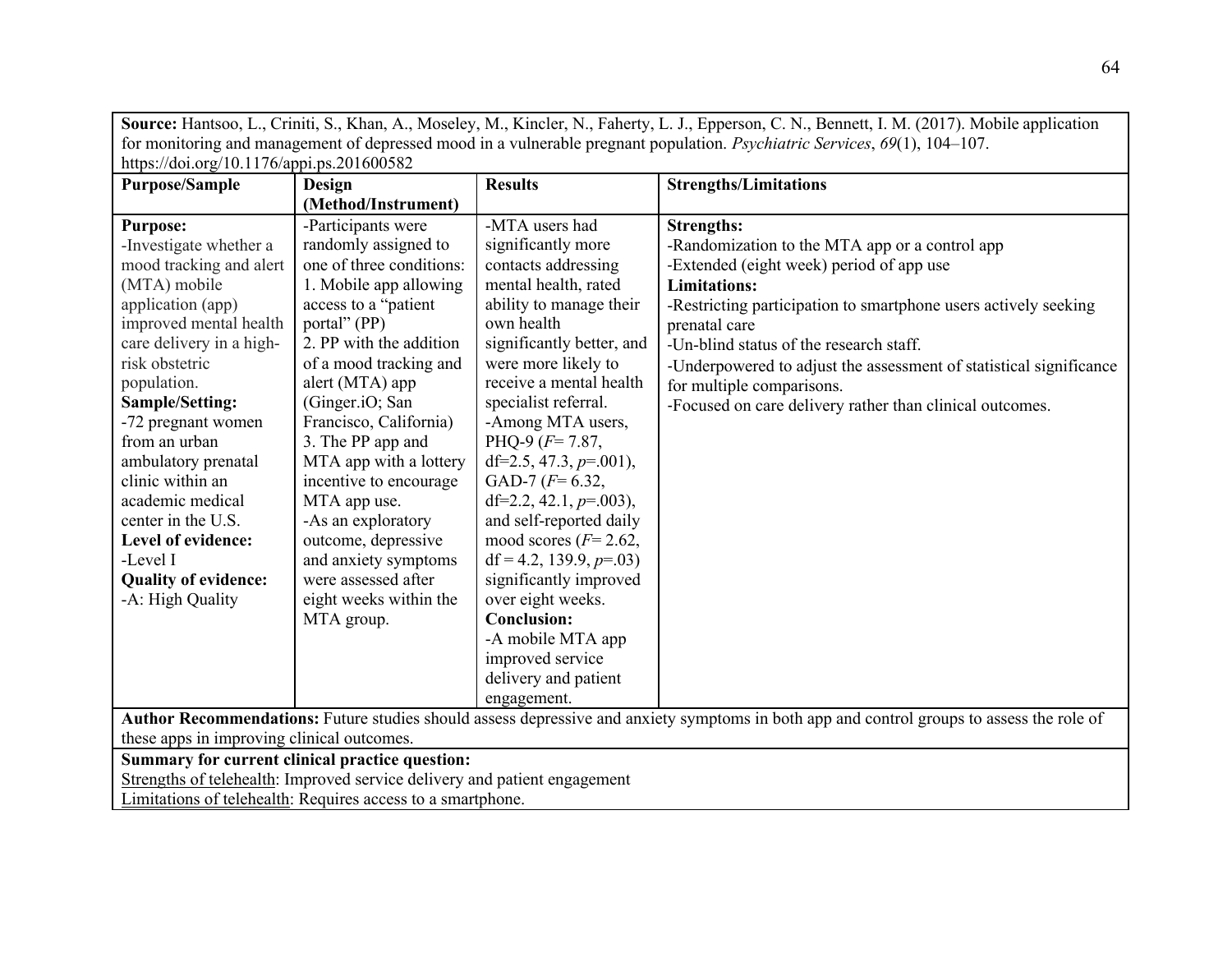**Source:** Hantsoo, L., Criniti, S., Khan, A., Moseley, M., Kincler, N., Faherty, L. J., Epperson, C. N., Bennett, I. M. (2017). Mobile application for monitoring and management of depressed mood in a vulnerable pregnant population. *Psychiatric Services*, *69*(1), 104–107. https://doi.org/10.1176/appi.ps.201600582

| **Purpose/Sample** | **Design (Method/Instrument)** | **Results** | **Strengths/Limitations** |
|---|---|---|---|
| **Purpose:**<br>-Investigate whether a mood tracking and alert (MTA) mobile application (app) improved mental health care delivery in a high-risk obstetric population.<br>**Sample/Setting:**<br>-72 pregnant women from an urban ambulatory prenatal clinic within an academic medical center in the U.S.<br>**Level of evidence:**<br>-Level I<br>**Quality of evidence:**<br>-A: High Quality | -Participants were randomly assigned to one of three conditions:<br>1. Mobile app allowing access to a "patient portal" (PP)<br>2. PP with the addition of a mood tracking and alert (MTA) app (Ginger.iO; San Francisco, California)<br>3. The PP app and MTA app with a lottery incentive to encourage MTA app use.<br>-As an exploratory outcome, depressive and anxiety symptoms were assessed after eight weeks within the MTA group. | -MTA users had significantly more contacts addressing mental health, rated ability to manage their own health significantly better, and were more likely to receive a mental health specialist referral.<br>-Among MTA users, PHQ-9 ($F$= 7.87, df=2.5, 47.3, $p$=.001), GAD-7 ($F$= 6.32, df=2.2, 42.1, $p$=.003), and self-reported daily mood scores ($F$= 2.62, df = 4.2, 139.9, $p$=.03) significantly improved over eight weeks.<br>**Conclusion:**<br>-A mobile MTA app improved service delivery and patient engagement. | **Strengths:**<br>-Randomization to the MTA app or a control app<br>-Extended (eight week) period of app use<br>**Limitations:**<br>-Restricting participation to smartphone users actively seeking prenatal care<br>-Un-blind status of the research staff.<br>-Underpowered to adjust the assessment of statistical significance for multiple comparisons.<br>-Focused on care delivery rather than clinical outcomes. |

**Author Recommendations:** Future studies should assess depressive and anxiety symptoms in both app and control groups to assess the role of these apps in improving clinical outcomes.

**Summary for current clinical practice question:**
Strengths of telehealth: Improved service delivery and patient engagement
Limitations of telehealth: Requires access to a smartphone.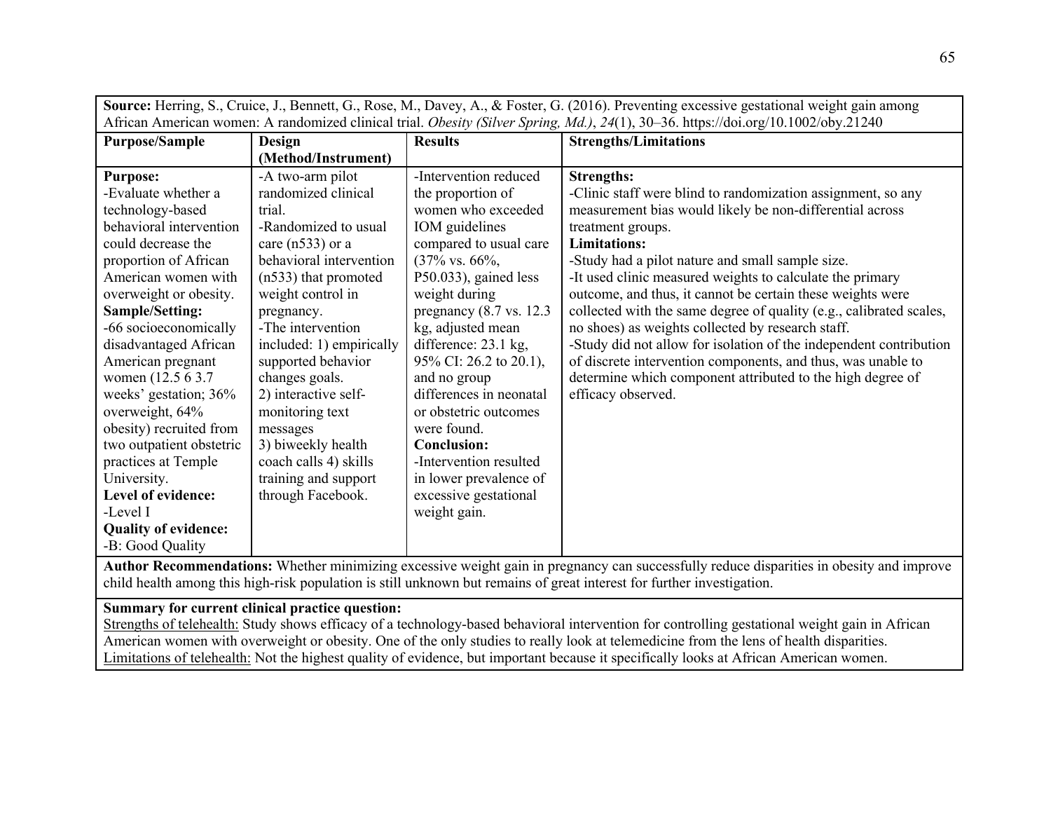| **Source:** Herring, S., Cruice, J., Bennett, G., Rose, M., Davey, A., & Foster, G. (2016). Preventing excessive gestational weight gain among African American women: A randomized clinical trial. *Obesity (Silver Spring, Md.)*, *24*(1), 30–36. https://doi.org/10.1002/oby.21240 | | | |
|---|---|---|---|
| **Purpose/Sample** | **Design (Method/Instrument)** | **Results** | **Strengths/Limitations** |
| **Purpose:**<br>-Evaluate whether a technology-based behavioral intervention could decrease the proportion of African American women with overweight or obesity.<br>**Sample/Setting:**<br>-66 socioeconomically disadvantaged African American pregnant women (12.5 6 3.7 weeks' gestation; 36% overweight, 64% obesity) recruited from two outpatient obstetric practices at Temple University.<br>**Level of evidence:**<br>-Level I<br>**Quality of evidence:**<br>-B: Good Quality | -A two-arm pilot randomized clinical trial.<br>-Randomized to usual care (n533) or a behavioral intervention (n533) that promoted weight control in pregnancy.<br>-The intervention included: 1) empirically supported behavior changes goals.<br>2) interactive self-monitoring text messages<br>3) biweekly health coach calls 4) skills training and support through Facebook. | -Intervention reduced the proportion of women who exceeded IOM guidelines compared to usual care (37% vs. 66%, P50.033), gained less weight during pregnancy (8.7 vs. 12.3 kg, adjusted mean difference: 23.1 kg, 95% CI: 26.2 to 20.1), and no group differences in neonatal or obstetric outcomes were found.<br>**Conclusion:**<br>-Intervention resulted in lower prevalence of excessive gestational weight gain. | **Strengths:**<br>-Clinic staff were blind to randomization assignment, so any measurement bias would likely be non-differential across treatment groups.<br>**Limitations:**<br>-Study had a pilot nature and small sample size.<br>-It used clinic measured weights to calculate the primary outcome, and thus, it cannot be certain these weights were collected with the same degree of quality (e.g., calibrated scales, no shoes) as weights collected by research staff.<br>-Study did not allow for isolation of the independent contribution of discrete intervention components, and thus, was unable to determine which component attributed to the high degree of efficacy observed. |
| **Author Recommendations:** Whether minimizing excessive weight gain in pregnancy can successfully reduce disparities in obesity and improve child health among this high-risk population is still unknown but remains of great interest for further investigation. | | | |
| **Summary for current clinical practice question:**<br><u>Strengths of telehealth:</u> Study shows efficacy of a technology-based behavioral intervention for controlling gestational weight gain in African American women with overweight or obesity. One of the only studies to really look at telemedicine from the lens of health disparities.<br><u>Limitations of telehealth:</u> Not the highest quality of evidence, but important because it specifically looks at African American women. | | | |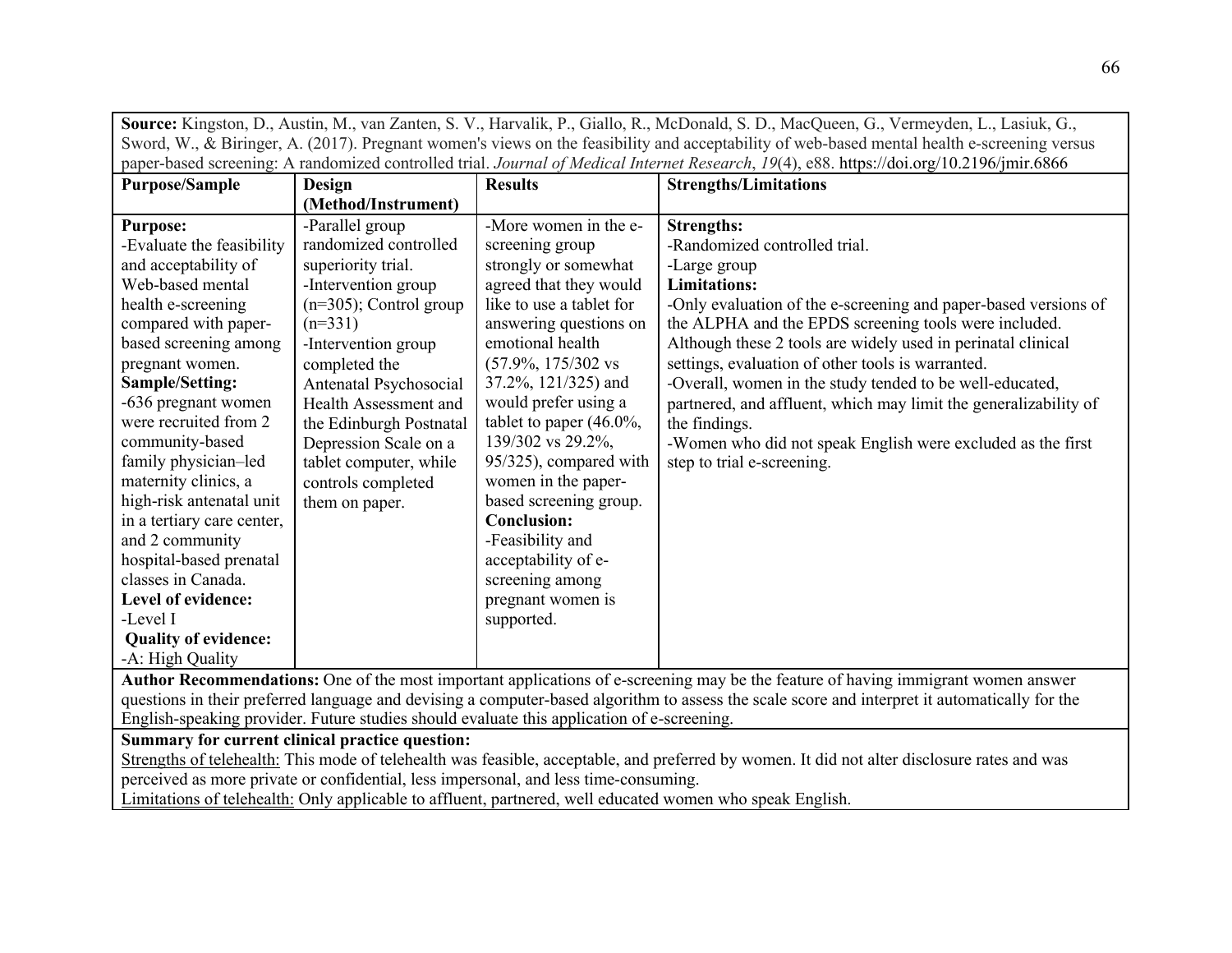**Source:** Kingston, D., Austin, M., van Zanten, S. V., Harvalik, P., Giallo, R., McDonald, S. D., MacQueen, G., Vermeyden, L., Lasiuk, G., Sword, W., & Biringer, A. (2017). Pregnant women's views on the feasibility and acceptability of web-based mental health e-screening versus paper-based screening: A randomized controlled trial. *Journal of Medical Internet Research*, *19*(4), e88. https://doi.org/10.2196/jmir.6866

| Purpose/Sample | Design (Method/Instrument) | Results | Strengths/Limitations |
|---|---|---|---|
| **Purpose:**<br>-Evaluate the feasibility and acceptability of Web-based mental health e-screening compared with paper-based screening among pregnant women.<br>**Sample/Setting:**<br>-636 pregnant women were recruited from 2 community-based family physician–led maternity clinics, a high-risk antenatal unit in a tertiary care center, and 2 community hospital-based prenatal classes in Canada.<br>**Level of evidence:**<br>-Level I<br>**Quality of evidence:**<br>-A: High Quality | -Parallel group randomized controlled superiority trial.<br>-Intervention group (n=305); Control group (n=331)<br>-Intervention group completed the Antenatal Psychosocial Health Assessment and the Edinburgh Postnatal Depression Scale on a tablet computer, while controls completed them on paper. | -More women in the e-screening group strongly or somewhat agreed that they would like to use a tablet for answering questions on emotional health (57.9%, 175/302 vs 37.2%, 121/325) and would prefer using a tablet to paper (46.0%, 139/302 vs 29.2%, 95/325), compared with women in the paper-based screening group.<br>**Conclusion:**<br>-Feasibility and acceptability of e-screening among pregnant women is supported. | **Strengths:**<br>-Randomized controlled trial.<br>-Large group<br>**Limitations:**<br>-Only evaluation of the e-screening and paper-based versions of the ALPHA and the EPDS screening tools were included. Although these 2 tools are widely used in perinatal clinical settings, evaluation of other tools is warranted.<br>-Overall, women in the study tended to be well-educated, partnered, and affluent, which may limit the generalizability of the findings.<br>-Women who did not speak English were excluded as the first step to trial e-screening. |

**Author Recommendations:** One of the most important applications of e-screening may be the feature of having immigrant women answer questions in their preferred language and devising a computer-based algorithm to assess the scale score and interpret it automatically for the English-speaking provider. Future studies should evaluate this application of e-screening.

**Summary for current clinical practice question:**

<u>Strengths of telehealth:</u> This mode of telehealth was feasible, acceptable, and preferred by women. It did not alter disclosure rates and was perceived as more private or confidential, less impersonal, and less time-consuming.

<u>Limitations of telehealth:</u> Only applicable to affluent, partnered, well educated women who speak English.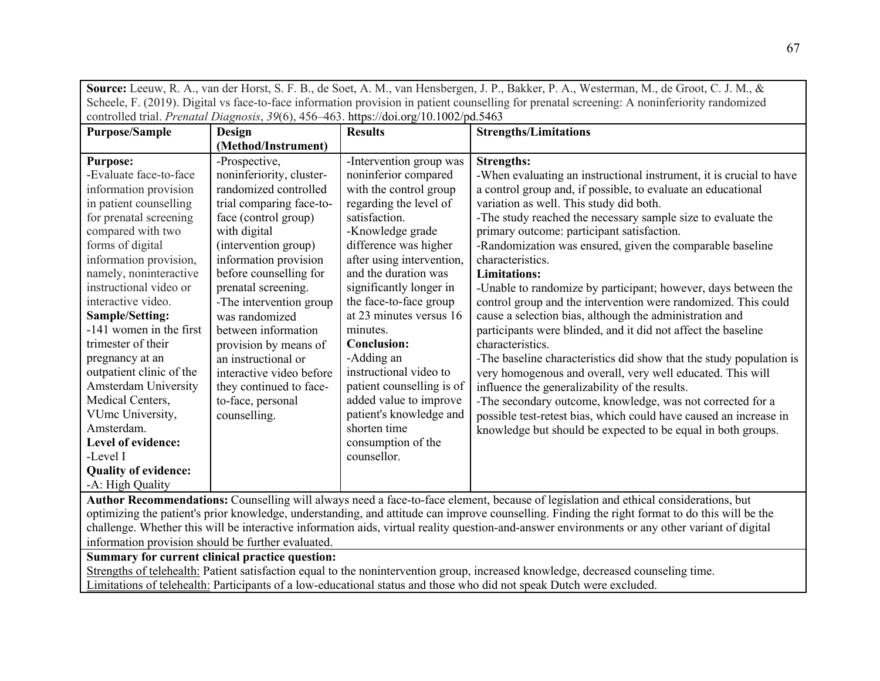**Source:** Leeuw, R. A., van der Horst, S. F. B., de Soet, A. M., van Hensbergen, J. P., Bakker, P. A., Westerman, M., de Groot, C. J. M., & Scheele, F. (2019). Digital vs face-to-face information provision in patient counselling for prenatal screening: A noninferiority randomized controlled trial. *Prenatal Diagnosis*, *39*(6), 456–463. https://doi.org/10.1002/pd.5463

| Purpose/Sample | Design (Method/Instrument) | Results | Strengths/Limitations |
|---|---|---|---|
| **Purpose:**<br>-Evaluate face-to-face information provision in patient counselling for prenatal screening compared with two forms of digital information provision, namely, noninteractive instructional video or interactive video.<br>**Sample/Setting:**<br>-141 women in the first trimester of their pregnancy at an outpatient clinic of the Amsterdam University Medical Centers, VUmc University, Amsterdam.<br>**Level of evidence:**<br>-Level I<br>**Quality of evidence:**<br>-A: High Quality | -Prospective, noninferiority, cluster-randomized controlled trial comparing face-to-face (control group) with digital (intervention group) information provision before counselling for prenatal screening.<br>-The intervention group was randomized between information provision by means of an instructional or interactive video before they continued to face-to-face, personal counselling. | -Intervention group was noninferior compared with the control group regarding the level of satisfaction.<br>-Knowledge grade difference was higher after using intervention, and the duration was significantly longer in the face-to-face group at 23 minutes versus 16 minutes.<br>**Conclusion:**<br>-Adding an instructional video to patient counselling is of added value to improve patient's knowledge and shorten time consumption of the counsellor. | **Strengths:**<br>-When evaluating an instructional instrument, it is crucial to have a control group and, if possible, to evaluate an educational variation as well. This study did both.<br>-The study reached the necessary sample size to evaluate the primary outcome: participant satisfaction.<br>-Randomization was ensured, given the comparable baseline characteristics.<br>**Limitations:**<br>-Unable to randomize by participant; however, days between the control group and the intervention were randomized. This could cause a selection bias, although the administration and participants were blinded, and it did not affect the baseline characteristics.<br>-The baseline characteristics did show that the study population is very homogenous and overall, very well educated. This will influence the generalizability of the results.<br>-The secondary outcome, knowledge, was not corrected for a possible test-retest bias, which could have caused an increase in knowledge but should be expected to be equal in both groups. |

**Author Recommendations:** Counselling will always need a face-to-face element, because of legislation and ethical considerations, but optimizing the patient's prior knowledge, understanding, and attitude can improve counselling. Finding the right format to do this will be the challenge. Whether this will be interactive information aids, virtual reality question-and-answer environments or any other variant of digital information provision should be further evaluated.

**Summary for current clinical practice question:**

Strengths of telehealth: Patient satisfaction equal to the nonintervention group, increased knowledge, decreased counseling time.

Limitations of telehealth: Participants of a low-educational status and those who did not speak Dutch were excluded.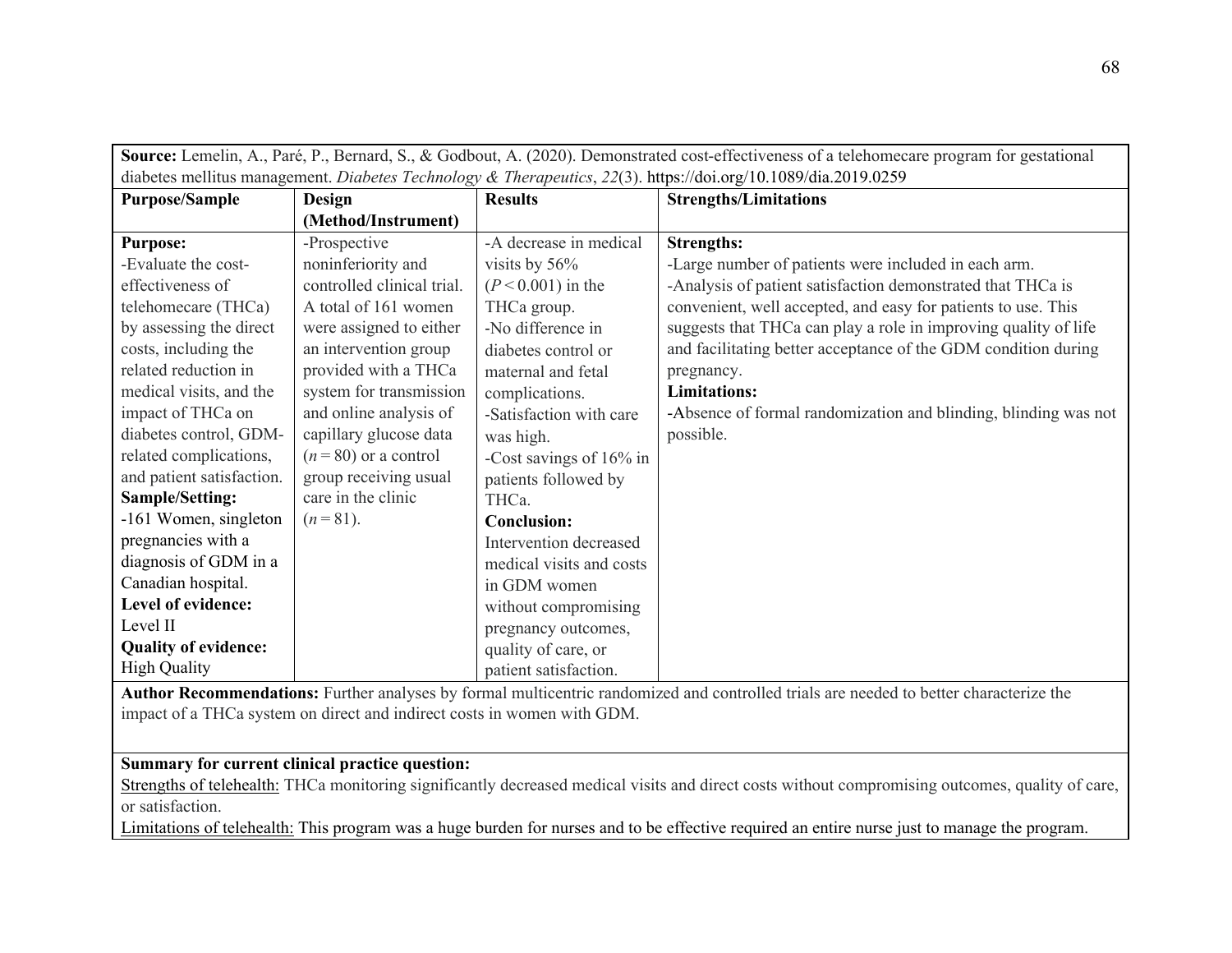| **Source:** Lemelin, A., Paré, P., Bernard, S., & Godbout, A. (2020). Demonstrated cost-effectiveness of a telehomecare program for gestational diabetes mellitus management. *Diabetes Technology & Therapeutics*, *22*(3). https://doi.org/10.1089/dia.2019.0259 | | | |
|---|---|---|---|
| **Purpose/Sample** | **Design (Method/Instrument)** | **Results** | **Strengths/Limitations** |
| **Purpose:**<br>-Evaluate the cost-effectiveness of telehomecare (THCa) by assessing the direct costs, including the related reduction in medical visits, and the impact of THCa on diabetes control, GDM-related complications, and patient satisfaction.<br>**Sample/Setting:**<br>-161 Women, singleton pregnancies with a diagnosis of GDM in a Canadian hospital.<br>**Level of evidence:**<br>Level II<br>**Quality of evidence:**<br>High Quality | -Prospective noninferiority and controlled clinical trial. A total of 161 women were assigned to either an intervention group provided with a THCa system for transmission and online analysis of capillary glucose data ($n = 80$) or a control group receiving usual care in the clinic ($n = 81$). | -A decrease in medical visits by 56% ($P < 0.001$) in the THCa group.<br>-No difference in diabetes control or maternal and fetal complications.<br>-Satisfaction with care was high.<br>-Cost savings of 16% in patients followed by THCa.<br>**Conclusion:**<br>Intervention decreased medical visits and costs in GDM women without compromising pregnancy outcomes, quality of care, or patient satisfaction. | **Strengths:**<br>-Large number of patients were included in each arm.<br>-Analysis of patient satisfaction demonstrated that THCa is convenient, well accepted, and easy for patients to use. This suggests that THCa can play a role in improving quality of life and facilitating better acceptance of the GDM condition during pregnancy.<br>**Limitations:**<br>-Absence of formal randomization and blinding, blinding was not possible. |
| **Author Recommendations:** Further analyses by formal multicentric randomized and controlled trials are needed to better characterize the impact of a THCa system on direct and indirect costs in women with GDM. | | | |
| **Summary for current clinical practice question:**<br>Strengths of telehealth: THCa monitoring significantly decreased medical visits and direct costs without compromising outcomes, quality of care, or satisfaction.<br>Limitations of telehealth: This program was a huge burden for nurses and to be effective required an entire nurse just to manage the program. | | | |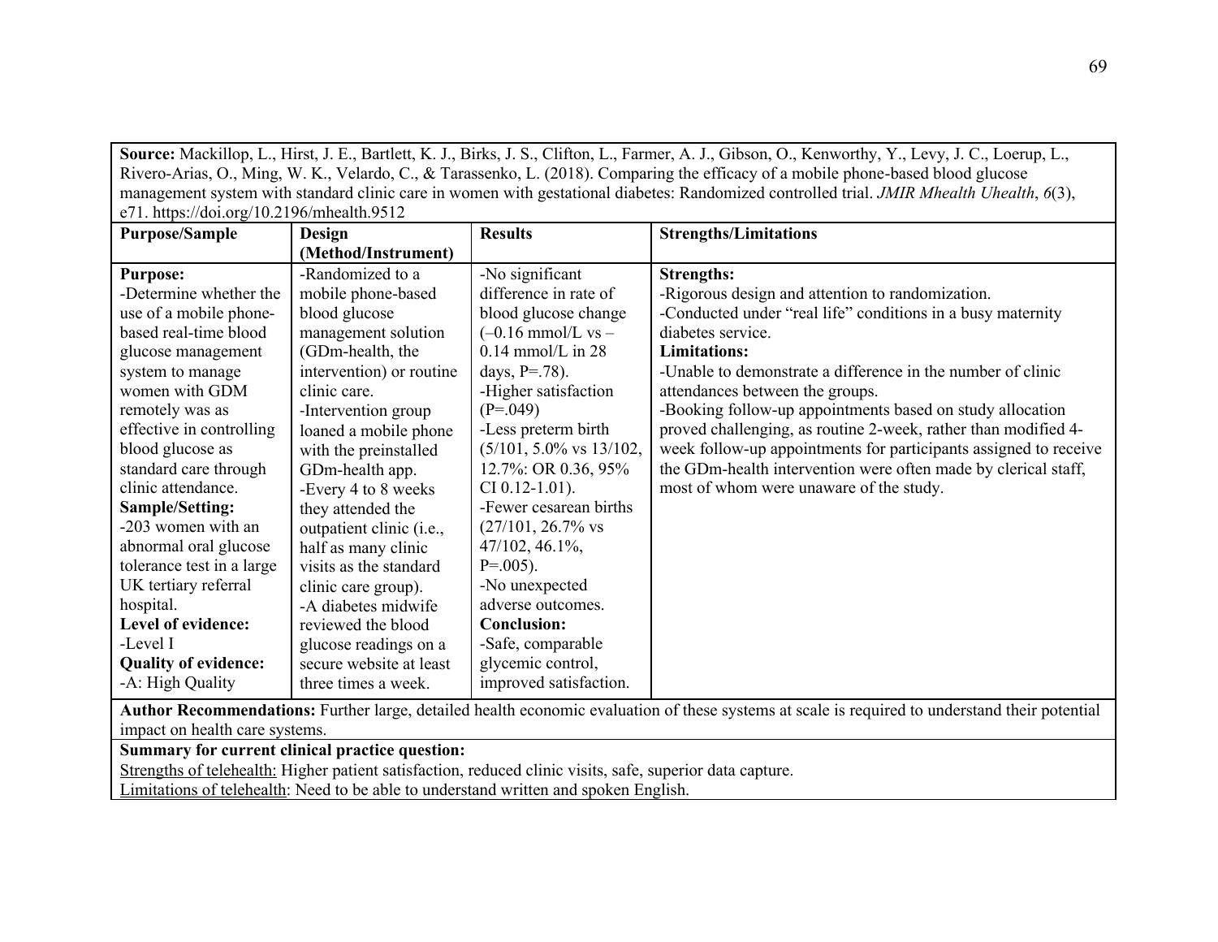**Source:** Mackillop, L., Hirst, J. E., Bartlett, K. J., Birks, J. S., Clifton, L., Farmer, A. J., Gibson, O., Kenworthy, Y., Levy, J. C., Loerup, L., Rivero-Arias, O., Ming, W. K., Velardo, C., & Tarassenko, L. (2018). Comparing the efficacy of a mobile phone-based blood glucose management system with standard clinic care in women with gestational diabetes: Randomized controlled trial. *JMIR Mhealth Uhealth*, *6*(3), e71. https://doi.org/10.2196/mhealth.9512

| Purpose/Sample | Design (Method/Instrument) | Results | Strengths/Limitations |
|---|---|---|---|
| **Purpose:**<br>-Determine whether the use of a mobile phone-based real-time blood glucose management system to manage women with GDM remotely was as effective in controlling blood glucose as standard care through clinic attendance.<br>**Sample/Setting:**<br>-203 women with an abnormal oral glucose tolerance test in a large UK tertiary referral hospital.<br>**Level of evidence:**<br>-Level I<br>**Quality of evidence:**<br>-A: High Quality | -Randomized to a mobile phone-based blood glucose management solution (GDm-health, the intervention) or routine clinic care.<br>-Intervention group loaned a mobile phone with the preinstalled GDm-health app.<br>-Every 4 to 8 weeks they attended the outpatient clinic (i.e., half as many clinic visits as the standard clinic care group).<br>-A diabetes midwife reviewed the blood glucose readings on a secure website at least three times a week. | -No significant difference in rate of blood glucose change (–0.16 mmol/L vs –0.14 mmol/L in 28 days, P=.78).<br>-Higher satisfaction (P=.049)<br>-Less preterm birth (5/101, 5.0% vs 13/102, 12.7%: OR 0.36, 95% CI 0.12-1.01).<br>-Fewer cesarean births (27/101, 26.7% vs 47/102, 46.1%, P=.005).<br>-No unexpected adverse outcomes.<br>**Conclusion:**<br>-Safe, comparable glycemic control, improved satisfaction. | **Strengths:**<br>-Rigorous design and attention to randomization.<br>-Conducted under "real life" conditions in a busy maternity diabetes service.<br>**Limitations:**<br>-Unable to demonstrate a difference in the number of clinic attendances between the groups.<br>-Booking follow-up appointments based on study allocation proved challenging, as routine 2-week, rather than modified 4-week follow-up appointments for participants assigned to receive the GDm-health intervention were often made by clerical staff, most of whom were unaware of the study. |

**Author Recommendations:** Further large, detailed health economic evaluation of these systems at scale is required to understand their potential impact on health care systems.

**Summary for current clinical practice question:**

<u>Strengths of telehealth:</u> Higher patient satisfaction, reduced clinic visits, safe, superior data capture.

<u>Limitations of telehealth</u>: Need to be able to understand written and spoken English.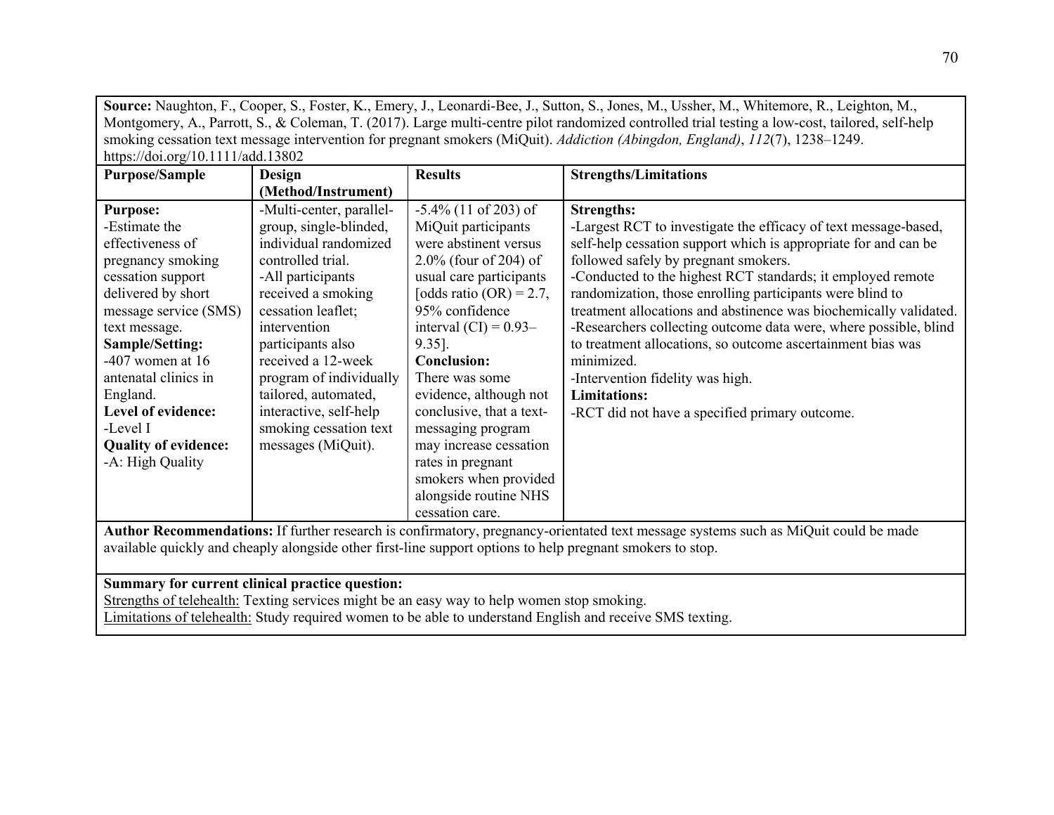**Source:** Naughton, F., Cooper, S., Foster, K., Emery, J., Leonardi-Bee, J., Sutton, S., Jones, M., Ussher, M., Whitemore, R., Leighton, M., Montgomery, A., Parrott, S., & Coleman, T. (2017). Large multi-centre pilot randomized controlled trial testing a low-cost, tailored, self-help smoking cessation text message intervention for pregnant smokers (MiQuit). *Addiction (Abingdon, England)*, *112*(7), 1238–1249. https://doi.org/10.1111/add.13802

| Purpose/Sample | Design (Method/Instrument) | Results | Strengths/Limitations |
|---|---|---|---|
| **Purpose:**<br>-Estimate the effectiveness of pregnancy smoking cessation support delivered by short message service (SMS) text message.<br>**Sample/Setting:**<br>-407 women at 16 antenatal clinics in England.<br>**Level of evidence:**<br>-Level I<br>**Quality of evidence:**<br>-A: High Quality | -Multi-center, parallel-group, single-blinded, individual randomized controlled trial.<br>-All participants received a smoking cessation leaflet; intervention participants also received a 12-week program of individually tailored, automated, interactive, self-help smoking cessation text messages (MiQuit). | -5.4% (11 of 203) of MiQuit participants were abstinent versus 2.0% (four of 204) of usual care participants [odds ratio (OR) = 2.7, 95% confidence interval (CI) = 0.93–9.35].<br>**Conclusion:**<br>There was some evidence, although not conclusive, that a text-messaging program may increase cessation rates in pregnant smokers when provided alongside routine NHS cessation care. | **Strengths:**<br>-Largest RCT to investigate the efficacy of text message-based, self-help cessation support which is appropriate for and can be followed safely by pregnant smokers.<br>-Conducted to the highest RCT standards; it employed remote randomization, those enrolling participants were blind to treatment allocations and abstinence was biochemically validated.<br>-Researchers collecting outcome data were, where possible, blind to treatment allocations, so outcome ascertainment bias was minimized.<br>-Intervention fidelity was high.<br>**Limitations:**<br>-RCT did not have a specified primary outcome. |

**Author Recommendations:** If further research is confirmatory, pregnancy-orientated text message systems such as MiQuit could be made available quickly and cheaply alongside other first-line support options to help pregnant smokers to stop.

**Summary for current clinical practice question:**
Strengths of telehealth: Texting services might be an easy way to help women stop smoking.
Limitations of telehealth: Study required women to be able to understand English and receive SMS texting.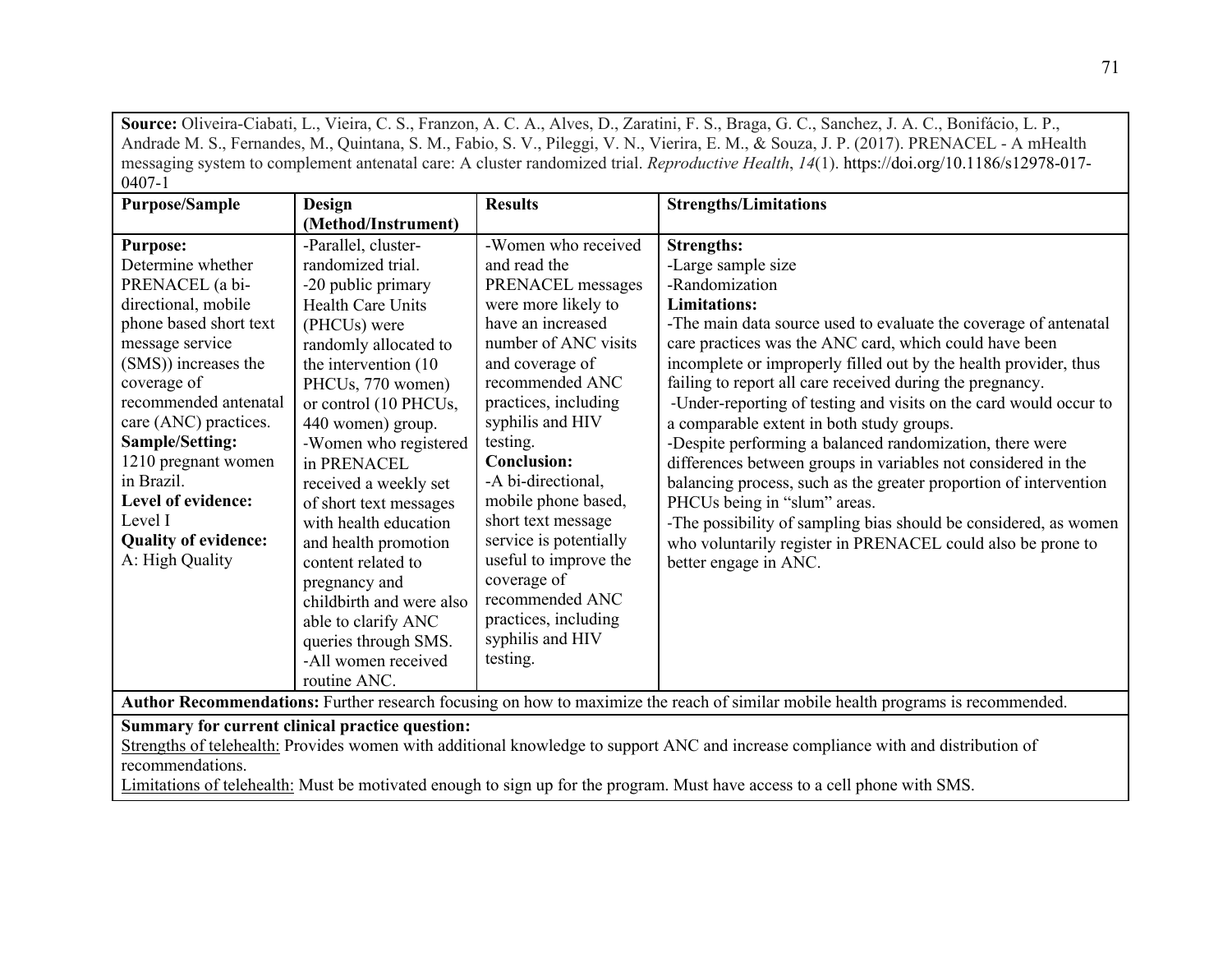**Source:** Oliveira-Ciabati, L., Vieira, C. S., Franzon, A. C. A., Alves, D., Zaratini, F. S., Braga, G. C., Sanchez, J. A. C., Bonifácio, L. P., Andrade M. S., Fernandes, M., Quintana, S. M., Fabio, S. V., Pileggi, V. N., Vierira, E. M., & Souza, J. P. (2017). PRENACEL - A mHealth messaging system to complement antenatal care: A cluster randomized trial. *Reproductive Health*, *14*(1). https://doi.org/10.1186/s12978-017-0407-1

| Purpose/Sample | Design (Method/Instrument) | Results | Strengths/Limitations |
|---|---|---|---|
| **Purpose:**<br>Determine whether PRENACEL (a bi-directional, mobile phone based short text message service (SMS)) increases the coverage of recommended antenatal care (ANC) practices.<br>**Sample/Setting:**<br>1210 pregnant women in Brazil.<br>**Level of evidence:**<br>Level I<br>**Quality of evidence:**<br>A: High Quality | -Parallel, cluster-randomized trial.<br>-20 public primary Health Care Units (PHCUs) were randomly allocated to the intervention (10 PHCUs, 770 women) or control (10 PHCUs, 440 women) group.<br>-Women who registered in PRENACEL received a weekly set of short text messages with health education and health promotion content related to pregnancy and childbirth and were also able to clarify ANC queries through SMS.<br>-All women received routine ANC. | -Women who received and read the PRENACEL messages were more likely to have an increased number of ANC visits and coverage of recommended ANC practices, including syphilis and HIV testing.<br>**Conclusion:**<br>-A bi-directional, mobile phone based, short text message service is potentially useful to improve the coverage of recommended ANC practices, including syphilis and HIV testing. | **Strengths:**<br>-Large sample size<br>-Randomization<br>**Limitations:**<br>-The main data source used to evaluate the coverage of antenatal care practices was the ANC card, which could have been incomplete or improperly filled out by the health provider, thus failing to report all care received during the pregnancy.<br>-Under-reporting of testing and visits on the card would occur to a comparable extent in both study groups.<br>-Despite performing a balanced randomization, there were differences between groups in variables not considered in the balancing process, such as the greater proportion of intervention PHCUs being in "slum" areas.<br>-The possibility of sampling bias should be considered, as women who voluntarily register in PRENACEL could also be prone to better engage in ANC. |

**Author Recommendations:** Further research focusing on how to maximize the reach of similar mobile health programs is recommended.

**Summary for current clinical practice question:**

Strengths of telehealth: Provides women with additional knowledge to support ANC and increase compliance with and distribution of recommendations.

Limitations of telehealth: Must be motivated enough to sign up for the program. Must have access to a cell phone with SMS.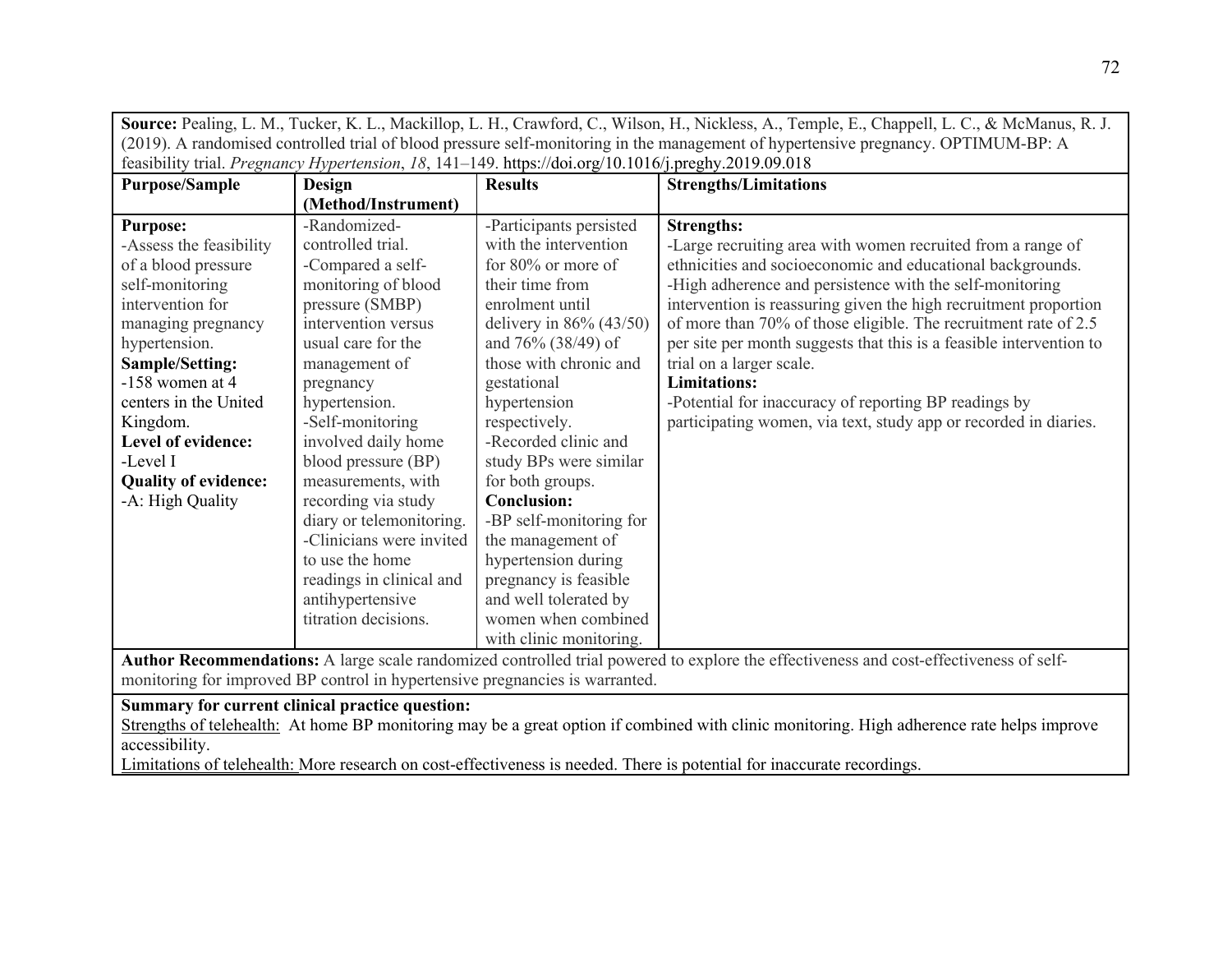**Source:** Pealing, L. M., Tucker, K. L., Mackillop, L. H., Crawford, C., Wilson, H., Nickless, A., Temple, E., Chappell, L. C., & McManus, R. J. (2019). A randomised controlled trial of blood pressure self-monitoring in the management of hypertensive pregnancy. OPTIMUM-BP: A feasibility trial. *Pregnancy Hypertension*, *18*, 141–149. https://doi.org/10.1016/j.preghy.2019.09.018

| Purpose/Sample | Design (Method/Instrument) | Results | Strengths/Limitations |
|---|---|---|---|
| **Purpose:**<br>-Assess the feasibility of a blood pressure self-monitoring intervention for managing pregnancy hypertension.<br>**Sample/Setting:**<br>-158 women at 4 centers in the United Kingdom.<br>**Level of evidence:**<br>-Level I<br>**Quality of evidence:**<br>-A: High Quality | -Randomized-controlled trial.<br>-Compared a self-monitoring of blood pressure (SMBP) intervention versus usual care for the management of pregnancy hypertension.<br>-Self-monitoring involved daily home blood pressure (BP) measurements, with recording via study diary or telemonitoring.<br>-Clinicians were invited to use the home readings in clinical and antihypertensive titration decisions. | -Participants persisted with the intervention for 80% or more of their time from enrolment until delivery in 86% (43/50) and 76% (38/49) of those with chronic and gestational hypertension respectively.<br>-Recorded clinic and study BPs were similar for both groups.<br>**Conclusion:**<br>-BP self-monitoring for the management of hypertension during pregnancy is feasible and well tolerated by women when combined with clinic monitoring. | **Strengths:**<br>-Large recruiting area with women recruited from a range of ethnicities and socioeconomic and educational backgrounds.<br>-High adherence and persistence with the self-monitoring intervention is reassuring given the high recruitment proportion of more than 70% of those eligible. The recruitment rate of 2.5 per site per month suggests that this is a feasible intervention to trial on a larger scale.<br>**Limitations:**<br>-Potential for inaccuracy of reporting BP readings by participating women, via text, study app or recorded in diaries. |

**Author Recommendations:** A large scale randomized controlled trial powered to explore the effectiveness and cost-effectiveness of self-monitoring for improved BP control in hypertensive pregnancies is warranted.

**Summary for current clinical practice question:**

Strengths of telehealth: At home BP monitoring may be a great option if combined with clinic monitoring. High adherence rate helps improve accessibility.

Limitations of telehealth: More research on cost-effectiveness is needed. There is potential for inaccurate recordings.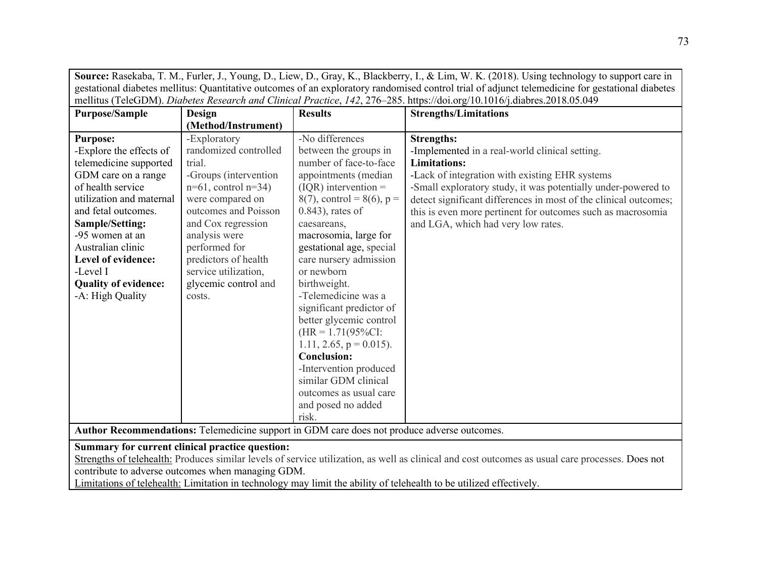| **Source:** Rasekaba, T. M., Furler, J., Young, D., Liew, D., Gray, K., Blackberry, I., & Lim, W. K. (2018). Using technology to support care in gestational diabetes mellitus: Quantitative outcomes of an exploratory randomised control trial of adjunct telemedicine for gestational diabetes mellitus (TeleGDM). *Diabetes Research and Clinical Practice*, *142*, 276–285. https://doi.org/10.1016/j.diabres.2018.05.049 | | | |
|---|---|---|---|
| **Purpose/Sample** | **Design (Method/Instrument)** | **Results** | **Strengths/Limitations** |
| **Purpose:**<br>-Explore the effects of telemedicine supported GDM care on a range of health service utilization and maternal and fetal outcomes.<br>**Sample/Setting:**<br>-95 women at an Australian clinic<br>**Level of evidence:**<br>-Level I<br>**Quality of evidence:**<br>-A: High Quality | -Exploratory randomized controlled trial.<br>-Groups (intervention n=61, control n=34) were compared on outcomes and Poisson and Cox regression analysis were performed for predictors of health service utilization, glycemic control and costs. | -No differences between the groups in number of face-to-face appointments (median (IQR) intervention = 8(7), control = 8(6), p = 0.843), rates of caesareans, macrosomia, large for gestational age, special care nursery admission or newborn birthweight.<br>-Telemedicine was a significant predictor of better glycemic control (HR = 1.71(95%CI: 1.11, 2.65, p = 0.015).<br>**Conclusion:**<br>-Intervention produced similar GDM clinical outcomes as usual care and posed no added risk. | **Strengths:**<br>-Implemented in a real-world clinical setting.<br>**Limitations:**<br>-Lack of integration with existing EHR systems<br>-Small exploratory study, it was potentially under-powered to detect significant differences in most of the clinical outcomes; this is even more pertinent for outcomes such as macrosomia and LGA, which had very low rates. |
| **Author Recommendations:** Telemedicine support in GDM care does not produce adverse outcomes. | | | |
| **Summary for current clinical practice question:**<br>Strengths of telehealth: Produces similar levels of service utilization, as well as clinical and cost outcomes as usual care processes. Does not contribute to adverse outcomes when managing GDM.<br>Limitations of telehealth: Limitation in technology may limit the ability of telehealth to be utilized effectively. | | | |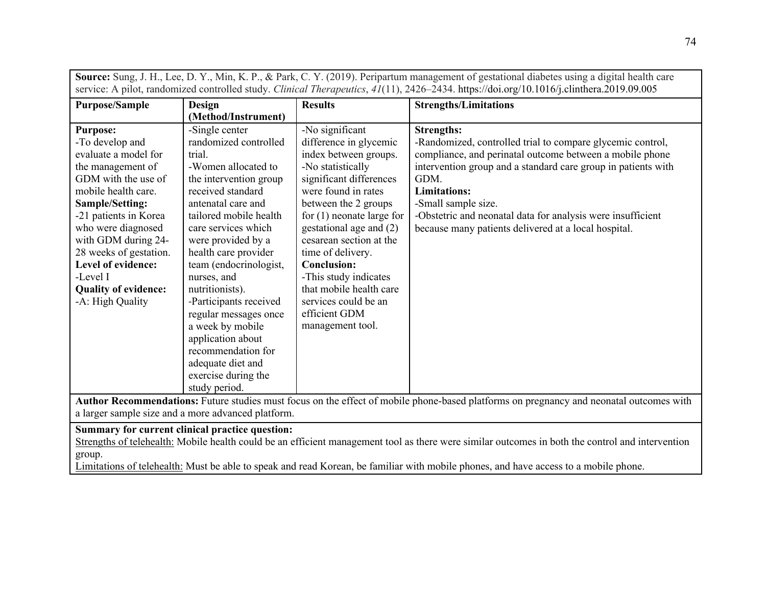**Source:** Sung, J. H., Lee, D. Y., Min, K. P., & Park, C. Y. (2019). Peripartum management of gestational diabetes using a digital health care service: A pilot, randomized controlled study. *Clinical Therapeutics*, *41*(11), 2426–2434. https://doi.org/10.1016/j.clinthera.2019.09.005

| Purpose/Sample | Design (Method/Instrument) | Results | Strengths/Limitations |
|---|---|---|---|
| **Purpose:**<br>-To develop and evaluate a model for the management of GDM with the use of mobile health care.<br>**Sample/Setting:**<br>-21 patients in Korea who were diagnosed with GDM during 24-28 weeks of gestation.<br>**Level of evidence:**<br>-Level I<br>**Quality of evidence:**<br>-A: High Quality | -Single center randomized controlled trial.<br>-Women allocated to the intervention group received standard antenatal care and tailored mobile health care services which were provided by a health care provider team (endocrinologist, nurses, and nutritionists).<br>-Participants received regular messages once a week by mobile application about recommendation for adequate diet and exercise during the study period. | -No significant difference in glycemic index between groups.<br>-No statistically significant differences were found in rates between the 2 groups for (1) neonate large for gestational age and (2) cesarean section at the time of delivery.<br>**Conclusion:**<br>-This study indicates that mobile health care services could be an efficient GDM management tool. | **Strengths:**<br>-Randomized, controlled trial to compare glycemic control, compliance, and perinatal outcome between a mobile phone intervention group and a standard care group in patients with GDM.<br>**Limitations:**<br>-Small sample size.<br>-Obstetric and neonatal data for analysis were insufficient because many patients delivered at a local hospital. |

**Author Recommendations:** Future studies must focus on the effect of mobile phone-based platforms on pregnancy and neonatal outcomes with a larger sample size and a more advanced platform.

**Summary for current clinical practice question:**

Strengths of telehealth: Mobile health could be an efficient management tool as there were similar outcomes in both the control and intervention group.

Limitations of telehealth: Must be able to speak and read Korean, be familiar with mobile phones, and have access to a mobile phone.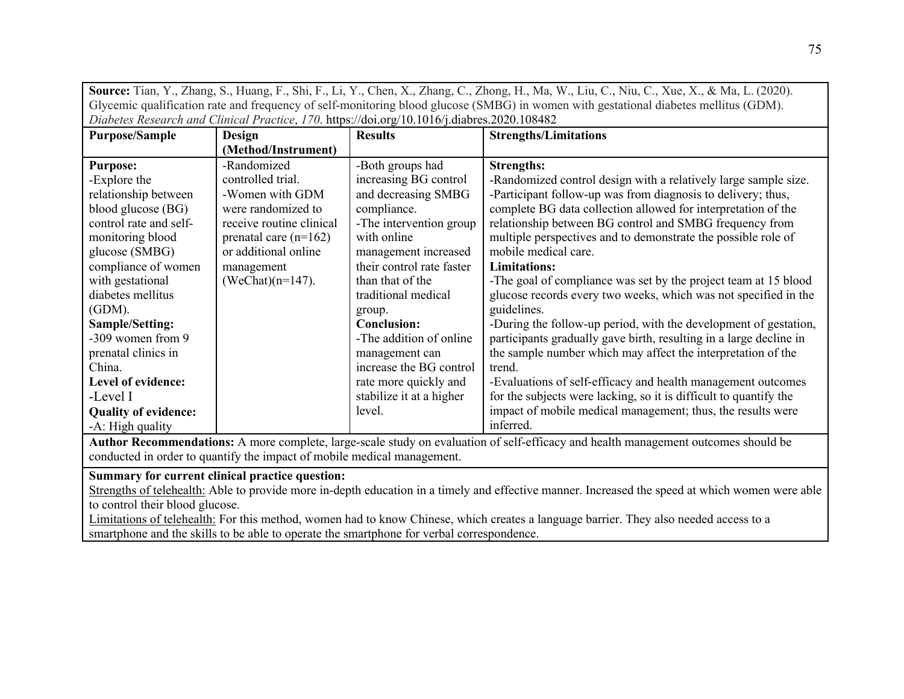**Source:** Tian, Y., Zhang, S., Huang, F., Shi, F., Li, Y., Chen, X., Zhang, C., Zhong, H., Ma, W., Liu, C., Niu, C., Xue, X., & Ma, L. (2020). Glycemic qualification rate and frequency of self-monitoring blood glucose (SMBG) in women with gestational diabetes mellitus (GDM). *Diabetes Research and Clinical Practice*, *170*. https://doi.org/10.1016/j.diabres.2020.108482

| Purpose/Sample | Design (Method/Instrument) | Results | Strengths/Limitations |
|---|---|---|---|
| **Purpose:**<br>-Explore the relationship between blood glucose (BG) control rate and self-monitoring blood glucose (SMBG) compliance of women with gestational diabetes mellitus (GDM).<br>**Sample/Setting:**<br>-309 women from 9 prenatal clinics in China.<br>**Level of evidence:**<br>-Level I<br>**Quality of evidence:**<br>-A: High quality | -Randomized controlled trial.<br>-Women with GDM were randomized to receive routine clinical prenatal care (n=162) or additional online management (WeChat)(n=147). | -Both groups had increasing BG control and decreasing SMBG compliance.<br>-The intervention group with online management increased their control rate faster than that of the traditional medical group.<br>**Conclusion:**<br>-The addition of online management can increase the BG control rate more quickly and stabilize it at a higher level. | **Strengths:**<br>-Randomized control design with a relatively large sample size.<br>-Participant follow-up was from diagnosis to delivery; thus, complete BG data collection allowed for interpretation of the relationship between BG control and SMBG frequency from multiple perspectives and to demonstrate the possible role of mobile medical care.<br>**Limitations:**<br>-The goal of compliance was set by the project team at 15 blood glucose records every two weeks, which was not specified in the guidelines.<br>-During the follow-up period, with the development of gestation, participants gradually gave birth, resulting in a large decline in the sample number which may affect the interpretation of the trend.<br>-Evaluations of self-efficacy and health management outcomes for the subjects were lacking, so it is difficult to quantify the impact of mobile medical management; thus, the results were inferred. |

**Author Recommendations:** A more complete, large-scale study on evaluation of self-efficacy and health management outcomes should be conducted in order to quantify the impact of mobile medical management.

**Summary for current clinical practice question:**
Strengths of telehealth: Able to provide more in-depth education in a timely and effective manner. Increased the speed at which women were able to control their blood glucose.
Limitations of telehealth: For this method, women had to know Chinese, which creates a language barrier. They also needed access to a smartphone and the skills to be able to operate the smartphone for verbal correspondence.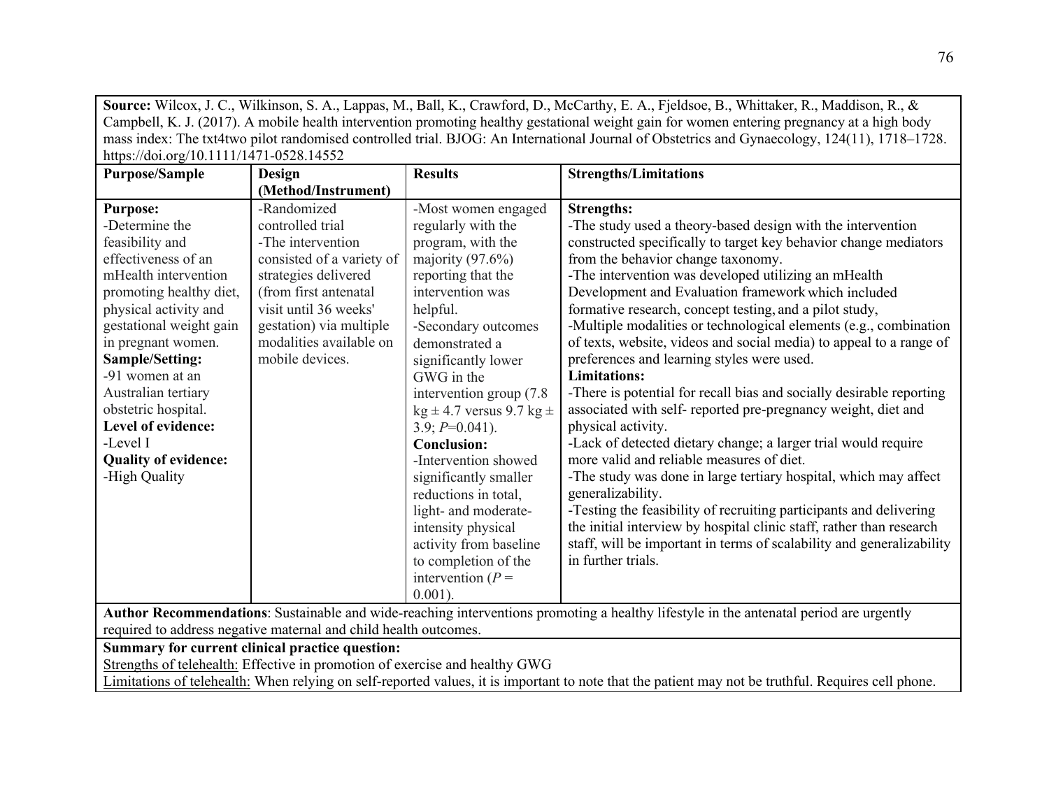**Source:** Wilcox, J. C., Wilkinson, S. A., Lappas, M., Ball, K., Crawford, D., McCarthy, E. A., Fjeldsoe, B., Whittaker, R., Maddison, R., & Campbell, K. J. (2017). A mobile health intervention promoting healthy gestational weight gain for women entering pregnancy at a high body mass index: The txt4two pilot randomised controlled trial. BJOG: An International Journal of Obstetrics and Gynaecology, 124(11), 1718–1728. https://doi.org/10.1111/1471-0528.14552

| Purpose/Sample | Design (Method/Instrument) | Results | Strengths/Limitations |
|---|---|---|---|
| **Purpose:**<br>-Determine the feasibility and effectiveness of an mHealth intervention promoting healthy diet, physical activity and gestational weight gain in pregnant women.<br>**Sample/Setting:**<br>-91 women at an Australian tertiary obstetric hospital.<br>**Level of evidence:**<br>-Level I<br>**Quality of evidence:**<br>-High Quality | -Randomized controlled trial<br>-The intervention consisted of a variety of strategies delivered (from first antenatal visit until 36 weeks' gestation) via multiple modalities available on mobile devices. | -Most women engaged regularly with the program, with the majority (97.6%) reporting that the intervention was helpful.<br>-Secondary outcomes demonstrated a significantly lower GWG in the intervention group (7.8 kg ± 4.7 versus 9.7 kg ± 3.9; *P*=0.041).<br>**Conclusion:**<br>-Intervention showed significantly smaller reductions in total, light- and moderate-intensity physical activity from baseline to completion of the intervention (*P* = 0.001). | **Strengths:**<br>-The study used a theory-based design with the intervention constructed specifically to target key behavior change mediators from the behavior change taxonomy.<br>-The intervention was developed utilizing an mHealth Development and Evaluation framework which included formative research, concept testing, and a pilot study,<br>-Multiple modalities or technological elements (e.g., combination of texts, website, videos and social media) to appeal to a range of preferences and learning styles were used.<br>**Limitations:**<br>-There is potential for recall bias and socially desirable reporting associated with self- reported pre-pregnancy weight, diet and physical activity.<br>-Lack of detected dietary change; a larger trial would require more valid and reliable measures of diet.<br>-The study was done in large tertiary hospital, which may affect generalizability.<br>-Testing the feasibility of recruiting participants and delivering the initial interview by hospital clinic staff, rather than research staff, will be important in terms of scalability and generalizability in further trials. |

**Author Recommendations**: Sustainable and wide-reaching interventions promoting a healthy lifestyle in the antenatal period are urgently required to address negative maternal and child health outcomes.

**Summary for current clinical practice question:**

Strengths of telehealth: Effective in promotion of exercise and healthy GWG

Limitations of telehealth: When relying on self-reported values, it is important to note that the patient may not be truthful. Requires cell phone.